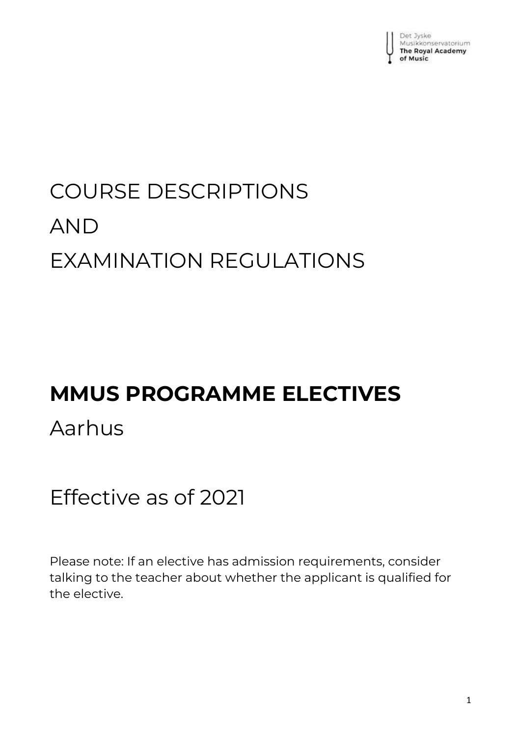Det Jyske Musikkonservatorium
The Royal Academy of Music

# COURSE DESCRIPTIONS AND EXAMINATION REGULATIONS

## MMUS PROGRAMME ELECTIVES

Aarhus

Effective as of 2021

Please note: If an elective has admission requirements, consider talking to the teacher about whether the applicant is qualified for the elective.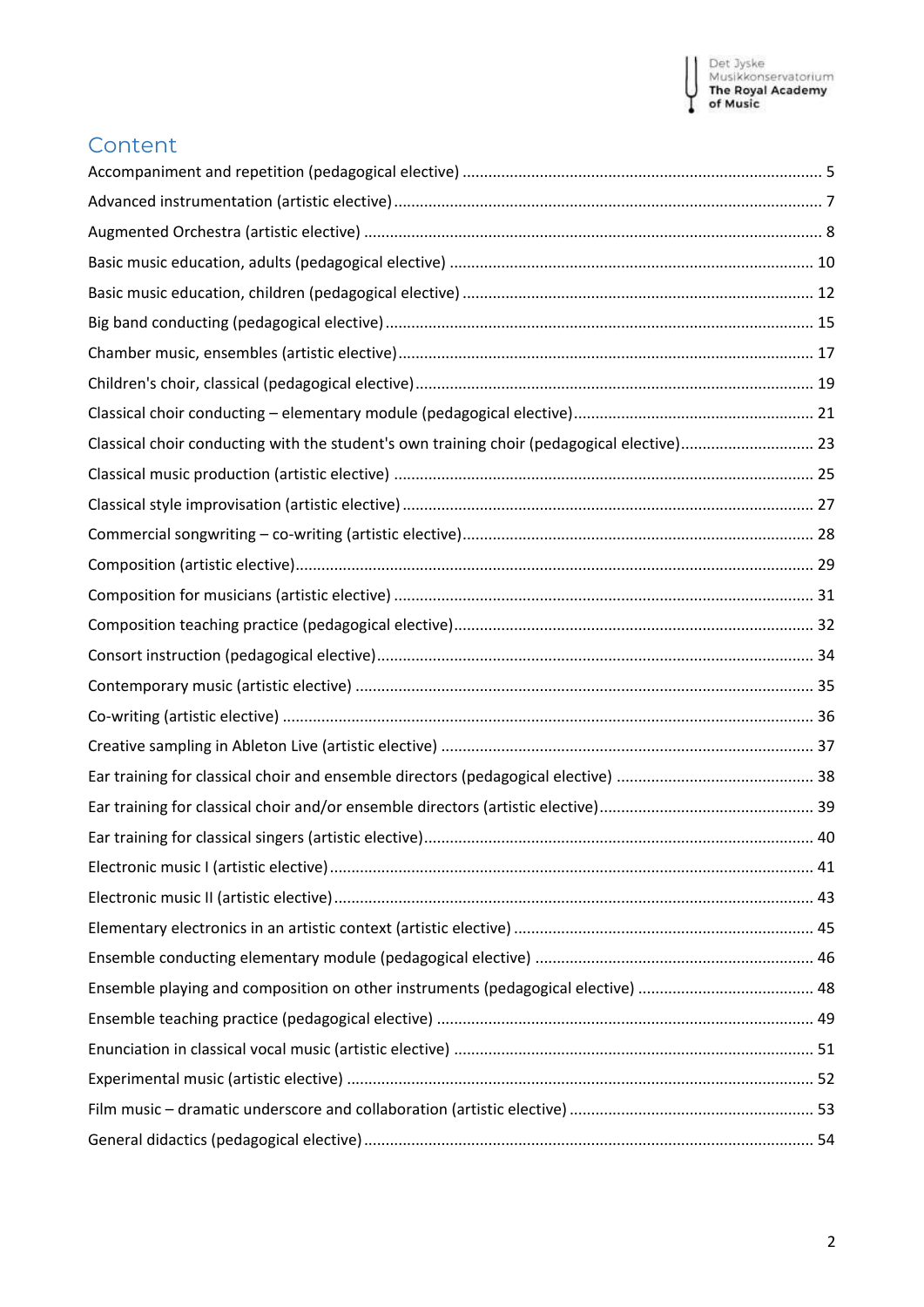# Content

Accompaniment and repetition (pedagogical elective) ........ 5

Advanced instrumentation (artistic elective) ........ 7

Augmented Orchestra (artistic elective) ........ 8

Basic music education, adults (pedagogical elective) ........ 10

Basic music education, children (pedagogical elective) ........ 12

Big band conducting (pedagogical elective) ........ 15

Chamber music, ensembles (artistic elective) ........ 17

Children's choir, classical (pedagogical elective) ........ 19

Classical choir conducting – elementary module (pedagogical elective) ........ 21

Classical choir conducting with the student's own training choir (pedagogical elective) ........ 23

Classical music production (artistic elective) ........ 25

Classical style improvisation (artistic elective) ........ 27

Commercial songwriting – co-writing (artistic elective) ........ 28

Composition (artistic elective) ........ 29

Composition for musicians (artistic elective) ........ 31

Composition teaching practice (pedagogical elective) ........ 32

Consort instruction (pedagogical elective) ........ 34

Contemporary music (artistic elective) ........ 35

Co-writing (artistic elective) ........ 36

Creative sampling in Ableton Live (artistic elective) ........ 37

Ear training for classical choir and ensemble directors (pedagogical elective) ........ 38

Ear training for classical choir and/or ensemble directors (artistic elective) ........ 39

Ear training for classical singers (artistic elective) ........ 40

Electronic music I (artistic elective) ........ 41

Electronic music II (artistic elective) ........ 43

Elementary electronics in an artistic context (artistic elective) ........ 45

Ensemble conducting elementary module (pedagogical elective) ........ 46

Ensemble playing and composition on other instruments (pedagogical elective) ........ 48

Ensemble teaching practice (pedagogical elective) ........ 49

Enunciation in classical vocal music (artistic elective) ........ 51

Experimental music (artistic elective) ........ 52

Film music – dramatic underscore and collaboration (artistic elective) ........ 53

General didactics (pedagogical elective) ........ 54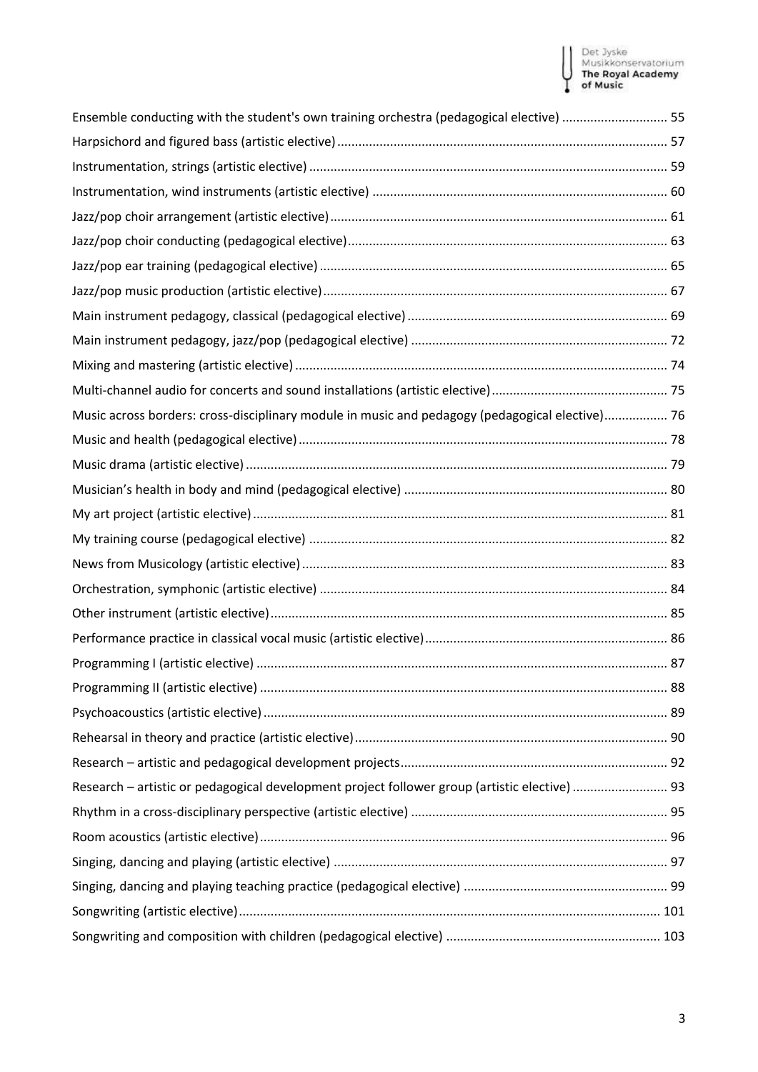Ensemble conducting with the student's own training orchestra (pedagogical elective) .............................. 55
Harpsichord and figured bass (artistic elective) .............................................................................................. 57
Instrumentation, strings (artistic elective) ....................................................................................................... 59
Instrumentation, wind instruments (artistic elective) ..................................................................................... 60
Jazz/pop choir arrangement (artistic elective) ................................................................................................. 61
Jazz/pop choir conducting (pedagogical elective) ............................................................................................ 63
Jazz/pop ear training (pedagogical elective) .................................................................................................... 65
Jazz/pop music production (artistic elective) ................................................................................................... 67
Main instrument pedagogy, classical (pedagogical elective) ............................................................................ 69
Main instrument pedagogy, jazz/pop (pedagogical elective) ........................................................................... 72
Mixing and mastering (artistic elective) ........................................................................................................... 74
Multi-channel audio for concerts and sound installations (artistic elective) ................................................... 75
Music across borders: cross-disciplinary module in music and pedagogy (pedagogical elective) .................. 76
Music and health (pedagogical elective) .......................................................................................................... 78
Music drama (artistic elective) ......................................................................................................................... 79
Musician's health in body and mind (pedagogical elective) ............................................................................ 80
My art project (artistic elective) ....................................................................................................................... 81
My training course (pedagogical elective) ....................................................................................................... 82
News from Musicology (artistic elective) ......................................................................................................... 83
Orchestration, symphonic (artistic elective) ..................................................................................................... 84
Other instrument (artistic elective) .................................................................................................................. 85
Performance practice in classical vocal music (artistic elective) ..................................................................... 86
Programming I (artistic elective) ...................................................................................................................... 87
Programming II (artistic elective) ..................................................................................................................... 88
Psychoacoustics (artistic elective) .................................................................................................................... 89
Rehearsal in theory and practice (artistic elective) .......................................................................................... 90
Research – artistic and pedagogical development projects ............................................................................. 92
Research – artistic or pedagogical development project follower group (artistic elective) ........................... 93
Rhythm in a cross-disciplinary perspective (artistic elective) .......................................................................... 95
Room acoustics (artistic elective) ..................................................................................................................... 96
Singing, dancing and playing (artistic elective) ............................................................................................... 97
Singing, dancing and playing teaching practice (pedagogical elective) ........................................................... 99
Songwriting (artistic elective) ........................................................................................................................ 101
Songwriting and composition with children (pedagogical elective) .............................................................. 103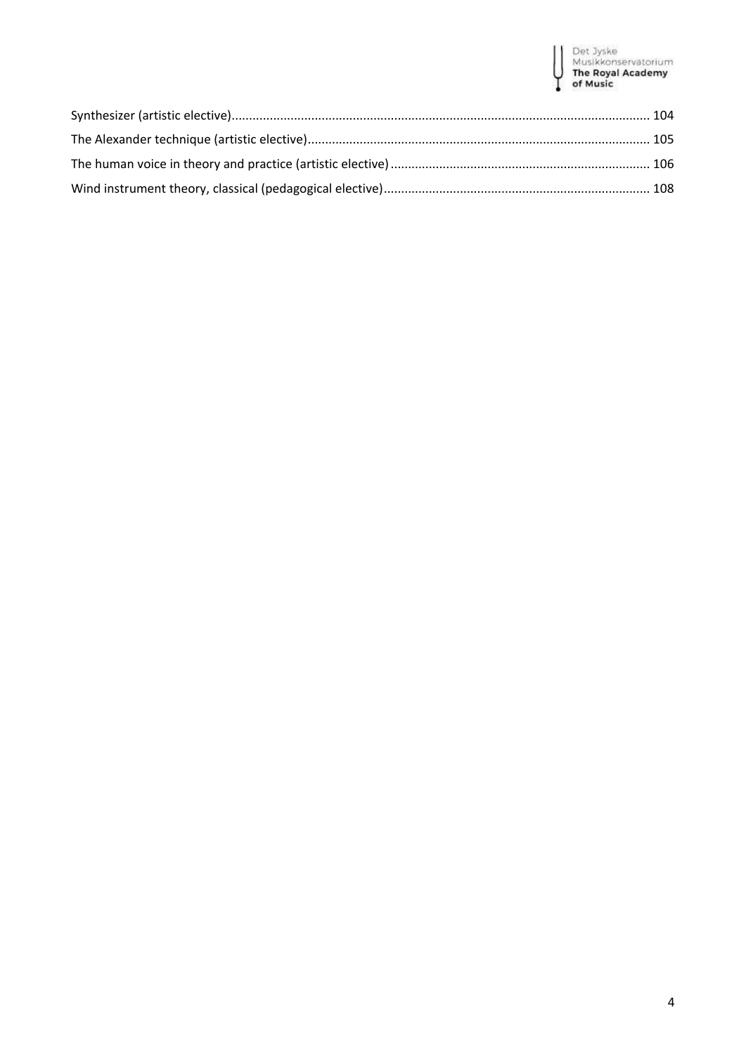Synthesizer (artistic elective) ........................................................................................................................ 104

The Alexander technique (artistic elective) .................................................................................................. 105

The human voice in theory and practice (artistic elective) .......................................................................... 106

Wind instrument theory, classical (pedagogical elective) ............................................................................ 108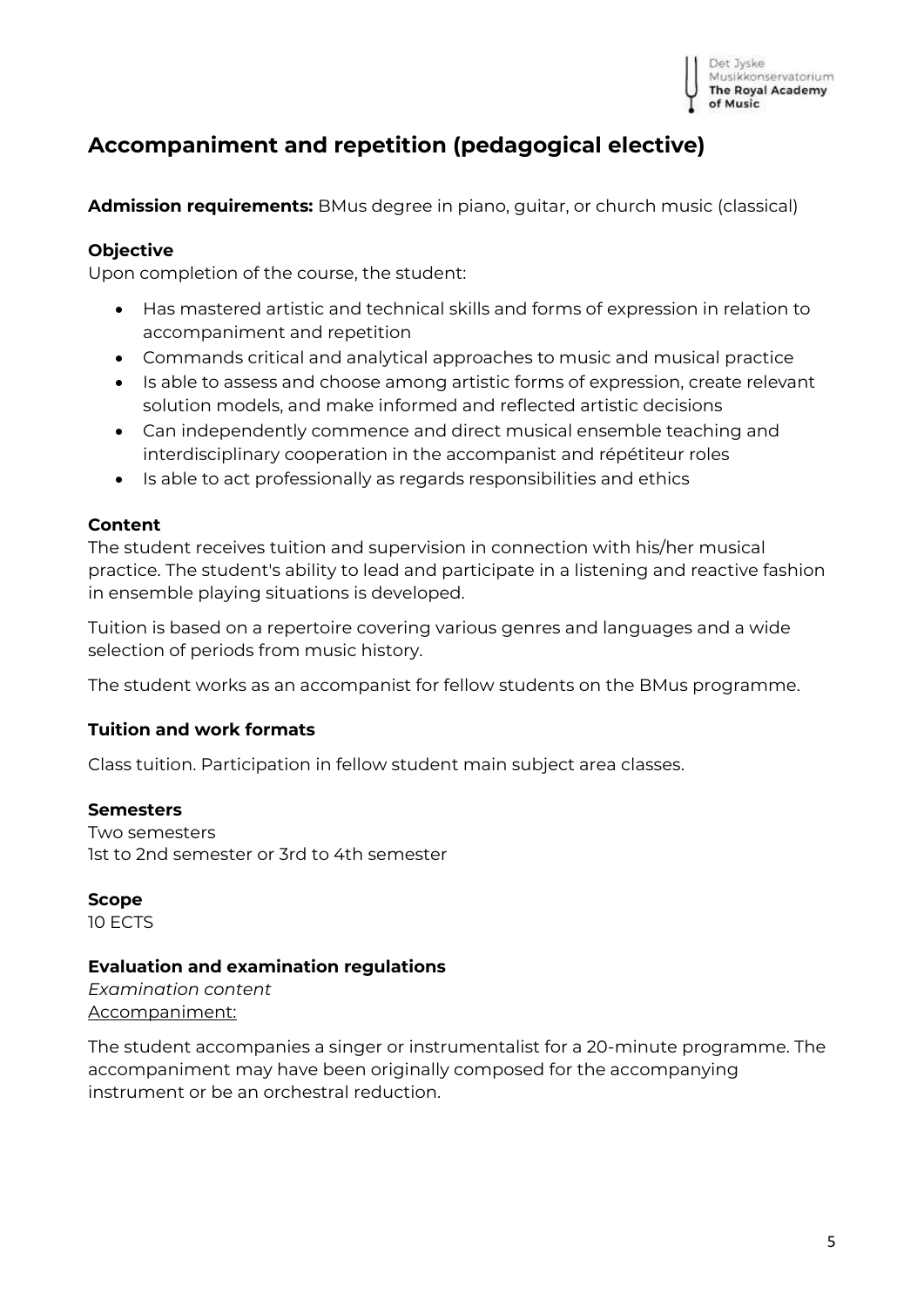## Accompaniment and repetition (pedagogical elective)

**Admission requirements:** BMus degree in piano, guitar, or church music (classical)

**Objective**

Upon completion of the course, the student:

- Has mastered artistic and technical skills and forms of expression in relation to accompaniment and repetition
- Commands critical and analytical approaches to music and musical practice
- Is able to assess and choose among artistic forms of expression, create relevant solution models, and make informed and reflected artistic decisions
- Can independently commence and direct musical ensemble teaching and interdisciplinary cooperation in the accompanist and répétiteur roles
- Is able to act professionally as regards responsibilities and ethics

**Content**

The student receives tuition and supervision in connection with his/her musical practice. The student's ability to lead and participate in a listening and reactive fashion in ensemble playing situations is developed.

Tuition is based on a repertoire covering various genres and languages and a wide selection of periods from music history.

The student works as an accompanist for fellow students on the BMus programme.

**Tuition and work formats**

Class tuition. Participation in fellow student main subject area classes.

**Semesters**

Two semesters
1st to 2nd semester or 3rd to 4th semester

**Scope**

10 ECTS

**Evaluation and examination regulations**

*Examination content*

<u>Accompaniment:</u>

The student accompanies a singer or instrumentalist for a 20-minute programme. The accompaniment may have been originally composed for the accompanying instrument or be an orchestral reduction.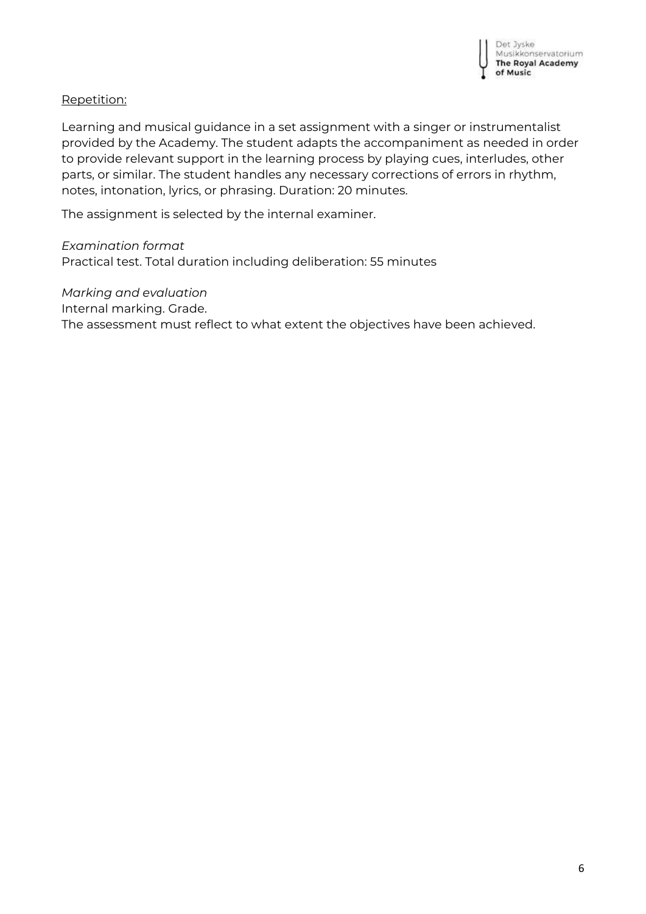<u>Repetition:</u>

Learning and musical guidance in a set assignment with a singer or instrumentalist provided by the Academy. The student adapts the accompaniment as needed in order to provide relevant support in the learning process by playing cues, interludes, other parts, or similar. The student handles any necessary corrections of errors in rhythm, notes, intonation, lyrics, or phrasing. Duration: 20 minutes.

The assignment is selected by the internal examiner.

*Examination format*
Practical test. Total duration including deliberation: 55 minutes

*Marking and evaluation*
Internal marking. Grade.
The assessment must reflect to what extent the objectives have been achieved.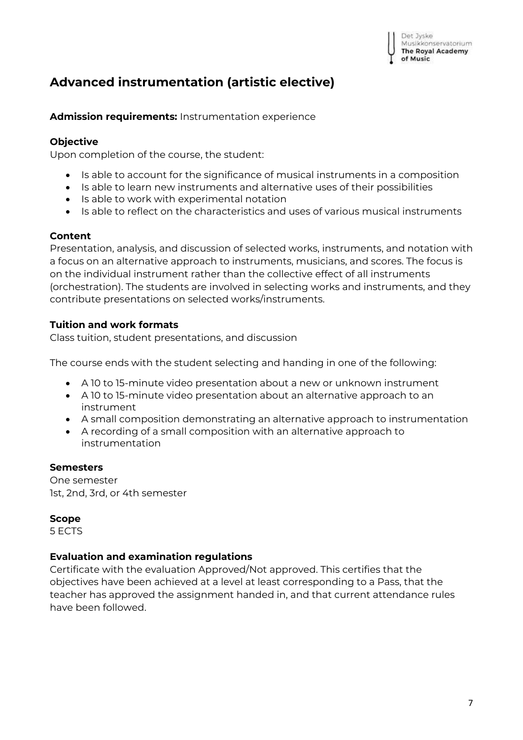# Advanced instrumentation (artistic elective)

**Admission requirements:** Instrumentation experience

**Objective**

Upon completion of the course, the student:

- Is able to account for the significance of musical instruments in a composition
- Is able to learn new instruments and alternative uses of their possibilities
- Is able to work with experimental notation
- Is able to reflect on the characteristics and uses of various musical instruments

**Content**

Presentation, analysis, and discussion of selected works, instruments, and notation with a focus on an alternative approach to instruments, musicians, and scores. The focus is on the individual instrument rather than the collective effect of all instruments (orchestration). The students are involved in selecting works and instruments, and they contribute presentations on selected works/instruments.

**Tuition and work formats**

Class tuition, student presentations, and discussion

The course ends with the student selecting and handing in one of the following:

- A 10 to 15-minute video presentation about a new or unknown instrument
- A 10 to 15-minute video presentation about an alternative approach to an instrument
- A small composition demonstrating an alternative approach to instrumentation
- A recording of a small composition with an alternative approach to instrumentation

**Semesters**

One semester
1st, 2nd, 3rd, or 4th semester

**Scope**

5 ECTS

**Evaluation and examination regulations**

Certificate with the evaluation Approved/Not approved. This certifies that the objectives have been achieved at a level at least corresponding to a Pass, that the teacher has approved the assignment handed in, and that current attendance rules have been followed.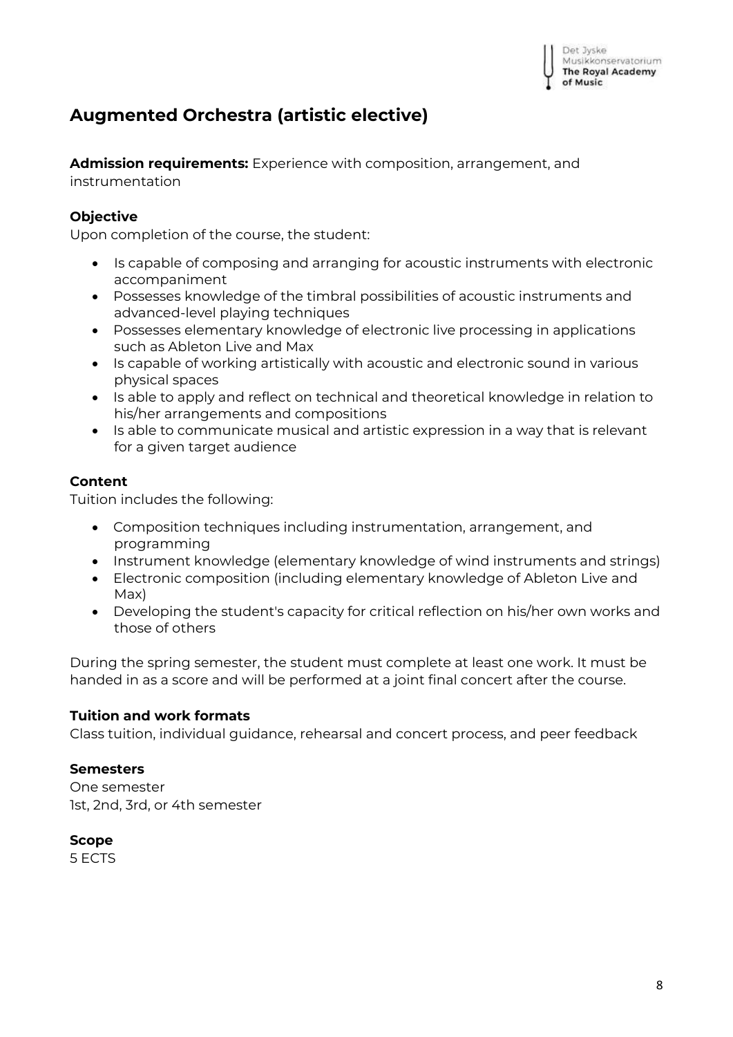# Augmented Orchestra (artistic elective)

**Admission requirements:** Experience with composition, arrangement, and instrumentation

### Objective

Upon completion of the course, the student:

- Is capable of composing and arranging for acoustic instruments with electronic accompaniment
- Possesses knowledge of the timbral possibilities of acoustic instruments and advanced-level playing techniques
- Possesses elementary knowledge of electronic live processing in applications such as Ableton Live and Max
- Is capable of working artistically with acoustic and electronic sound in various physical spaces
- Is able to apply and reflect on technical and theoretical knowledge in relation to his/her arrangements and compositions
- Is able to communicate musical and artistic expression in a way that is relevant for a given target audience

### Content

Tuition includes the following:

- Composition techniques including instrumentation, arrangement, and programming
- Instrument knowledge (elementary knowledge of wind instruments and strings)
- Electronic composition (including elementary knowledge of Ableton Live and Max)
- Developing the student's capacity for critical reflection on his/her own works and those of others

During the spring semester, the student must complete at least one work. It must be handed in as a score and will be performed at a joint final concert after the course.

### Tuition and work formats

Class tuition, individual guidance, rehearsal and concert process, and peer feedback

### Semesters

One semester
1st, 2nd, 3rd, or 4th semester

### Scope

5 ECTS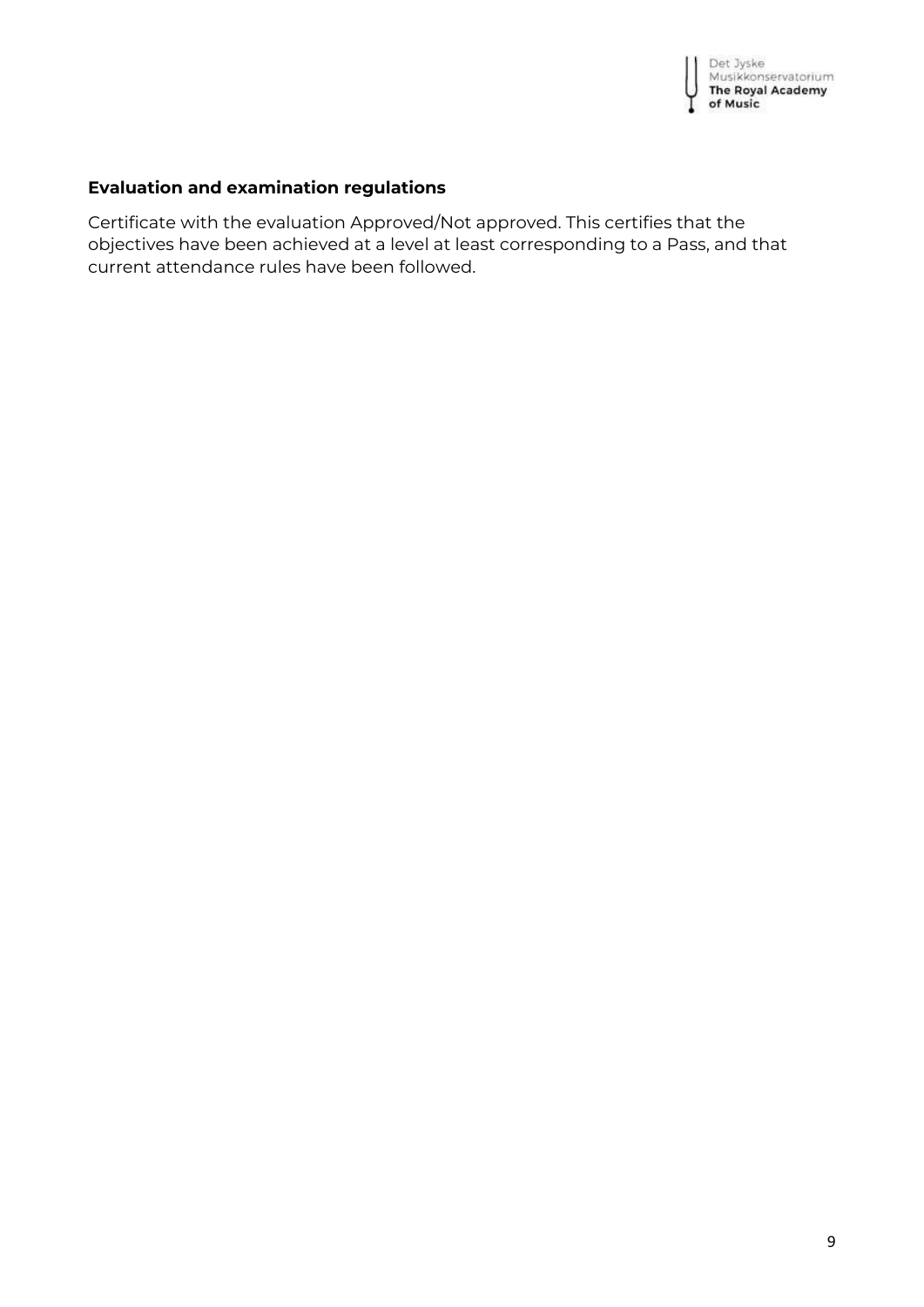**Evaluation and examination regulations**

Certificate with the evaluation Approved/Not approved. This certifies that the objectives have been achieved at a level at least corresponding to a Pass, and that current attendance rules have been followed.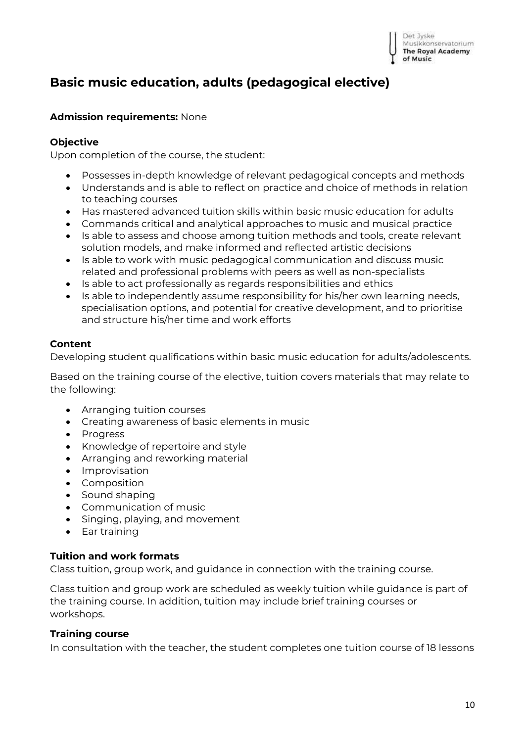# Basic music education, adults (pedagogical elective)

**Admission requirements:** None

**Objective**

Upon completion of the course, the student:

- Possesses in-depth knowledge of relevant pedagogical concepts and methods
- Understands and is able to reflect on practice and choice of methods in relation to teaching courses
- Has mastered advanced tuition skills within basic music education for adults
- Commands critical and analytical approaches to music and musical practice
- Is able to assess and choose among tuition methods and tools, create relevant solution models, and make informed and reflected artistic decisions
- Is able to work with music pedagogical communication and discuss music related and professional problems with peers as well as non-specialists
- Is able to act professionally as regards responsibilities and ethics
- Is able to independently assume responsibility for his/her own learning needs, specialisation options, and potential for creative development, and to prioritise and structure his/her time and work efforts

**Content**

Developing student qualifications within basic music education for adults/adolescents.

Based on the training course of the elective, tuition covers materials that may relate to the following:

- Arranging tuition courses
- Creating awareness of basic elements in music
- Progress
- Knowledge of repertoire and style
- Arranging and reworking material
- Improvisation
- Composition
- Sound shaping
- Communication of music
- Singing, playing, and movement
- Ear training

**Tuition and work formats**

Class tuition, group work, and guidance in connection with the training course.

Class tuition and group work are scheduled as weekly tuition while guidance is part of the training course. In addition, tuition may include brief training courses or workshops.

**Training course**

In consultation with the teacher, the student completes one tuition course of 18 lessons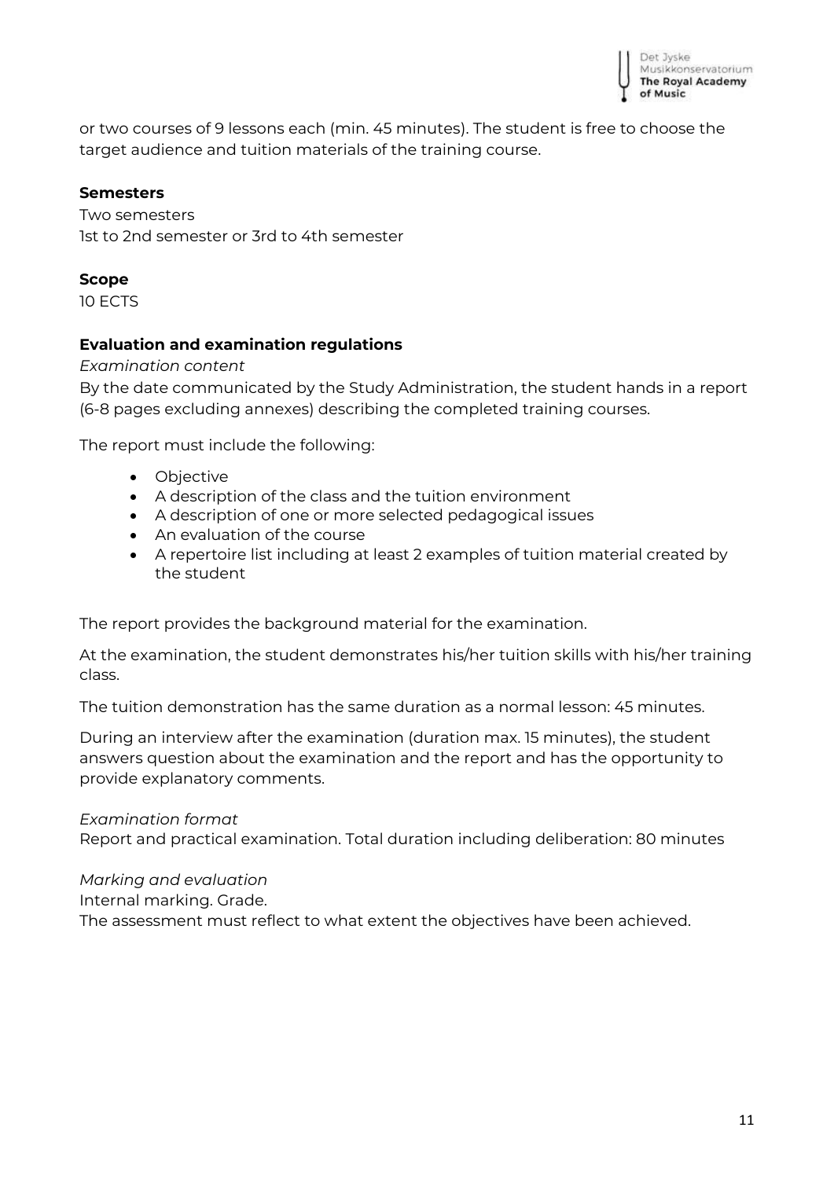or two courses of 9 lessons each (min. 45 minutes). The student is free to choose the target audience and tuition materials of the training course.

**Semesters**

Two semesters
1st to 2nd semester or 3rd to 4th semester

**Scope**

10 ECTS

**Evaluation and examination regulations**

*Examination content*

By the date communicated by the Study Administration, the student hands in a report (6-8 pages excluding annexes) describing the completed training courses.

The report must include the following:

- Objective
- A description of the class and the tuition environment
- A description of one or more selected pedagogical issues
- An evaluation of the course
- A repertoire list including at least 2 examples of tuition material created by the student

The report provides the background material for the examination.

At the examination, the student demonstrates his/her tuition skills with his/her training class.

The tuition demonstration has the same duration as a normal lesson: 45 minutes.

During an interview after the examination (duration max. 15 minutes), the student answers question about the examination and the report and has the opportunity to provide explanatory comments.

*Examination format*

Report and practical examination. Total duration including deliberation: 80 minutes

*Marking and evaluation*

Internal marking. Grade.
The assessment must reflect to what extent the objectives have been achieved.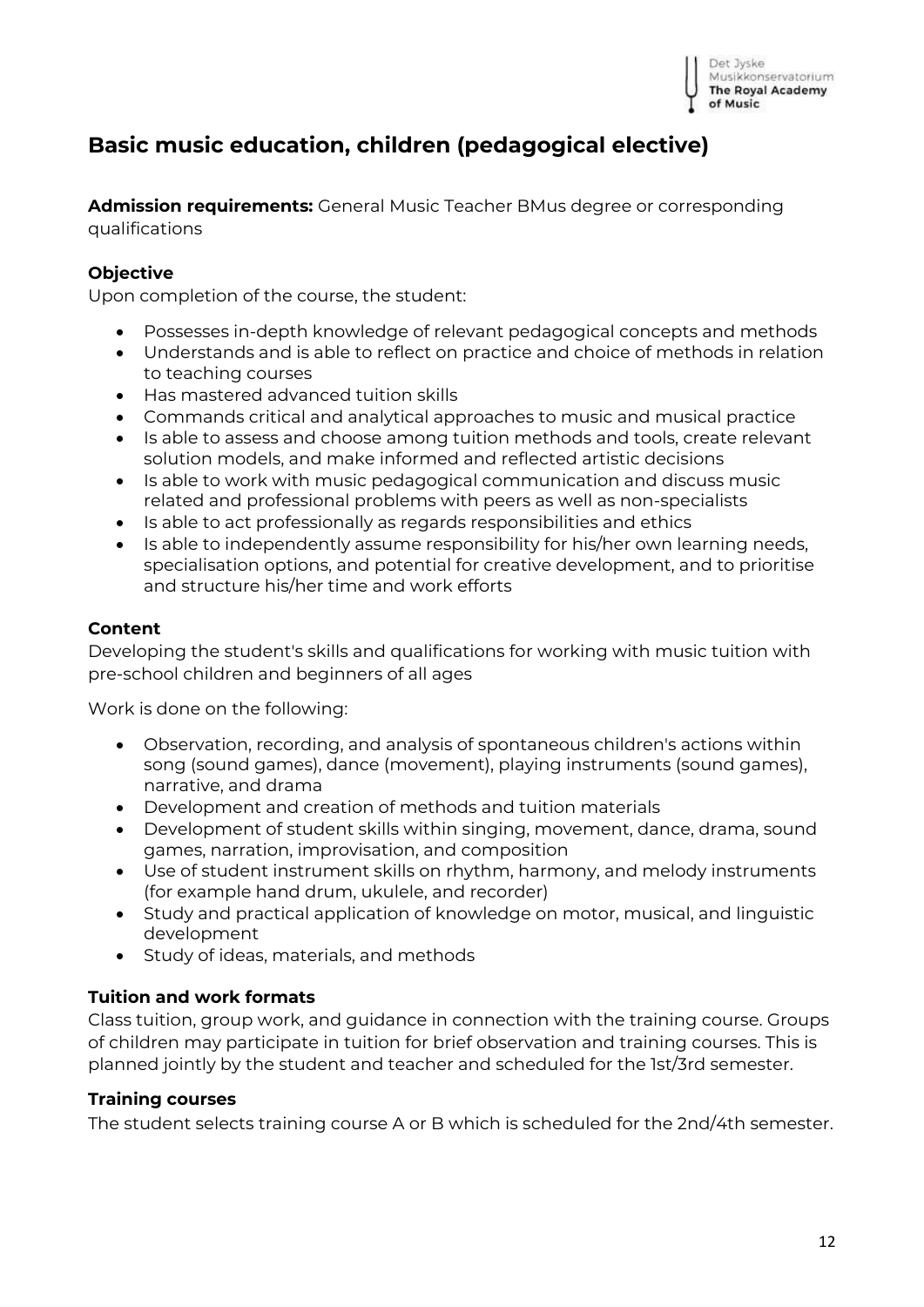## Basic music education, children (pedagogical elective)

**Admission requirements:** General Music Teacher BMus degree or corresponding qualifications

### Objective

Upon completion of the course, the student:

- Possesses in-depth knowledge of relevant pedagogical concepts and methods
- Understands and is able to reflect on practice and choice of methods in relation to teaching courses
- Has mastered advanced tuition skills
- Commands critical and analytical approaches to music and musical practice
- Is able to assess and choose among tuition methods and tools, create relevant solution models, and make informed and reflected artistic decisions
- Is able to work with music pedagogical communication and discuss music related and professional problems with peers as well as non-specialists
- Is able to act professionally as regards responsibilities and ethics
- Is able to independently assume responsibility for his/her own learning needs, specialisation options, and potential for creative development, and to prioritise and structure his/her time and work efforts

### Content

Developing the student's skills and qualifications for working with music tuition with pre-school children and beginners of all ages

Work is done on the following:

- Observation, recording, and analysis of spontaneous children's actions within song (sound games), dance (movement), playing instruments (sound games), narrative, and drama
- Development and creation of methods and tuition materials
- Development of student skills within singing, movement, dance, drama, sound games, narration, improvisation, and composition
- Use of student instrument skills on rhythm, harmony, and melody instruments (for example hand drum, ukulele, and recorder)
- Study and practical application of knowledge on motor, musical, and linguistic development
- Study of ideas, materials, and methods

### Tuition and work formats

Class tuition, group work, and guidance in connection with the training course. Groups of children may participate in tuition for brief observation and training courses. This is planned jointly by the student and teacher and scheduled for the 1st/3rd semester.

### Training courses

The student selects training course A or B which is scheduled for the 2nd/4th semester.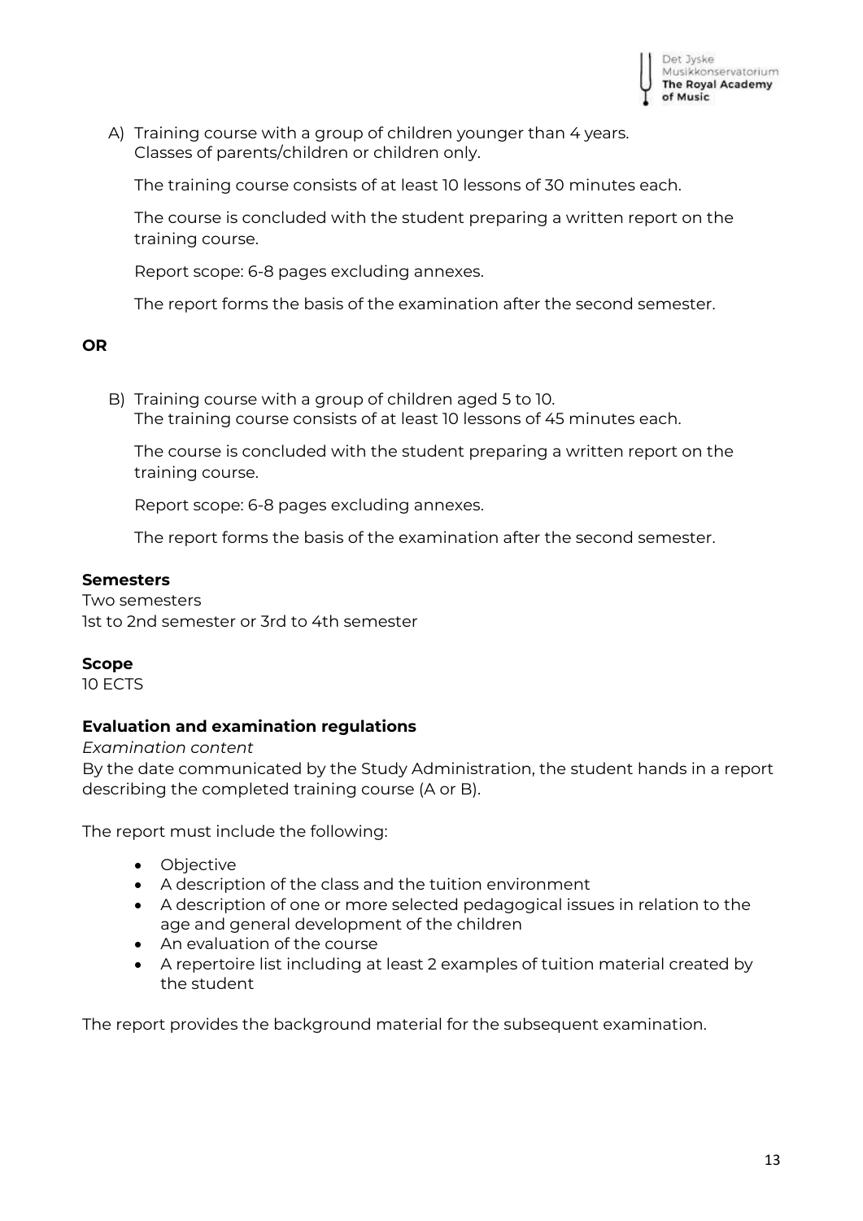A) Training course with a group of children younger than 4 years.
   Classes of parents/children or children only.

   The training course consists of at least 10 lessons of 30 minutes each.

   The course is concluded with the student preparing a written report on the training course.

   Report scope: 6-8 pages excluding annexes.

   The report forms the basis of the examination after the second semester.

**OR**

B) Training course with a group of children aged 5 to 10.
   The training course consists of at least 10 lessons of 45 minutes each.

   The course is concluded with the student preparing a written report on the training course.

   Report scope: 6-8 pages excluding annexes.

   The report forms the basis of the examination after the second semester.

**Semesters**

Two semesters
1st to 2nd semester or 3rd to 4th semester

**Scope**

10 ECTS

**Evaluation and examination regulations**

*Examination content*

By the date communicated by the Study Administration, the student hands in a report describing the completed training course (A or B).

The report must include the following:

- Objective
- A description of the class and the tuition environment
- A description of one or more selected pedagogical issues in relation to the age and general development of the children
- An evaluation of the course
- A repertoire list including at least 2 examples of tuition material created by the student

The report provides the background material for the subsequent examination.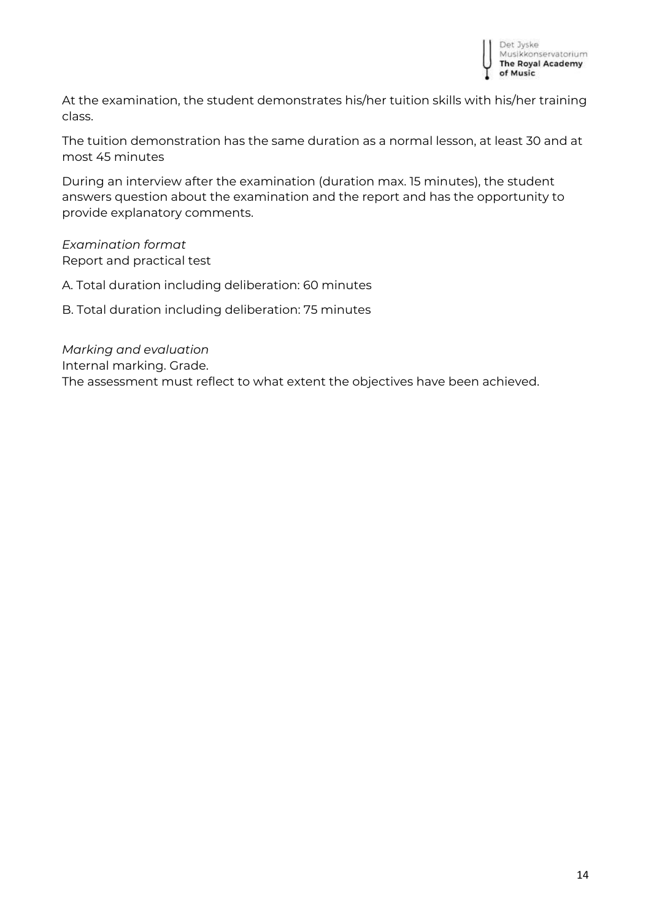At the examination, the student demonstrates his/her tuition skills with his/her training class.

The tuition demonstration has the same duration as a normal lesson, at least 30 and at most 45 minutes

During an interview after the examination (duration max. 15 minutes), the student answers question about the examination and the report and has the opportunity to provide explanatory comments.

*Examination format*
Report and practical test

A. Total duration including deliberation: 60 minutes

B. Total duration including deliberation: 75 minutes

*Marking and evaluation*
Internal marking. Grade.
The assessment must reflect to what extent the objectives have been achieved.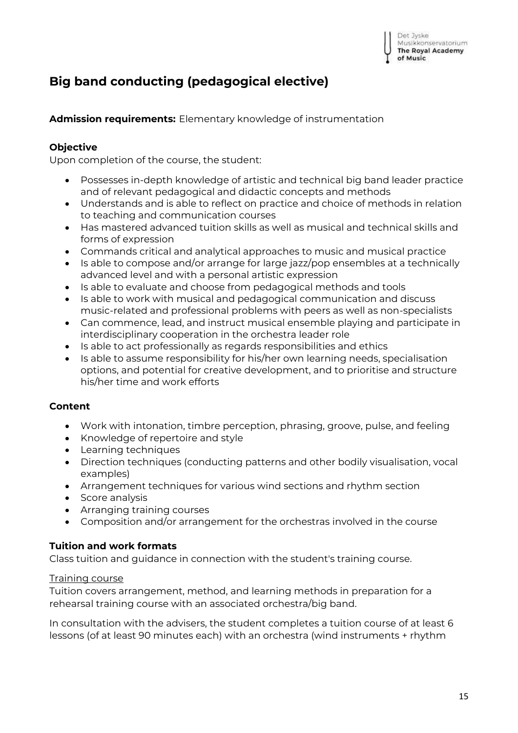# Big band conducting (pedagogical elective)

**Admission requirements:** Elementary knowledge of instrumentation

**Objective**

Upon completion of the course, the student:

- Possesses in-depth knowledge of artistic and technical big band leader practice and of relevant pedagogical and didactic concepts and methods
- Understands and is able to reflect on practice and choice of methods in relation to teaching and communication courses
- Has mastered advanced tuition skills as well as musical and technical skills and forms of expression
- Commands critical and analytical approaches to music and musical practice
- Is able to compose and/or arrange for large jazz/pop ensembles at a technically advanced level and with a personal artistic expression
- Is able to evaluate and choose from pedagogical methods and tools
- Is able to work with musical and pedagogical communication and discuss music-related and professional problems with peers as well as non-specialists
- Can commence, lead, and instruct musical ensemble playing and participate in interdisciplinary cooperation in the orchestra leader role
- Is able to act professionally as regards responsibilities and ethics
- Is able to assume responsibility for his/her own learning needs, specialisation options, and potential for creative development, and to prioritise and structure his/her time and work efforts

**Content**

- Work with intonation, timbre perception, phrasing, groove, pulse, and feeling
- Knowledge of repertoire and style
- Learning techniques
- Direction techniques (conducting patterns and other bodily visualisation, vocal examples)
- Arrangement techniques for various wind sections and rhythm section
- Score analysis
- Arranging training courses
- Composition and/or arrangement for the orchestras involved in the course

**Tuition and work formats**

Class tuition and guidance in connection with the student's training course.

Training course

Tuition covers arrangement, method, and learning methods in preparation for a rehearsal training course with an associated orchestra/big band.

In consultation with the advisers, the student completes a tuition course of at least 6 lessons (of at least 90 minutes each) with an orchestra (wind instruments + rhythm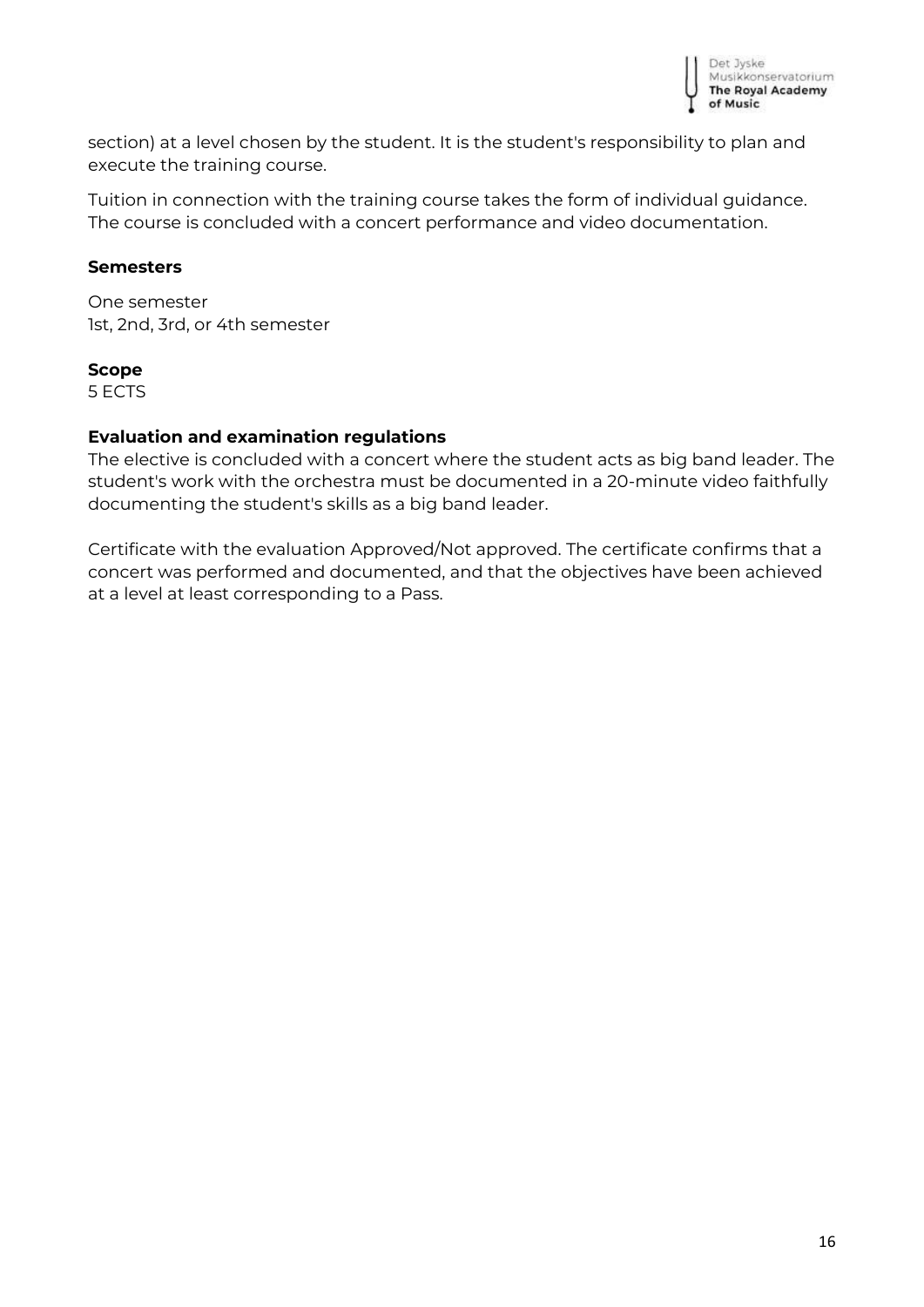section) at a level chosen by the student. It is the student's responsibility to plan and execute the training course.

Tuition in connection with the training course takes the form of individual guidance. The course is concluded with a concert performance and video documentation.

**Semesters**

One semester
1st, 2nd, 3rd, or 4th semester

**Scope**
5 ECTS

**Evaluation and examination regulations**
The elective is concluded with a concert where the student acts as big band leader. The student's work with the orchestra must be documented in a 20-minute video faithfully documenting the student's skills as a big band leader.

Certificate with the evaluation Approved/Not approved. The certificate confirms that a concert was performed and documented, and that the objectives have been achieved at a level at least corresponding to a Pass.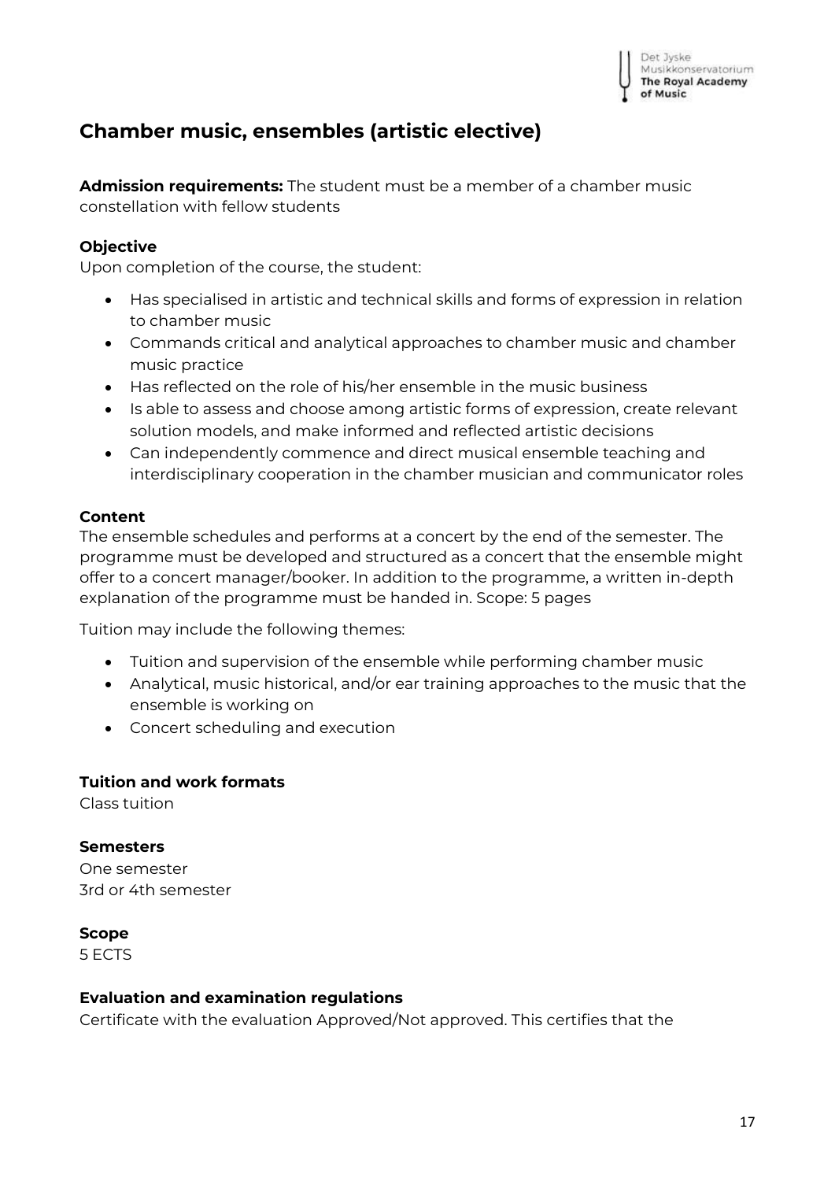## Chamber music, ensembles (artistic elective)

**Admission requirements:** The student must be a member of a chamber music constellation with fellow students

**Objective**

Upon completion of the course, the student:

- Has specialised in artistic and technical skills and forms of expression in relation to chamber music
- Commands critical and analytical approaches to chamber music and chamber music practice
- Has reflected on the role of his/her ensemble in the music business
- Is able to assess and choose among artistic forms of expression, create relevant solution models, and make informed and reflected artistic decisions
- Can independently commence and direct musical ensemble teaching and interdisciplinary cooperation in the chamber musician and communicator roles

**Content**

The ensemble schedules and performs at a concert by the end of the semester. The programme must be developed and structured as a concert that the ensemble might offer to a concert manager/booker. In addition to the programme, a written in-depth explanation of the programme must be handed in. Scope: 5 pages

Tuition may include the following themes:

- Tuition and supervision of the ensemble while performing chamber music
- Analytical, music historical, and/or ear training approaches to the music that the ensemble is working on
- Concert scheduling and execution

**Tuition and work formats**

Class tuition

**Semesters**

One semester
3rd or 4th semester

**Scope**

5 ECTS

**Evaluation and examination regulations**

Certificate with the evaluation Approved/Not approved. This certifies that the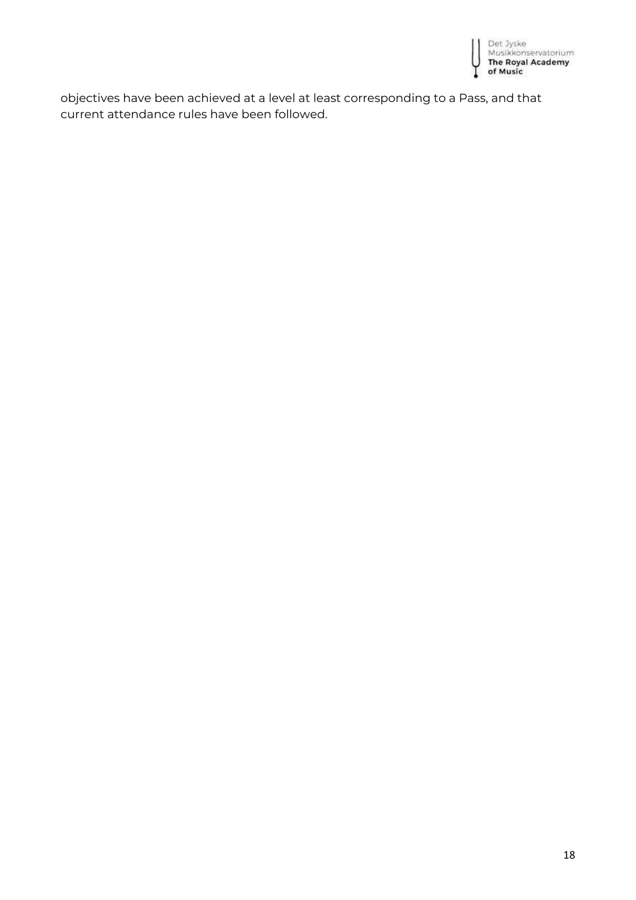objectives have been achieved at a level at least corresponding to a Pass, and that current attendance rules have been followed.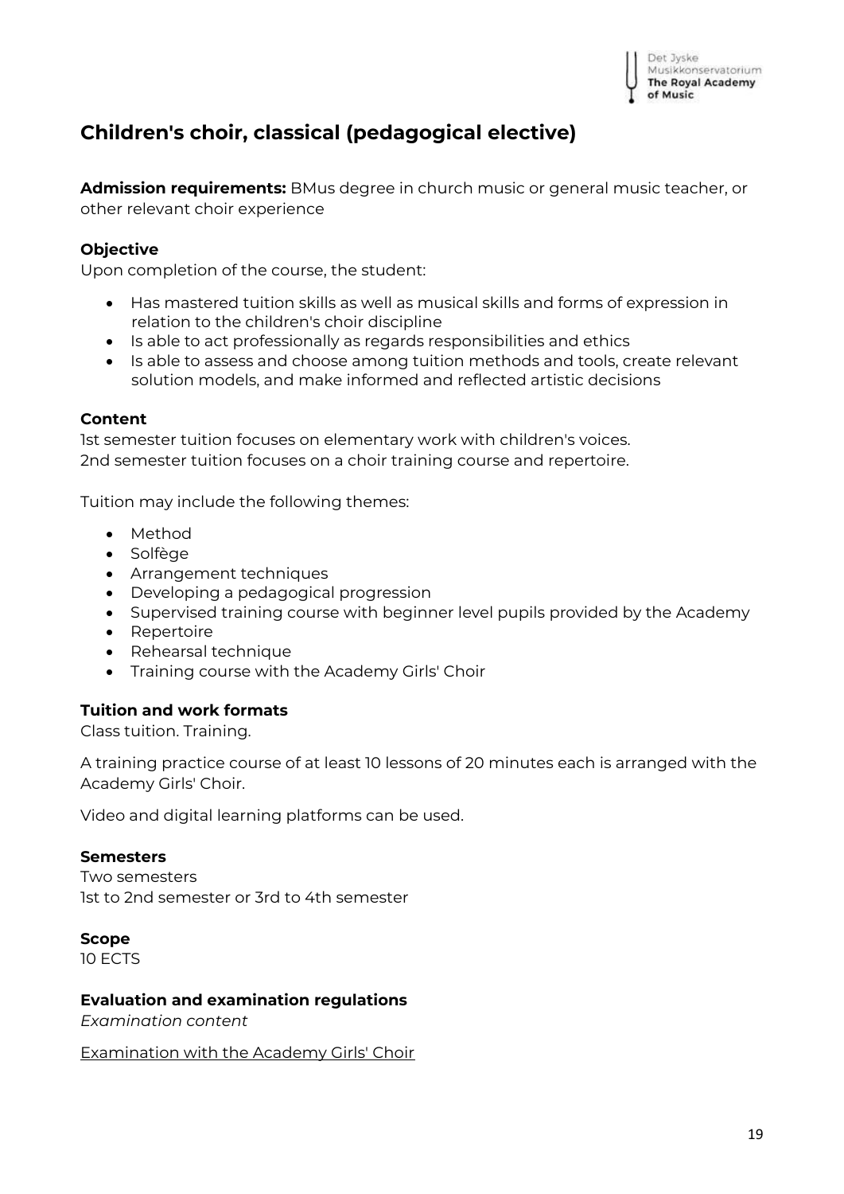## Children's choir, classical (pedagogical elective)

**Admission requirements:** BMus degree in church music or general music teacher, or other relevant choir experience

**Objective**
Upon completion of the course, the student:

- Has mastered tuition skills as well as musical skills and forms of expression in relation to the children's choir discipline
- Is able to act professionally as regards responsibilities and ethics
- Is able to assess and choose among tuition methods and tools, create relevant solution models, and make informed and reflected artistic decisions

**Content**
1st semester tuition focuses on elementary work with children's voices.
2nd semester tuition focuses on a choir training course and repertoire.

Tuition may include the following themes:

- Method
- Solfège
- Arrangement techniques
- Developing a pedagogical progression
- Supervised training course with beginner level pupils provided by the Academy
- Repertoire
- Rehearsal technique
- Training course with the Academy Girls' Choir

**Tuition and work formats**
Class tuition. Training.

A training practice course of at least 10 lessons of 20 minutes each is arranged with the Academy Girls' Choir.

Video and digital learning platforms can be used.

**Semesters**
Two semesters
1st to 2nd semester or 3rd to 4th semester

**Scope**
10 ECTS

**Evaluation and examination regulations**
*Examination content*

Examination with the Academy Girls' Choir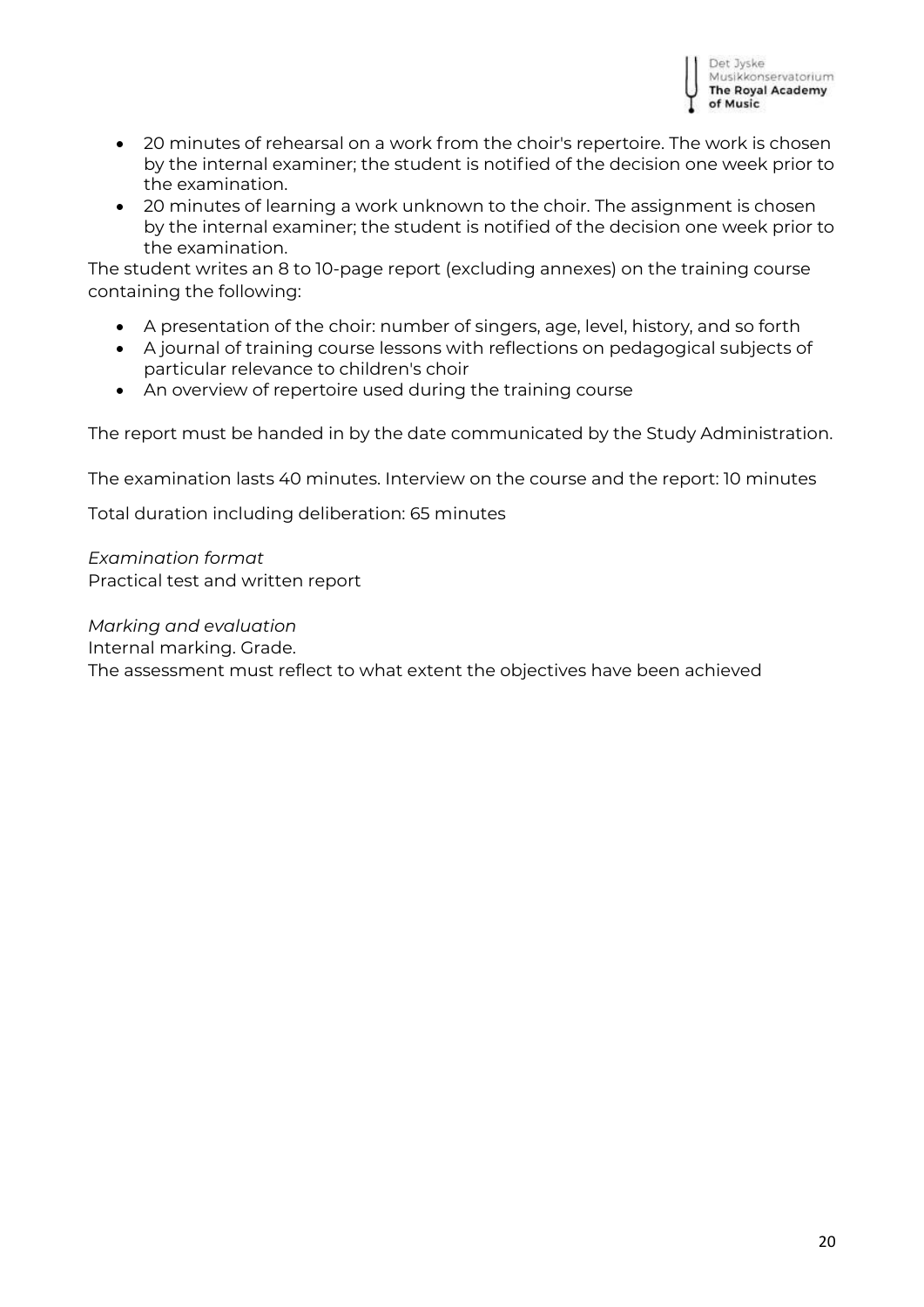- 20 minutes of rehearsal on a work from the choir's repertoire. The work is chosen by the internal examiner; the student is notified of the decision one week prior to the examination.
- 20 minutes of learning a work unknown to the choir. The assignment is chosen by the internal examiner; the student is notified of the decision one week prior to the examination.

The student writes an 8 to 10-page report (excluding annexes) on the training course containing the following:

- A presentation of the choir: number of singers, age, level, history, and so forth
- A journal of training course lessons with reflections on pedagogical subjects of particular relevance to children's choir
- An overview of repertoire used during the training course

The report must be handed in by the date communicated by the Study Administration.

The examination lasts 40 minutes. Interview on the course and the report: 10 minutes

Total duration including deliberation: 65 minutes

*Examination format*
Practical test and written report

*Marking and evaluation*
Internal marking. Grade.
The assessment must reflect to what extent the objectives have been achieved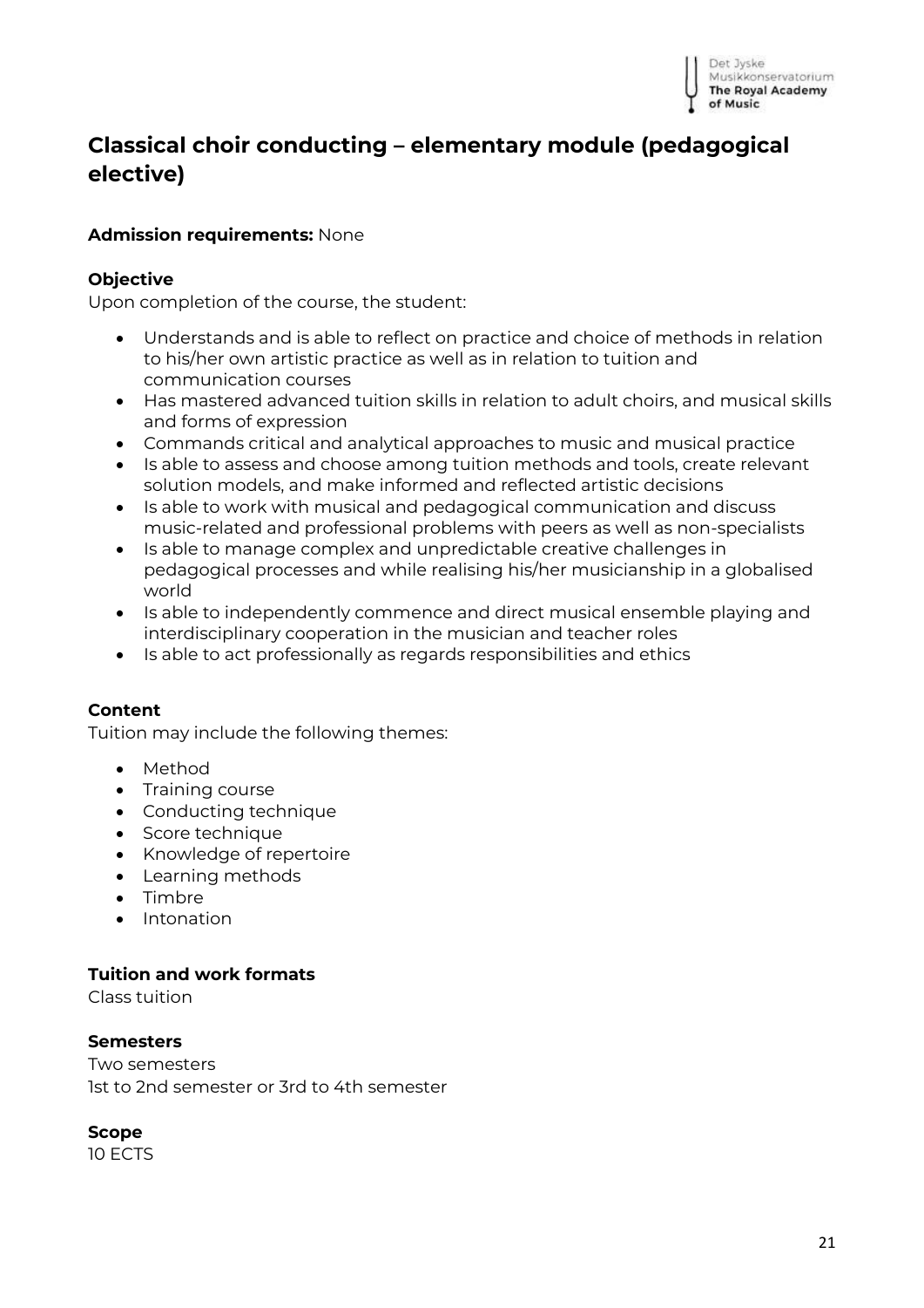## Classical choir conducting – elementary module (pedagogical elective)

**Admission requirements:** None

**Objective**

Upon completion of the course, the student:

- Understands and is able to reflect on practice and choice of methods in relation to his/her own artistic practice as well as in relation to tuition and communication courses
- Has mastered advanced tuition skills in relation to adult choirs, and musical skills and forms of expression
- Commands critical and analytical approaches to music and musical practice
- Is able to assess and choose among tuition methods and tools, create relevant solution models, and make informed and reflected artistic decisions
- Is able to work with musical and pedagogical communication and discuss music-related and professional problems with peers as well as non-specialists
- Is able to manage complex and unpredictable creative challenges in pedagogical processes and while realising his/her musicianship in a globalised world
- Is able to independently commence and direct musical ensemble playing and interdisciplinary cooperation in the musician and teacher roles
- Is able to act professionally as regards responsibilities and ethics

**Content**

Tuition may include the following themes:

- Method
- Training course
- Conducting technique
- Score technique
- Knowledge of repertoire
- Learning methods
- Timbre
- Intonation

**Tuition and work formats**

Class tuition

**Semesters**

Two semesters

1st to 2nd semester or 3rd to 4th semester

**Scope**

10 ECTS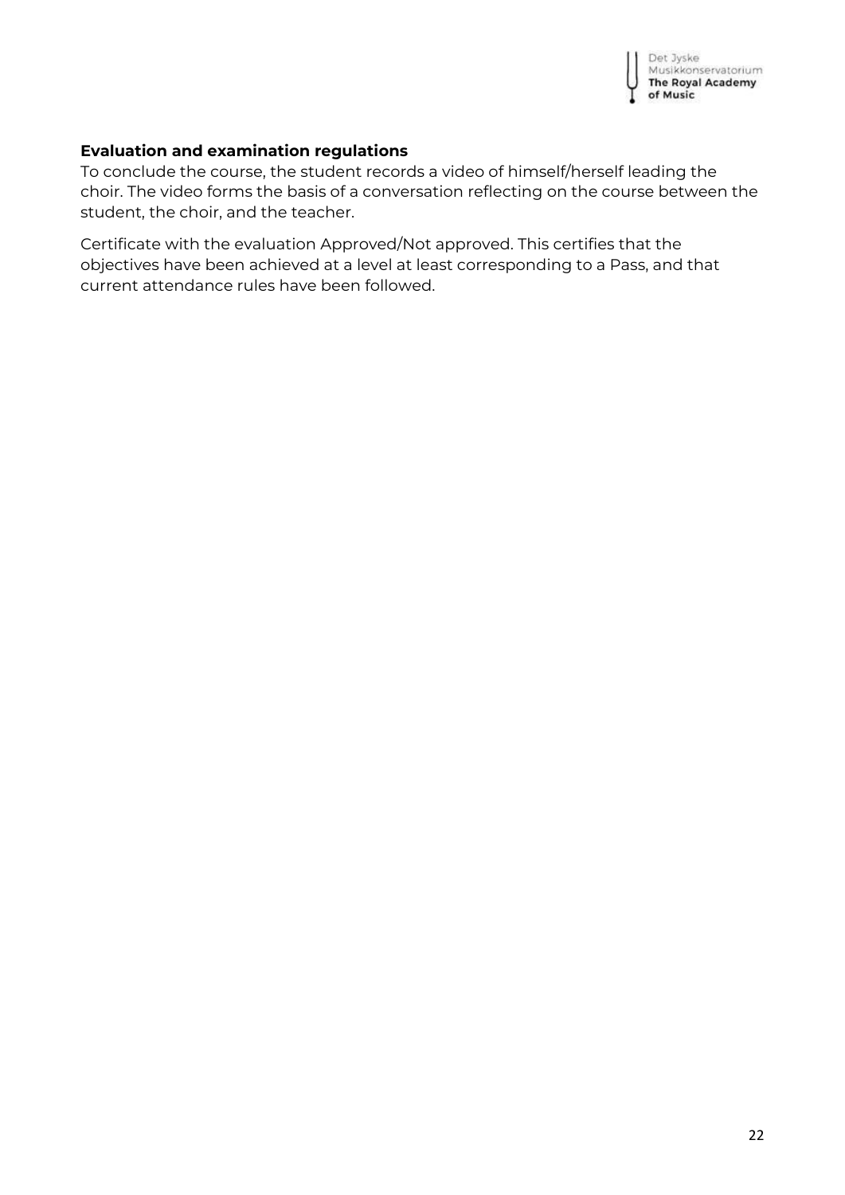**Evaluation and examination regulations**

To conclude the course, the student records a video of himself/herself leading the choir. The video forms the basis of a conversation reflecting on the course between the student, the choir, and the teacher.

Certificate with the evaluation Approved/Not approved. This certifies that the objectives have been achieved at a level at least corresponding to a Pass, and that current attendance rules have been followed.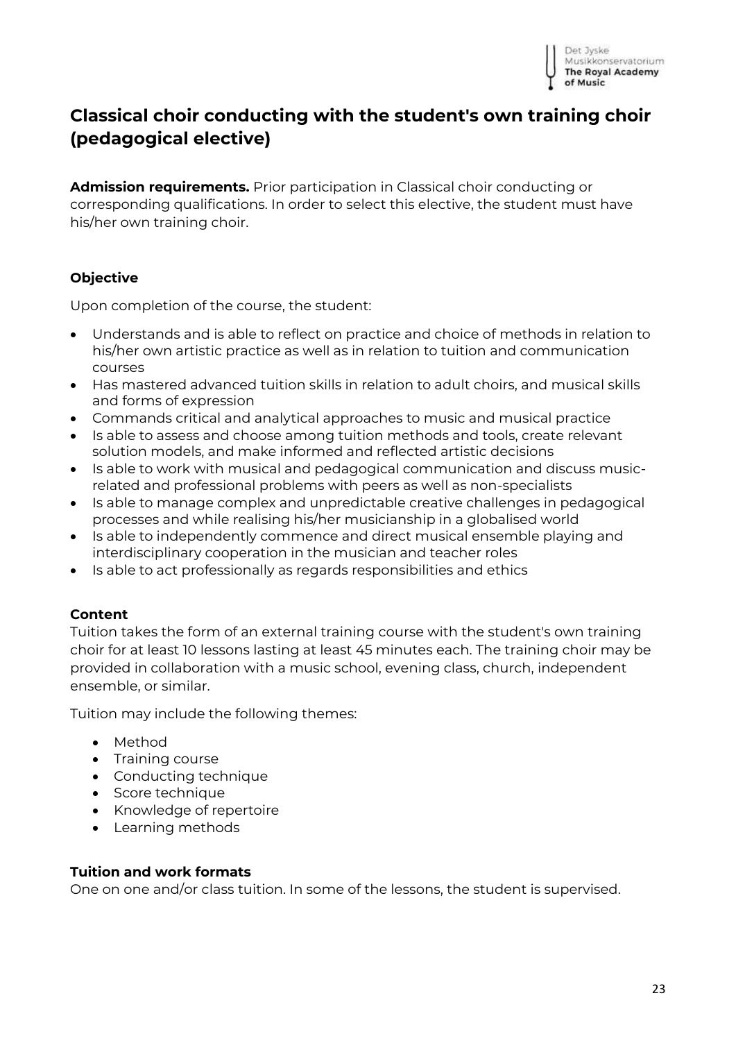# Classical choir conducting with the student's own training choir (pedagogical elective)

**Admission requirements.** Prior participation in Classical choir conducting or corresponding qualifications. In order to select this elective, the student must have his/her own training choir.

### Objective

Upon completion of the course, the student:

- Understands and is able to reflect on practice and choice of methods in relation to his/her own artistic practice as well as in relation to tuition and communication courses
- Has mastered advanced tuition skills in relation to adult choirs, and musical skills and forms of expression
- Commands critical and analytical approaches to music and musical practice
- Is able to assess and choose among tuition methods and tools, create relevant solution models, and make informed and reflected artistic decisions
- Is able to work with musical and pedagogical communication and discuss music-related and professional problems with peers as well as non-specialists
- Is able to manage complex and unpredictable creative challenges in pedagogical processes and while realising his/her musicianship in a globalised world
- Is able to independently commence and direct musical ensemble playing and interdisciplinary cooperation in the musician and teacher roles
- Is able to act professionally as regards responsibilities and ethics

### Content

Tuition takes the form of an external training course with the student's own training choir for at least 10 lessons lasting at least 45 minutes each. The training choir may be provided in collaboration with a music school, evening class, church, independent ensemble, or similar.

Tuition may include the following themes:

- Method
- Training course
- Conducting technique
- Score technique
- Knowledge of repertoire
- Learning methods

### Tuition and work formats

One on one and/or class tuition. In some of the lessons, the student is supervised.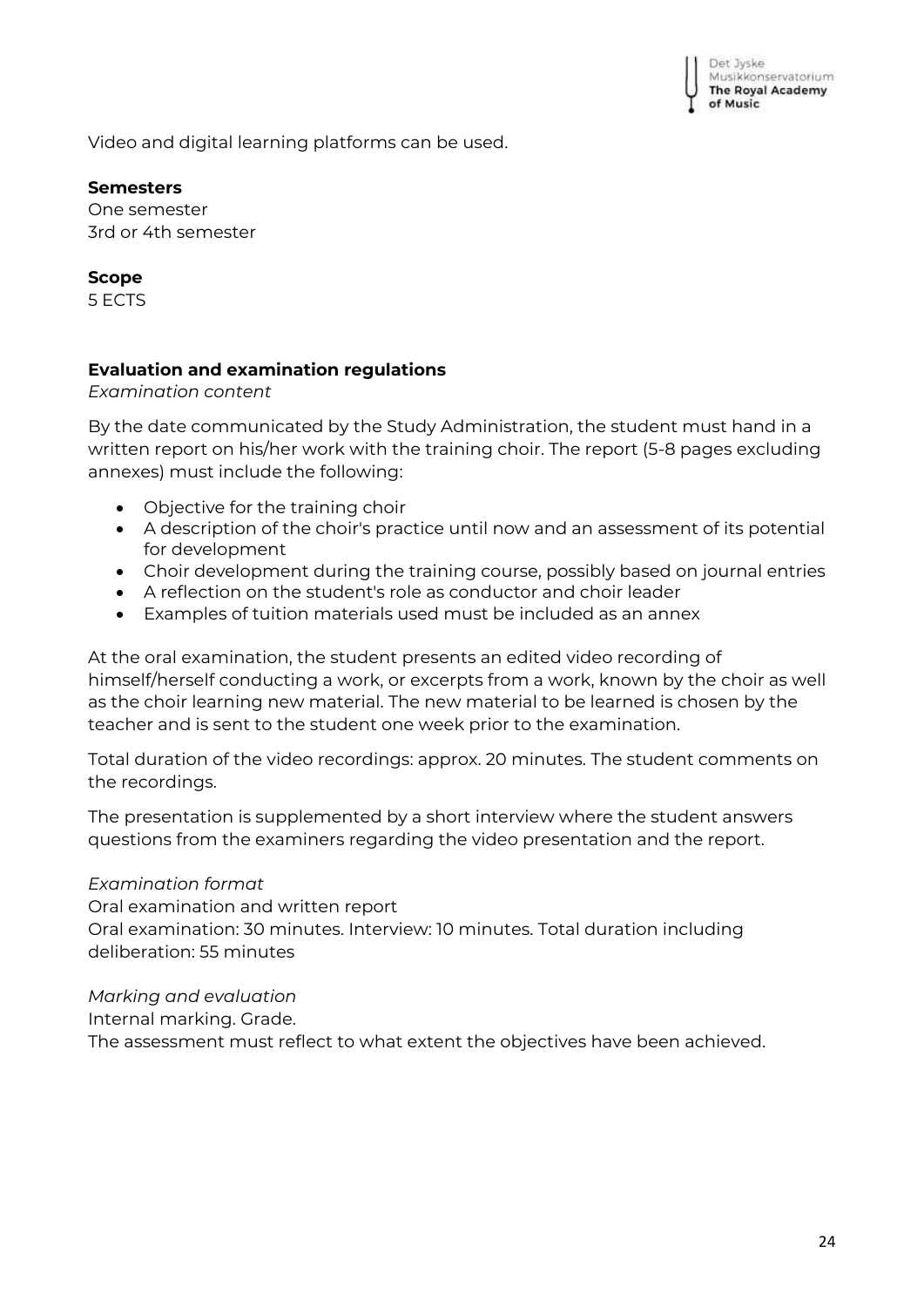Video and digital learning platforms can be used.

**Semesters**
One semester
3rd or 4th semester

**Scope**
5 ECTS

**Evaluation and examination regulations**
*Examination content*

By the date communicated by the Study Administration, the student must hand in a written report on his/her work with the training choir. The report (5-8 pages excluding annexes) must include the following:

- Objective for the training choir
- A description of the choir's practice until now and an assessment of its potential for development
- Choir development during the training course, possibly based on journal entries
- A reflection on the student's role as conductor and choir leader
- Examples of tuition materials used must be included as an annex

At the oral examination, the student presents an edited video recording of himself/herself conducting a work, or excerpts from a work, known by the choir as well as the choir learning new material. The new material to be learned is chosen by the teacher and is sent to the student one week prior to the examination.

Total duration of the video recordings: approx. 20 minutes. The student comments on the recordings.

The presentation is supplemented by a short interview where the student answers questions from the examiners regarding the video presentation and the report.

*Examination format*
Oral examination and written report
Oral examination: 30 minutes. Interview: 10 minutes. Total duration including deliberation: 55 minutes

*Marking and evaluation*
Internal marking. Grade.
The assessment must reflect to what extent the objectives have been achieved.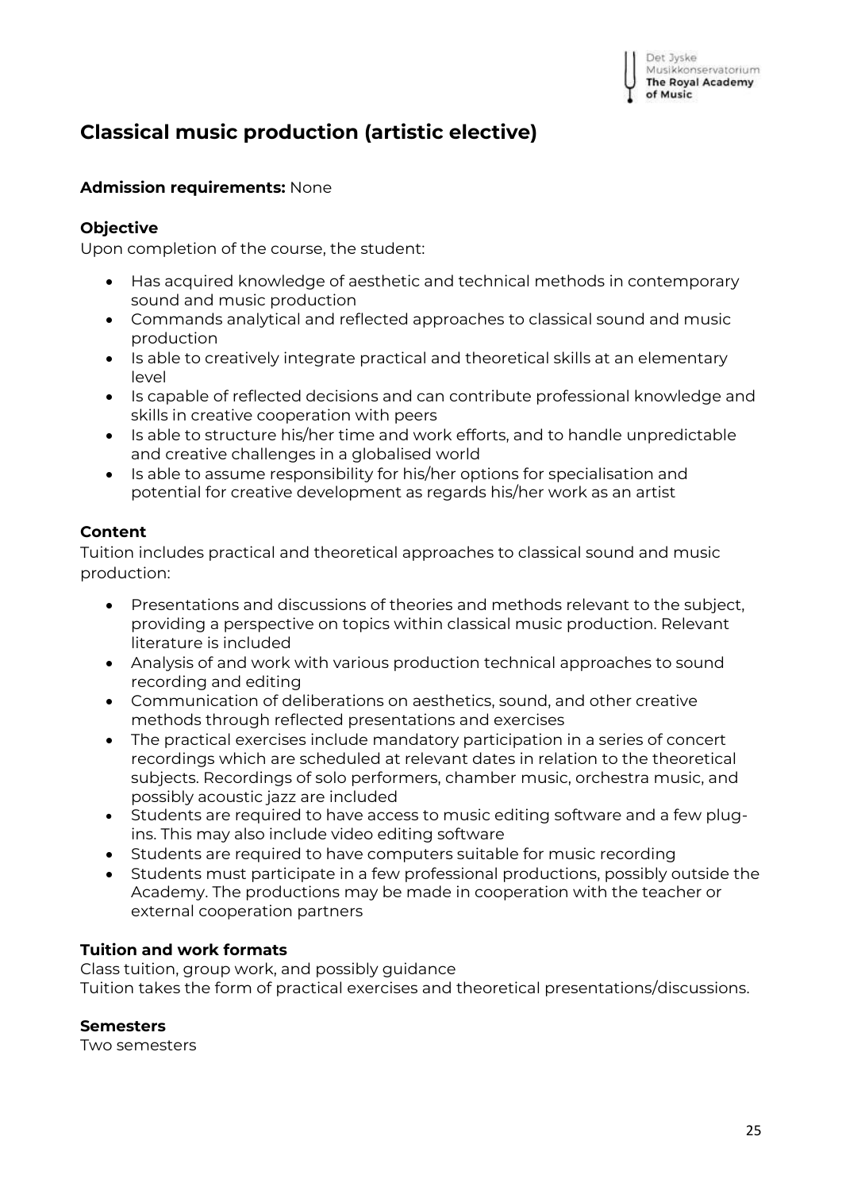## Classical music production (artistic elective)

**Admission requirements:** None

**Objective**

Upon completion of the course, the student:

- Has acquired knowledge of aesthetic and technical methods in contemporary sound and music production
- Commands analytical and reflected approaches to classical sound and music production
- Is able to creatively integrate practical and theoretical skills at an elementary level
- Is capable of reflected decisions and can contribute professional knowledge and skills in creative cooperation with peers
- Is able to structure his/her time and work efforts, and to handle unpredictable and creative challenges in a globalised world
- Is able to assume responsibility for his/her options for specialisation and potential for creative development as regards his/her work as an artist

**Content**

Tuition includes practical and theoretical approaches to classical sound and music production:

- Presentations and discussions of theories and methods relevant to the subject, providing a perspective on topics within classical music production. Relevant literature is included
- Analysis of and work with various production technical approaches to sound recording and editing
- Communication of deliberations on aesthetics, sound, and other creative methods through reflected presentations and exercises
- The practical exercises include mandatory participation in a series of concert recordings which are scheduled at relevant dates in relation to the theoretical subjects. Recordings of solo performers, chamber music, orchestra music, and possibly acoustic jazz are included
- Students are required to have access to music editing software and a few plug-ins. This may also include video editing software
- Students are required to have computers suitable for music recording
- Students must participate in a few professional productions, possibly outside the Academy. The productions may be made in cooperation with the teacher or external cooperation partners

**Tuition and work formats**

Class tuition, group work, and possibly guidance
Tuition takes the form of practical exercises and theoretical presentations/discussions.

**Semesters**

Two semesters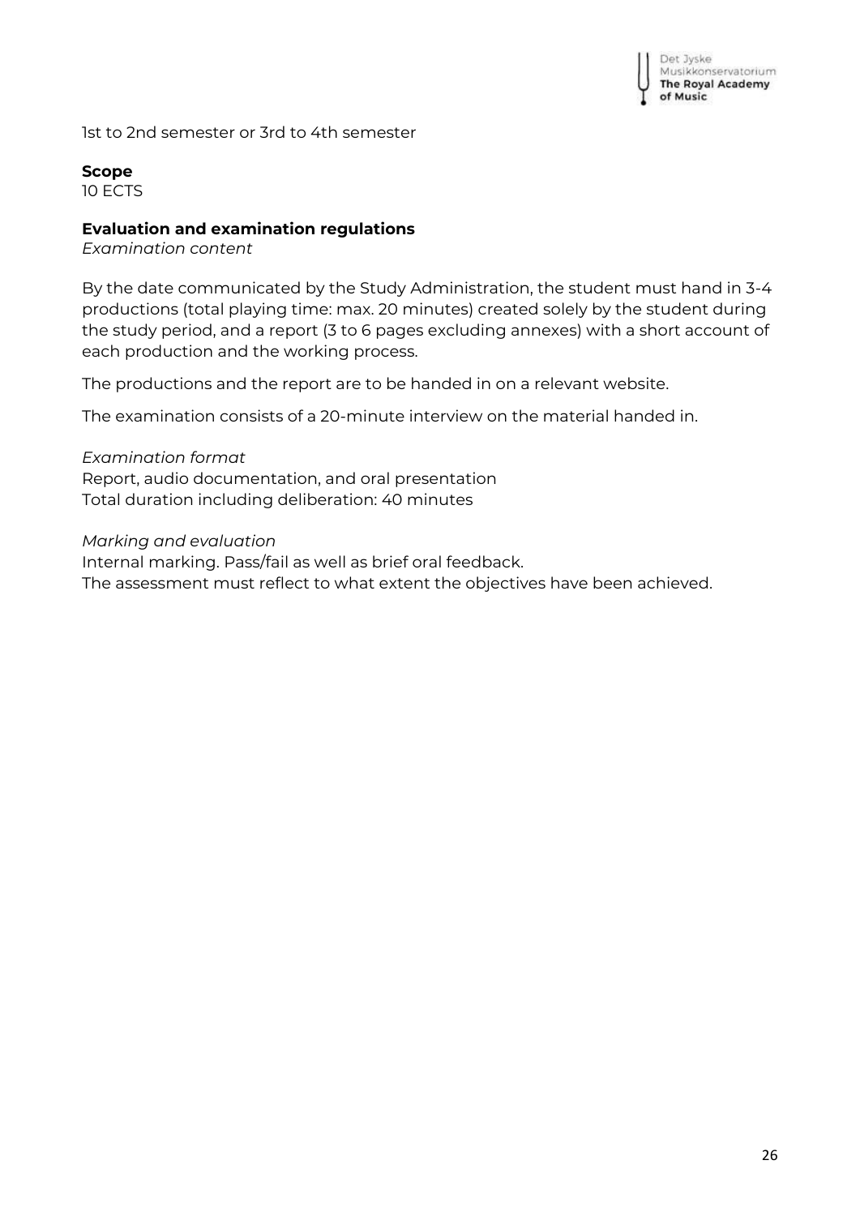1st to 2nd semester or 3rd to 4th semester

**Scope**
10 ECTS

**Evaluation and examination regulations**
*Examination content*

By the date communicated by the Study Administration, the student must hand in 3-4 productions (total playing time: max. 20 minutes) created solely by the student during the study period, and a report (3 to 6 pages excluding annexes) with a short account of each production and the working process.

The productions and the report are to be handed in on a relevant website.

The examination consists of a 20-minute interview on the material handed in.

*Examination format*
Report, audio documentation, and oral presentation
Total duration including deliberation: 40 minutes

*Marking and evaluation*
Internal marking. Pass/fail as well as brief oral feedback.
The assessment must reflect to what extent the objectives have been achieved.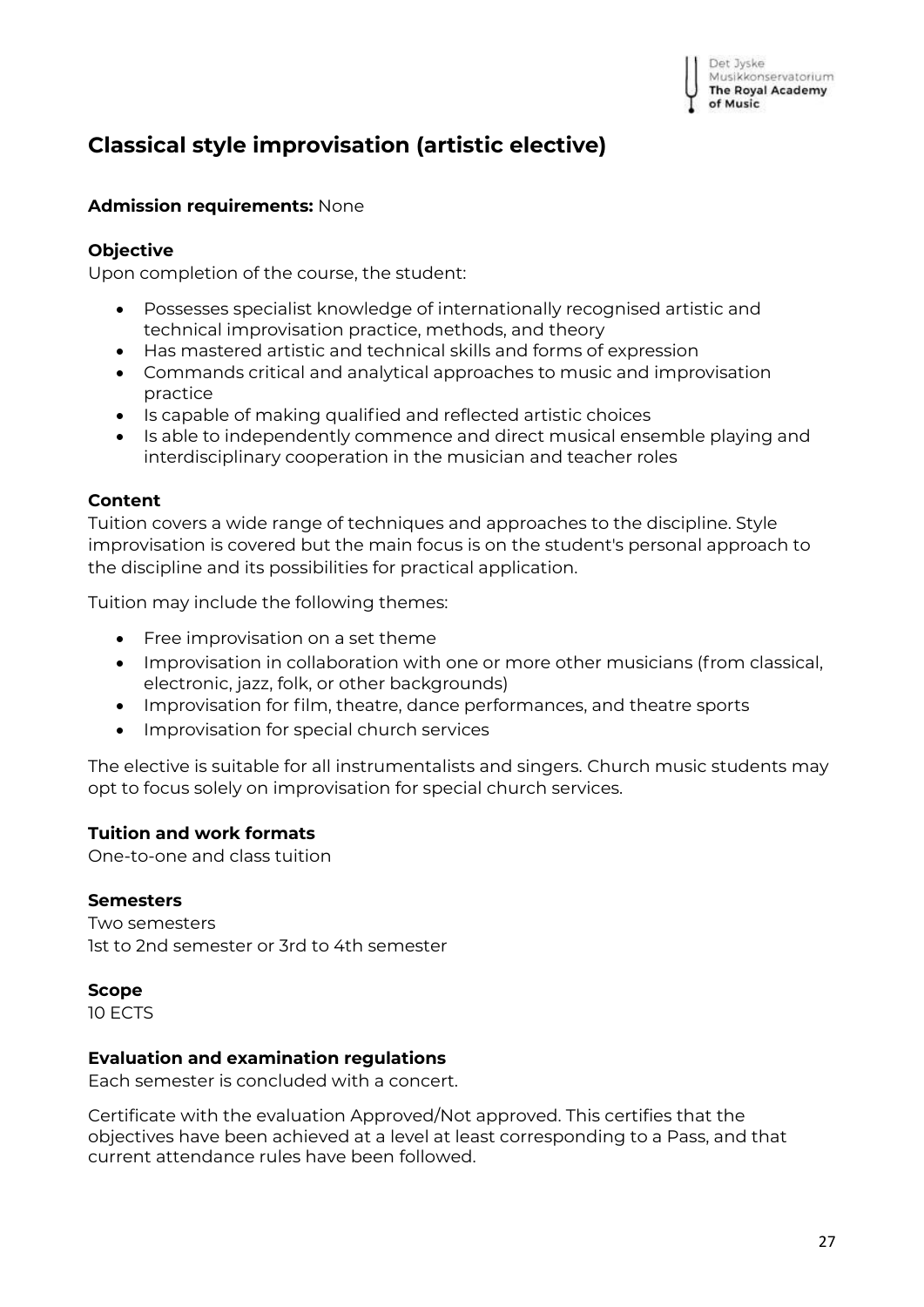## Classical style improvisation (artistic elective)

**Admission requirements:** None

**Objective**

Upon completion of the course, the student:

- Possesses specialist knowledge of internationally recognised artistic and technical improvisation practice, methods, and theory
- Has mastered artistic and technical skills and forms of expression
- Commands critical and analytical approaches to music and improvisation practice
- Is capable of making qualified and reflected artistic choices
- Is able to independently commence and direct musical ensemble playing and interdisciplinary cooperation in the musician and teacher roles

**Content**

Tuition covers a wide range of techniques and approaches to the discipline. Style improvisation is covered but the main focus is on the student's personal approach to the discipline and its possibilities for practical application.

Tuition may include the following themes:

- Free improvisation on a set theme
- Improvisation in collaboration with one or more other musicians (from classical, electronic, jazz, folk, or other backgrounds)
- Improvisation for film, theatre, dance performances, and theatre sports
- Improvisation for special church services

The elective is suitable for all instrumentalists and singers. Church music students may opt to focus solely on improvisation for special church services.

**Tuition and work formats**

One-to-one and class tuition

**Semesters**

Two semesters
1st to 2nd semester or 3rd to 4th semester

**Scope**

10 ECTS

**Evaluation and examination regulations**

Each semester is concluded with a concert.

Certificate with the evaluation Approved/Not approved. This certifies that the objectives have been achieved at a level at least corresponding to a Pass, and that current attendance rules have been followed.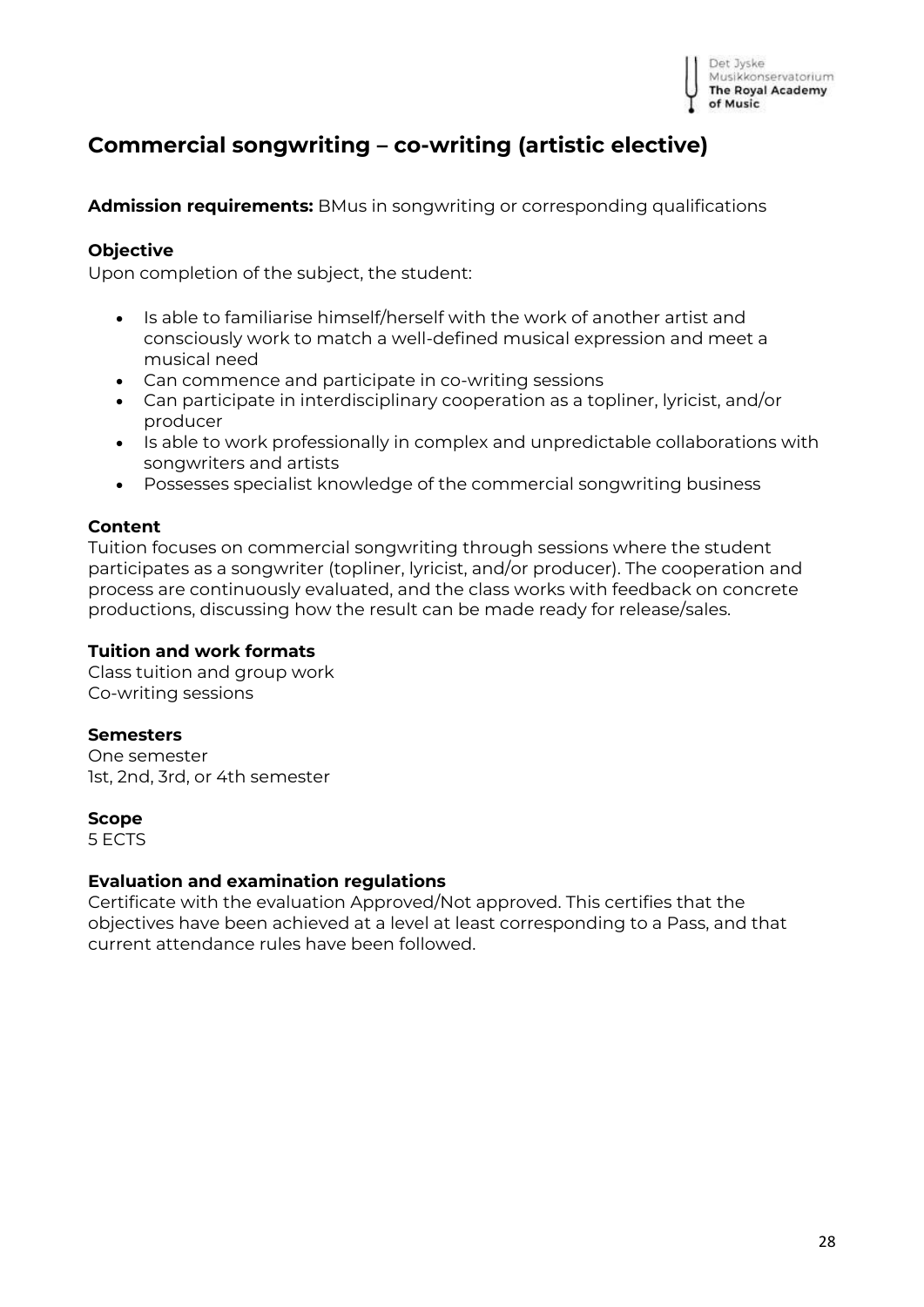## Commercial songwriting – co-writing (artistic elective)

**Admission requirements:** BMus in songwriting or corresponding qualifications

**Objective**

Upon completion of the subject, the student:

- Is able to familiarise himself/herself with the work of another artist and consciously work to match a well-defined musical expression and meet a musical need
- Can commence and participate in co-writing sessions
- Can participate in interdisciplinary cooperation as a topliner, lyricist, and/or producer
- Is able to work professionally in complex and unpredictable collaborations with songwriters and artists
- Possesses specialist knowledge of the commercial songwriting business

**Content**

Tuition focuses on commercial songwriting through sessions where the student participates as a songwriter (topliner, lyricist, and/or producer). The cooperation and process are continuously evaluated, and the class works with feedback on concrete productions, discussing how the result can be made ready for release/sales.

**Tuition and work formats**

Class tuition and group work
Co-writing sessions

**Semesters**

One semester
1st, 2nd, 3rd, or 4th semester

**Scope**

5 ECTS

**Evaluation and examination regulations**

Certificate with the evaluation Approved/Not approved. This certifies that the objectives have been achieved at a level at least corresponding to a Pass, and that current attendance rules have been followed.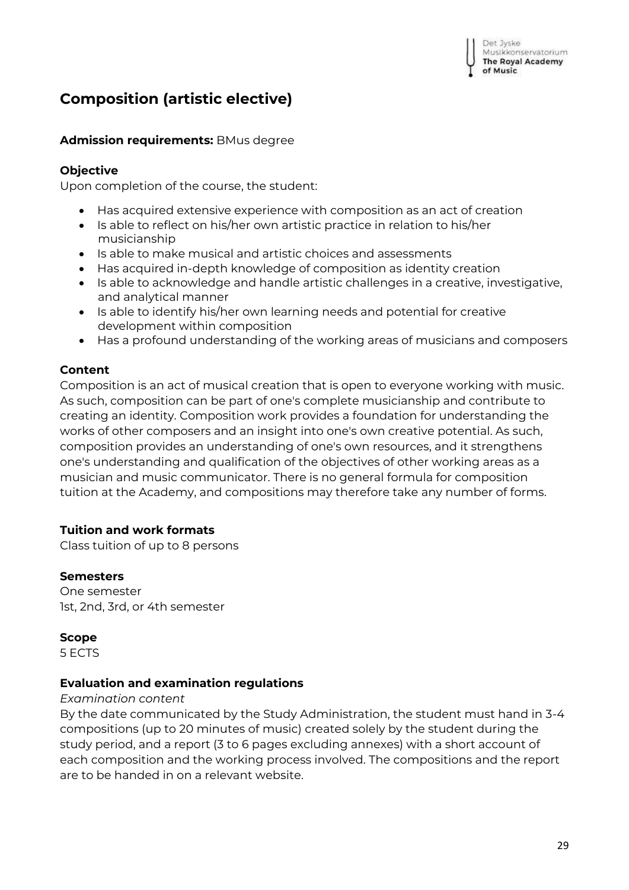# Composition (artistic elective)

**Admission requirements:** BMus degree

### Objective

Upon completion of the course, the student:

- Has acquired extensive experience with composition as an act of creation
- Is able to reflect on his/her own artistic practice in relation to his/her musicianship
- Is able to make musical and artistic choices and assessments
- Has acquired in-depth knowledge of composition as identity creation
- Is able to acknowledge and handle artistic challenges in a creative, investigative, and analytical manner
- Is able to identify his/her own learning needs and potential for creative development within composition
- Has a profound understanding of the working areas of musicians and composers

### Content

Composition is an act of musical creation that is open to everyone working with music. As such, composition can be part of one's complete musicianship and contribute to creating an identity. Composition work provides a foundation for understanding the works of other composers and an insight into one's own creative potential. As such, composition provides an understanding of one's own resources, and it strengthens one's understanding and qualification of the objectives of other working areas as a musician and music communicator. There is no general formula for composition tuition at the Academy, and compositions may therefore take any number of forms.

### Tuition and work formats

Class tuition of up to 8 persons

### Semesters

One semester
1st, 2nd, 3rd, or 4th semester

### Scope

5 ECTS

### Evaluation and examination regulations

*Examination content*

By the date communicated by the Study Administration, the student must hand in 3-4 compositions (up to 20 minutes of music) created solely by the student during the study period, and a report (3 to 6 pages excluding annexes) with a short account of each composition and the working process involved. The compositions and the report are to be handed in on a relevant website.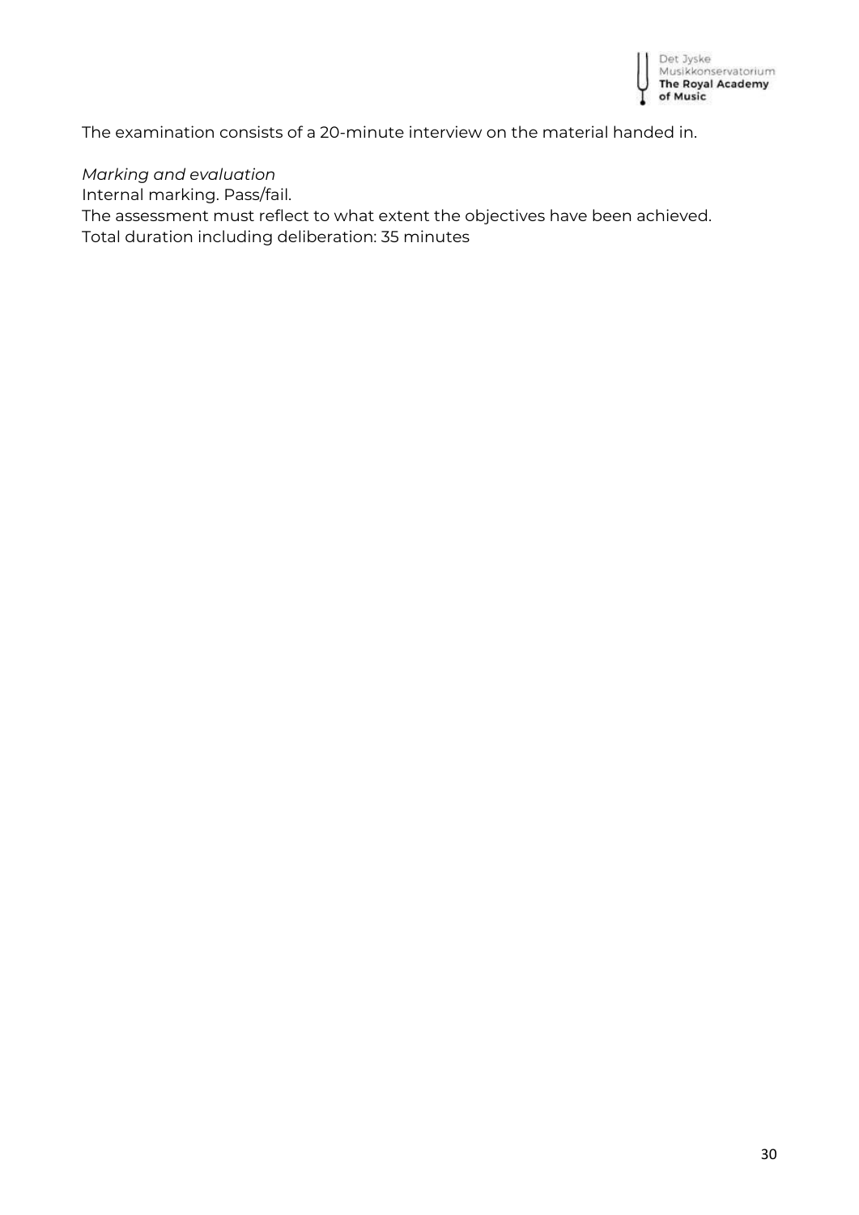The examination consists of a 20-minute interview on the material handed in.

*Marking and evaluation*
Internal marking. Pass/fail.
The assessment must reflect to what extent the objectives have been achieved.
Total duration including deliberation: 35 minutes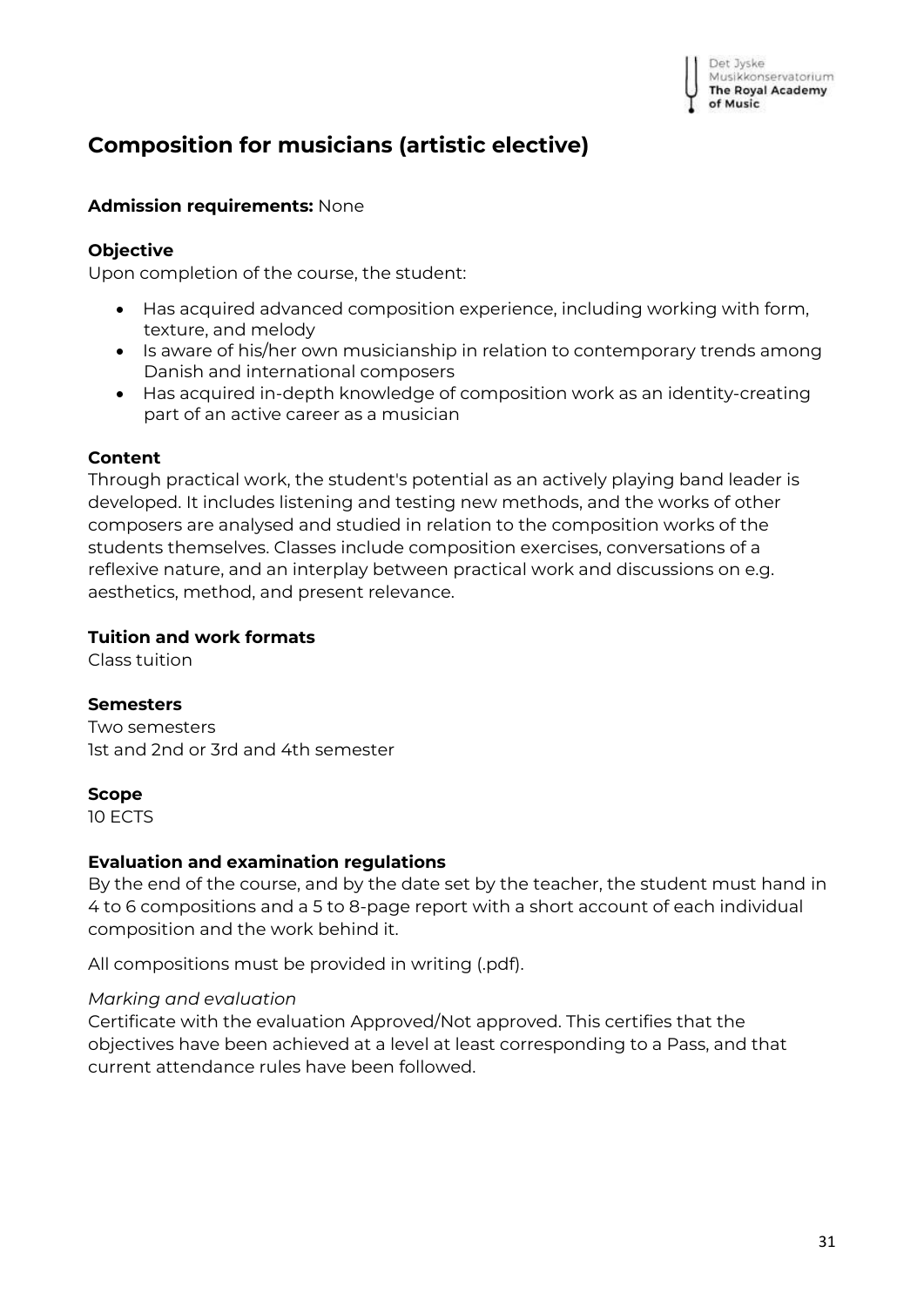# Composition for musicians (artistic elective)

**Admission requirements:** None

**Objective**

Upon completion of the course, the student:

- Has acquired advanced composition experience, including working with form, texture, and melody
- Is aware of his/her own musicianship in relation to contemporary trends among Danish and international composers
- Has acquired in-depth knowledge of composition work as an identity-creating part of an active career as a musician

**Content**

Through practical work, the student's potential as an actively playing band leader is developed. It includes listening and testing new methods, and the works of other composers are analysed and studied in relation to the composition works of the students themselves. Classes include composition exercises, conversations of a reflexive nature, and an interplay between practical work and discussions on e.g. aesthetics, method, and present relevance.

**Tuition and work formats**

Class tuition

**Semesters**

Two semesters
1st and 2nd or 3rd and 4th semester

**Scope**

10 ECTS

**Evaluation and examination regulations**

By the end of the course, and by the date set by the teacher, the student must hand in 4 to 6 compositions and a 5 to 8-page report with a short account of each individual composition and the work behind it.

All compositions must be provided in writing (.pdf).

*Marking and evaluation*

Certificate with the evaluation Approved/Not approved. This certifies that the objectives have been achieved at a level at least corresponding to a Pass, and that current attendance rules have been followed.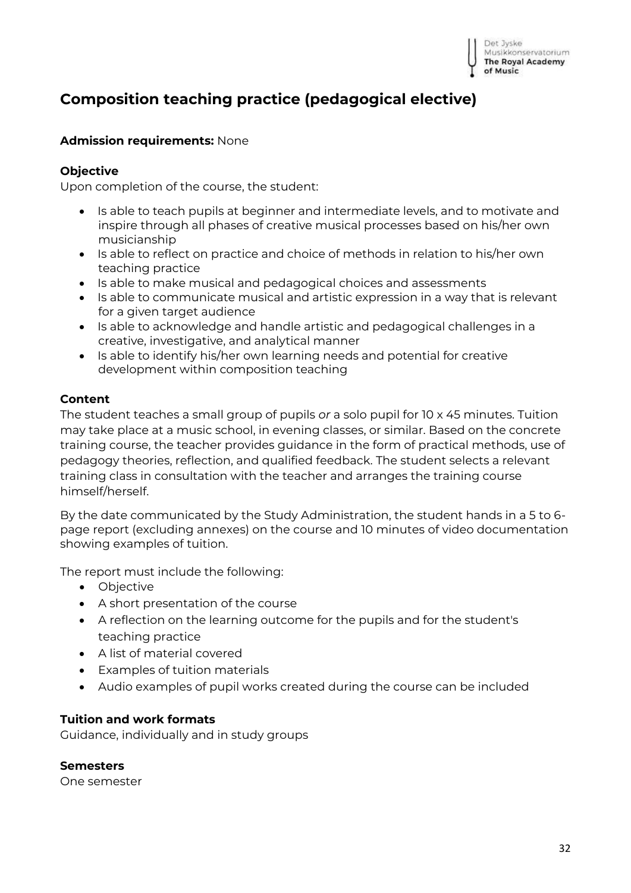## Composition teaching practice (pedagogical elective)

**Admission requirements:** None

**Objective**

Upon completion of the course, the student:

- Is able to teach pupils at beginner and intermediate levels, and to motivate and inspire through all phases of creative musical processes based on his/her own musicianship
- Is able to reflect on practice and choice of methods in relation to his/her own teaching practice
- Is able to make musical and pedagogical choices and assessments
- Is able to communicate musical and artistic expression in a way that is relevant for a given target audience
- Is able to acknowledge and handle artistic and pedagogical challenges in a creative, investigative, and analytical manner
- Is able to identify his/her own learning needs and potential for creative development within composition teaching

**Content**

The student teaches a small group of pupils *or* a solo pupil for 10 x 45 minutes. Tuition may take place at a music school, in evening classes, or similar. Based on the concrete training course, the teacher provides guidance in the form of practical methods, use of pedagogy theories, reflection, and qualified feedback. The student selects a relevant training class in consultation with the teacher and arranges the training course himself/herself.

By the date communicated by the Study Administration, the student hands in a 5 to 6-page report (excluding annexes) on the course and 10 minutes of video documentation showing examples of tuition.

The report must include the following:

- Objective
- A short presentation of the course
- A reflection on the learning outcome for the pupils and for the student's teaching practice
- A list of material covered
- Examples of tuition materials
- Audio examples of pupil works created during the course can be included

**Tuition and work formats**

Guidance, individually and in study groups

**Semesters**

One semester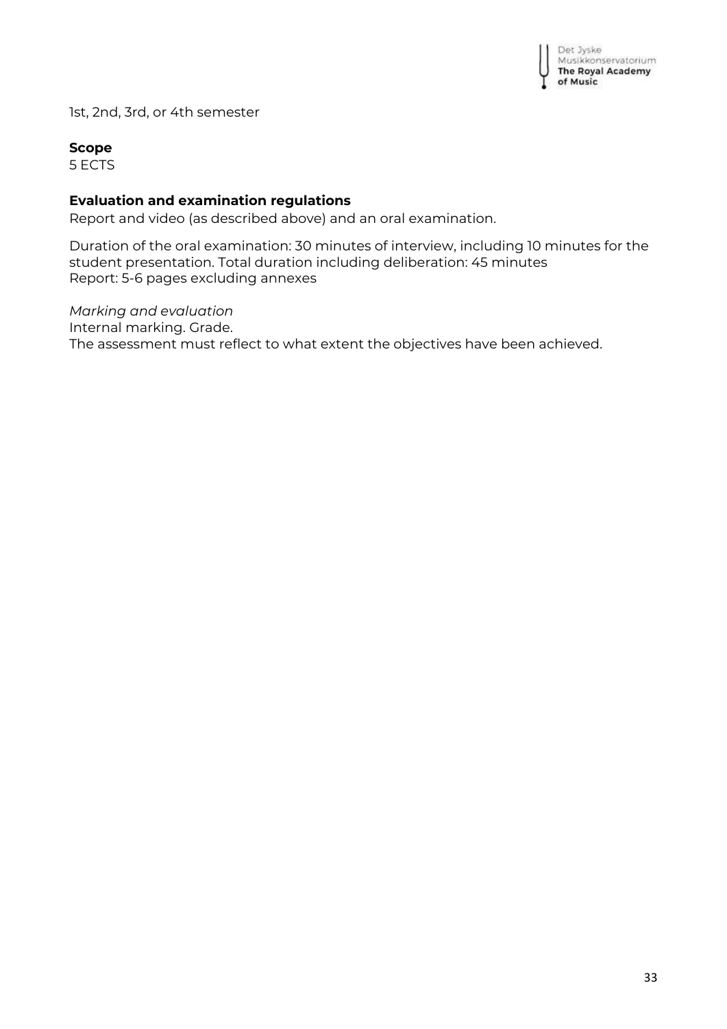1st, 2nd, 3rd, or 4th semester

**Scope**
5 ECTS

**Evaluation and examination regulations**
Report and video (as described above) and an oral examination.

Duration of the oral examination: 30 minutes of interview, including 10 minutes for the student presentation. Total duration including deliberation: 45 minutes
Report: 5-6 pages excluding annexes

*Marking and evaluation*
Internal marking. Grade.
The assessment must reflect to what extent the objectives have been achieved.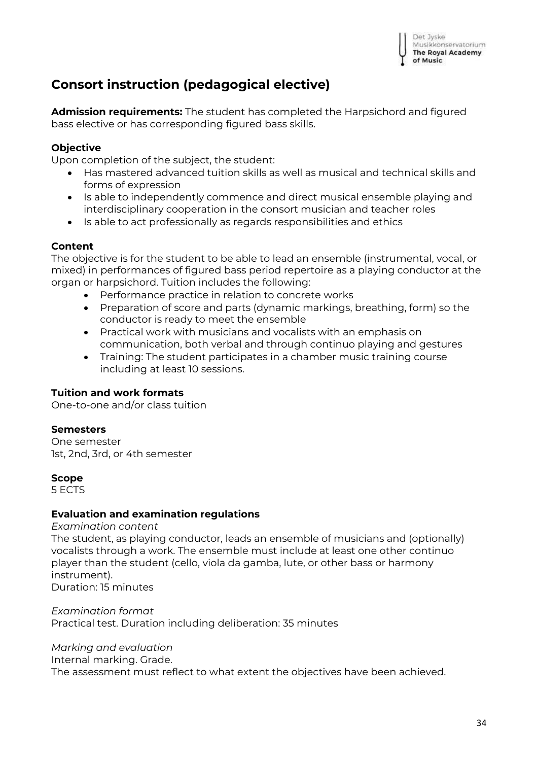# Consort instruction (pedagogical elective)

**Admission requirements:** The student has completed the Harpsichord and figured bass elective or has corresponding figured bass skills.

### Objective

Upon completion of the subject, the student:

- Has mastered advanced tuition skills as well as musical and technical skills and forms of expression
- Is able to independently commence and direct musical ensemble playing and interdisciplinary cooperation in the consort musician and teacher roles
- Is able to act professionally as regards responsibilities and ethics

### Content

The objective is for the student to be able to lead an ensemble (instrumental, vocal, or mixed) in performances of figured bass period repertoire as a playing conductor at the organ or harpsichord. Tuition includes the following:

- Performance practice in relation to concrete works
- Preparation of score and parts (dynamic markings, breathing, form) so the conductor is ready to meet the ensemble
- Practical work with musicians and vocalists with an emphasis on communication, both verbal and through continuo playing and gestures
- Training: The student participates in a chamber music training course including at least 10 sessions.

### Tuition and work formats

One-to-one and/or class tuition

### Semesters

One semester
1st, 2nd, 3rd, or 4th semester

### Scope

5 ECTS

### Evaluation and examination regulations

*Examination content*
The student, as playing conductor, leads an ensemble of musicians and (optionally) vocalists through a work. The ensemble must include at least one other continuo player than the student (cello, viola da gamba, lute, or other bass or harmony instrument).
Duration: 15 minutes

*Examination format*
Practical test. Duration including deliberation: 35 minutes

*Marking and evaluation*
Internal marking. Grade.
The assessment must reflect to what extent the objectives have been achieved.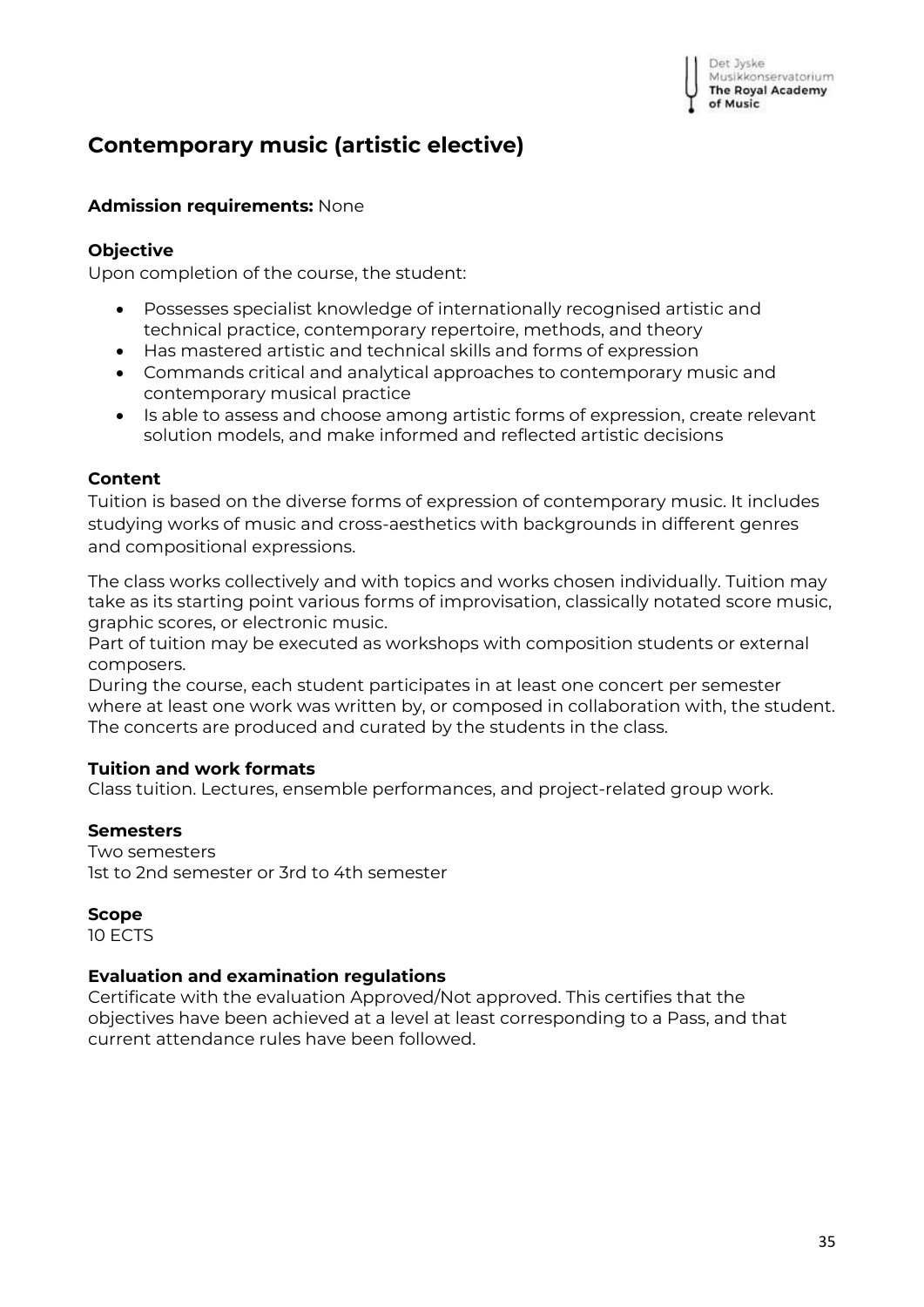# Contemporary music (artistic elective)

**Admission requirements:** None

### Objective

Upon completion of the course, the student:

- Possesses specialist knowledge of internationally recognised artistic and technical practice, contemporary repertoire, methods, and theory
- Has mastered artistic and technical skills and forms of expression
- Commands critical and analytical approaches to contemporary music and contemporary musical practice
- Is able to assess and choose among artistic forms of expression, create relevant solution models, and make informed and reflected artistic decisions

### Content

Tuition is based on the diverse forms of expression of contemporary music. It includes studying works of music and cross-aesthetics with backgrounds in different genres and compositional expressions.

The class works collectively and with topics and works chosen individually. Tuition may take as its starting point various forms of improvisation, classically notated score music, graphic scores, or electronic music.
Part of tuition may be executed as workshops with composition students or external composers.
During the course, each student participates in at least one concert per semester where at least one work was written by, or composed in collaboration with, the student. The concerts are produced and curated by the students in the class.

### Tuition and work formats

Class tuition. Lectures, ensemble performances, and project-related group work.

### Semesters

Two semesters
1st to 2nd semester or 3rd to 4th semester

### Scope

10 ECTS

### Evaluation and examination regulations

Certificate with the evaluation Approved/Not approved. This certifies that the objectives have been achieved at a level at least corresponding to a Pass, and that current attendance rules have been followed.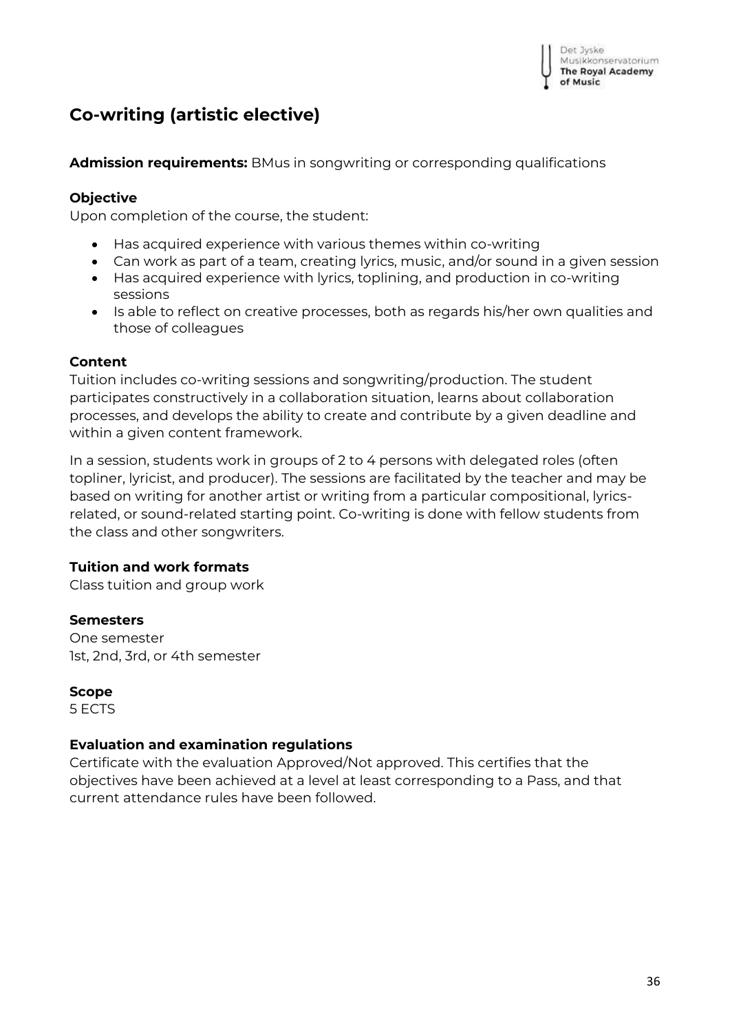# Co-writing (artistic elective)

**Admission requirements:** BMus in songwriting or corresponding qualifications

### Objective

Upon completion of the course, the student:

- Has acquired experience with various themes within co-writing
- Can work as part of a team, creating lyrics, music, and/or sound in a given session
- Has acquired experience with lyrics, toplining, and production in co-writing sessions
- Is able to reflect on creative processes, both as regards his/her own qualities and those of colleagues

### Content

Tuition includes co-writing sessions and songwriting/production. The student participates constructively in a collaboration situation, learns about collaboration processes, and develops the ability to create and contribute by a given deadline and within a given content framework.

In a session, students work in groups of 2 to 4 persons with delegated roles (often topliner, lyricist, and producer). The sessions are facilitated by the teacher and may be based on writing for another artist or writing from a particular compositional, lyrics-related, or sound-related starting point. Co-writing is done with fellow students from the class and other songwriters.

### Tuition and work formats

Class tuition and group work

### Semesters

One semester
1st, 2nd, 3rd, or 4th semester

### Scope

5 ECTS

### Evaluation and examination regulations

Certificate with the evaluation Approved/Not approved. This certifies that the objectives have been achieved at a level at least corresponding to a Pass, and that current attendance rules have been followed.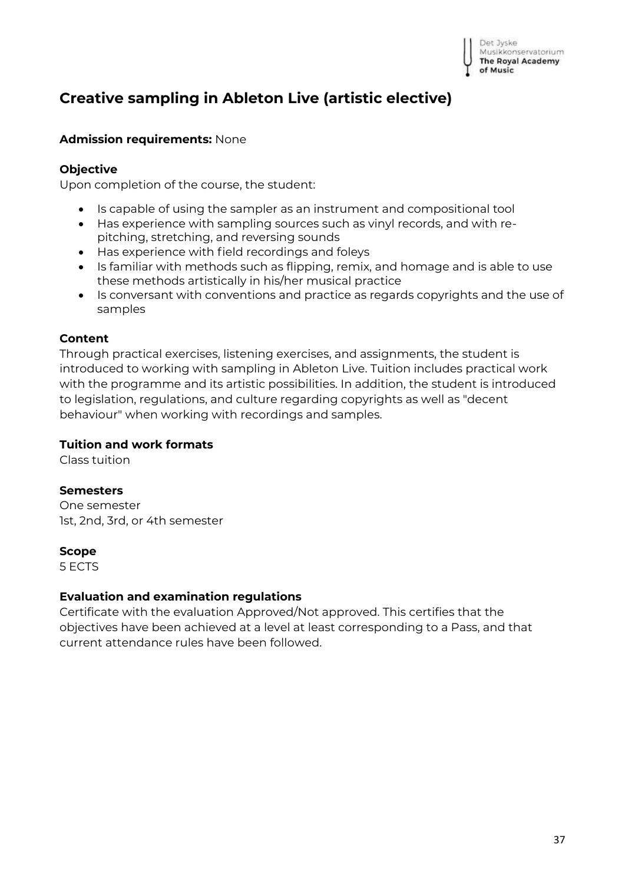## Creative sampling in Ableton Live (artistic elective)

**Admission requirements:** None

**Objective**

Upon completion of the course, the student:

- Is capable of using the sampler as an instrument and compositional tool
- Has experience with sampling sources such as vinyl records, and with re-pitching, stretching, and reversing sounds
- Has experience with field recordings and foleys
- Is familiar with methods such as flipping, remix, and homage and is able to use these methods artistically in his/her musical practice
- Is conversant with conventions and practice as regards copyrights and the use of samples

**Content**

Through practical exercises, listening exercises, and assignments, the student is introduced to working with sampling in Ableton Live. Tuition includes practical work with the programme and its artistic possibilities. In addition, the student is introduced to legislation, regulations, and culture regarding copyrights as well as "decent behaviour" when working with recordings and samples.

**Tuition and work formats**

Class tuition

**Semesters**

One semester
1st, 2nd, 3rd, or 4th semester

**Scope**

5 ECTS

**Evaluation and examination regulations**

Certificate with the evaluation Approved/Not approved. This certifies that the objectives have been achieved at a level at least corresponding to a Pass, and that current attendance rules have been followed.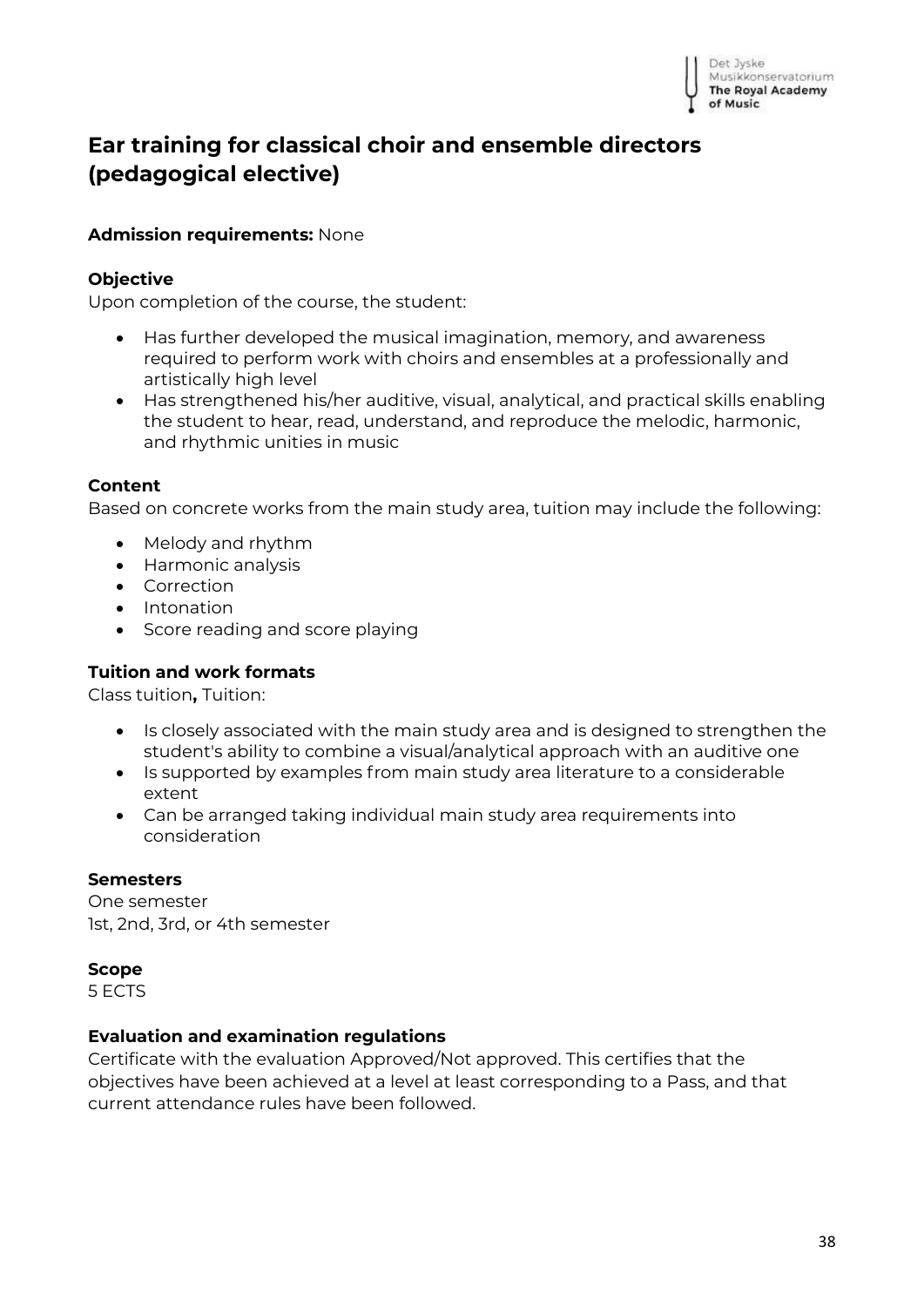# Ear training for classical choir and ensemble directors (pedagogical elective)

**Admission requirements:** None

**Objective**

Upon completion of the course, the student:

- Has further developed the musical imagination, memory, and awareness required to perform work with choirs and ensembles at a professionally and artistically high level
- Has strengthened his/her auditive, visual, analytical, and practical skills enabling the student to hear, read, understand, and reproduce the melodic, harmonic, and rhythmic unities in music

**Content**

Based on concrete works from the main study area, tuition may include the following:

- Melody and rhythm
- Harmonic analysis
- Correction
- Intonation
- Score reading and score playing

**Tuition and work formats**

Class tuition**,** Tuition:

- Is closely associated with the main study area and is designed to strengthen the student's ability to combine a visual/analytical approach with an auditive one
- Is supported by examples from main study area literature to a considerable extent
- Can be arranged taking individual main study area requirements into consideration

**Semesters**

One semester
1st, 2nd, 3rd, or 4th semester

**Scope**

5 ECTS

**Evaluation and examination regulations**

Certificate with the evaluation Approved/Not approved. This certifies that the objectives have been achieved at a level at least corresponding to a Pass, and that current attendance rules have been followed.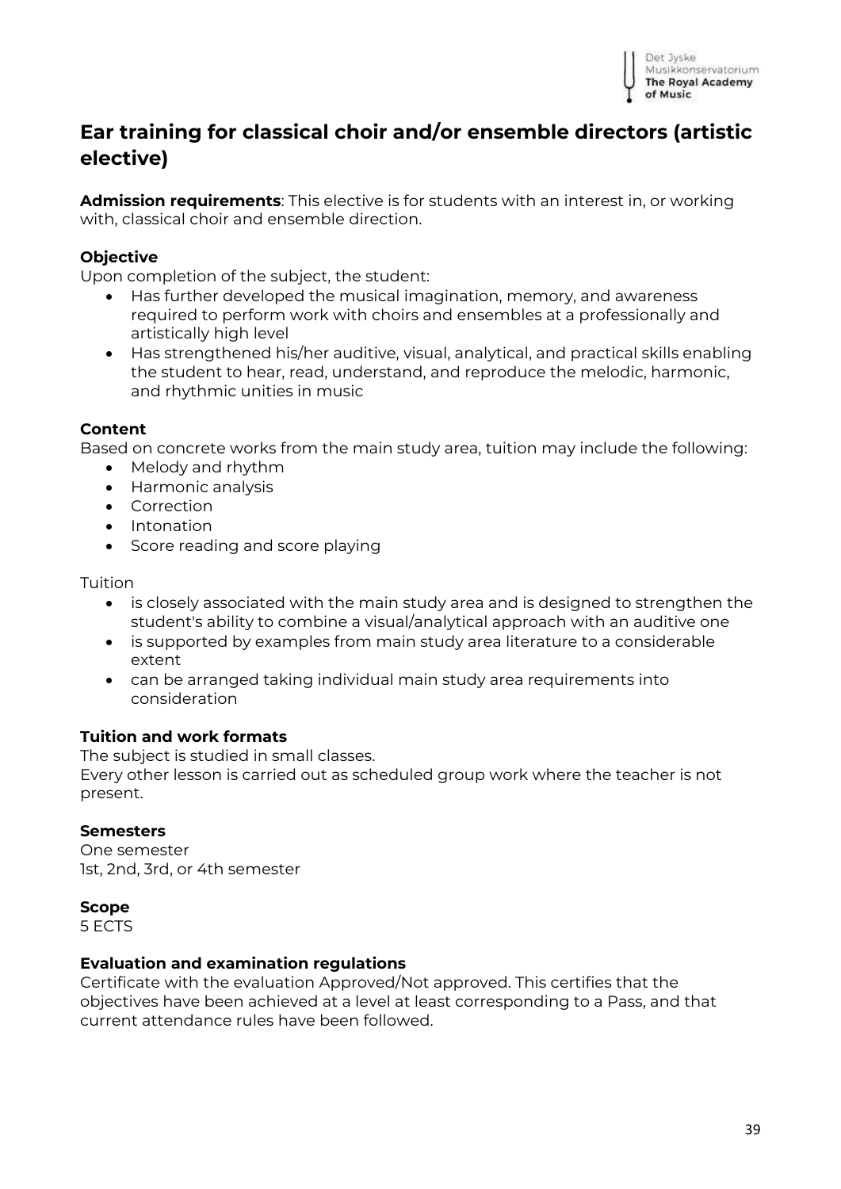## Ear training for classical choir and/or ensemble directors (artistic elective)

**Admission requirements**: This elective is for students with an interest in, or working with, classical choir and ensemble direction.

**Objective**

Upon completion of the subject, the student:

- Has further developed the musical imagination, memory, and awareness required to perform work with choirs and ensembles at a professionally and artistically high level
- Has strengthened his/her auditive, visual, analytical, and practical skills enabling the student to hear, read, understand, and reproduce the melodic, harmonic, and rhythmic unities in music

**Content**

Based on concrete works from the main study area, tuition may include the following:

- Melody and rhythm
- Harmonic analysis
- Correction
- Intonation
- Score reading and score playing

Tuition

- is closely associated with the main study area and is designed to strengthen the student's ability to combine a visual/analytical approach with an auditive one
- is supported by examples from main study area literature to a considerable extent
- can be arranged taking individual main study area requirements into consideration

**Tuition and work formats**

The subject is studied in small classes.
Every other lesson is carried out as scheduled group work where the teacher is not present.

**Semesters**

One semester
1st, 2nd, 3rd, or 4th semester

**Scope**

5 ECTS

**Evaluation and examination regulations**

Certificate with the evaluation Approved/Not approved. This certifies that the objectives have been achieved at a level at least corresponding to a Pass, and that current attendance rules have been followed.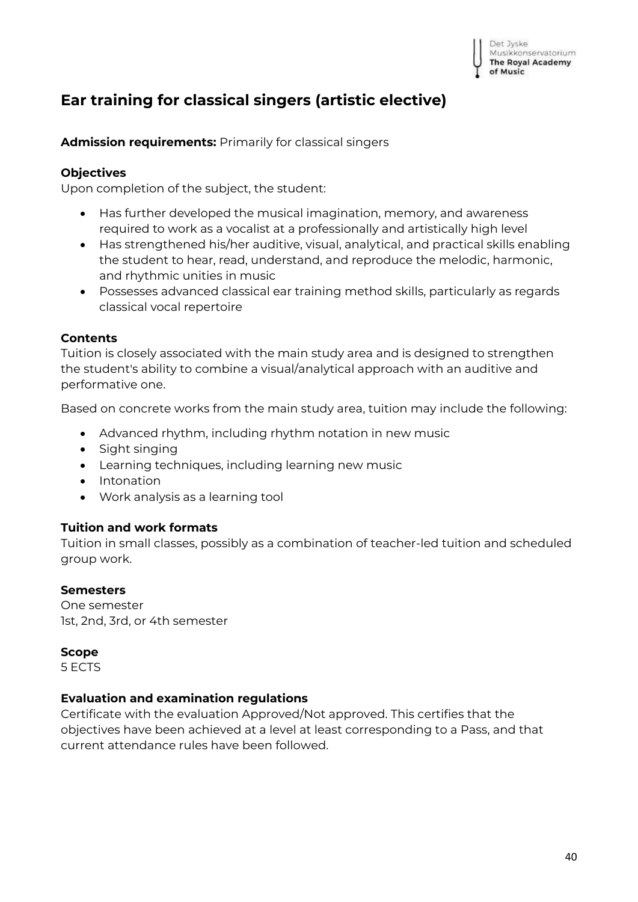## Ear training for classical singers (artistic elective)

**Admission requirements:** Primarily for classical singers

**Objectives**

Upon completion of the subject, the student:

- Has further developed the musical imagination, memory, and awareness required to work as a vocalist at a professionally and artistically high level
- Has strengthened his/her auditive, visual, analytical, and practical skills enabling the student to hear, read, understand, and reproduce the melodic, harmonic, and rhythmic unities in music
- Possesses advanced classical ear training method skills, particularly as regards classical vocal repertoire

**Contents**

Tuition is closely associated with the main study area and is designed to strengthen the student's ability to combine a visual/analytical approach with an auditive and performative one.

Based on concrete works from the main study area, tuition may include the following:

- Advanced rhythm, including rhythm notation in new music
- Sight singing
- Learning techniques, including learning new music
- Intonation
- Work analysis as a learning tool

**Tuition and work formats**

Tuition in small classes, possibly as a combination of teacher-led tuition and scheduled group work.

**Semesters**

One semester
1st, 2nd, 3rd, or 4th semester

**Scope**

5 ECTS

**Evaluation and examination regulations**

Certificate with the evaluation Approved/Not approved. This certifies that the objectives have been achieved at a level at least corresponding to a Pass, and that current attendance rules have been followed.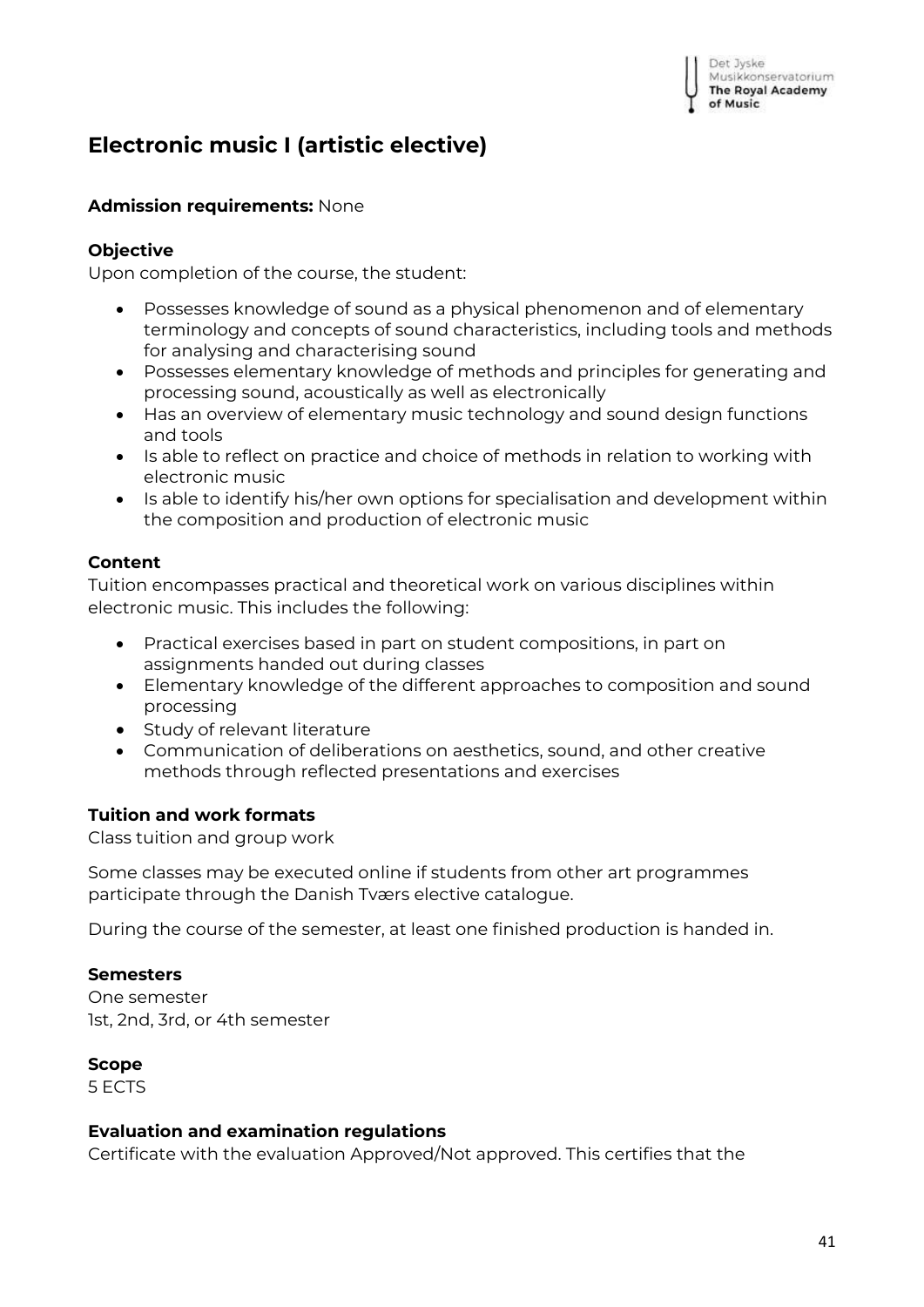## Electronic music I (artistic elective)

**Admission requirements:** None

**Objective**

Upon completion of the course, the student:

- Possesses knowledge of sound as a physical phenomenon and of elementary terminology and concepts of sound characteristics, including tools and methods for analysing and characterising sound
- Possesses elementary knowledge of methods and principles for generating and processing sound, acoustically as well as electronically
- Has an overview of elementary music technology and sound design functions and tools
- Is able to reflect on practice and choice of methods in relation to working with electronic music
- Is able to identify his/her own options for specialisation and development within the composition and production of electronic music

**Content**

Tuition encompasses practical and theoretical work on various disciplines within electronic music. This includes the following:

- Practical exercises based in part on student compositions, in part on assignments handed out during classes
- Elementary knowledge of the different approaches to composition and sound processing
- Study of relevant literature
- Communication of deliberations on aesthetics, sound, and other creative methods through reflected presentations and exercises

**Tuition and work formats**

Class tuition and group work

Some classes may be executed online if students from other art programmes participate through the Danish Tværs elective catalogue.

During the course of the semester, at least one finished production is handed in.

**Semesters**

One semester
1st, 2nd, 3rd, or 4th semester

**Scope**

5 ECTS

**Evaluation and examination regulations**

Certificate with the evaluation Approved/Not approved. This certifies that the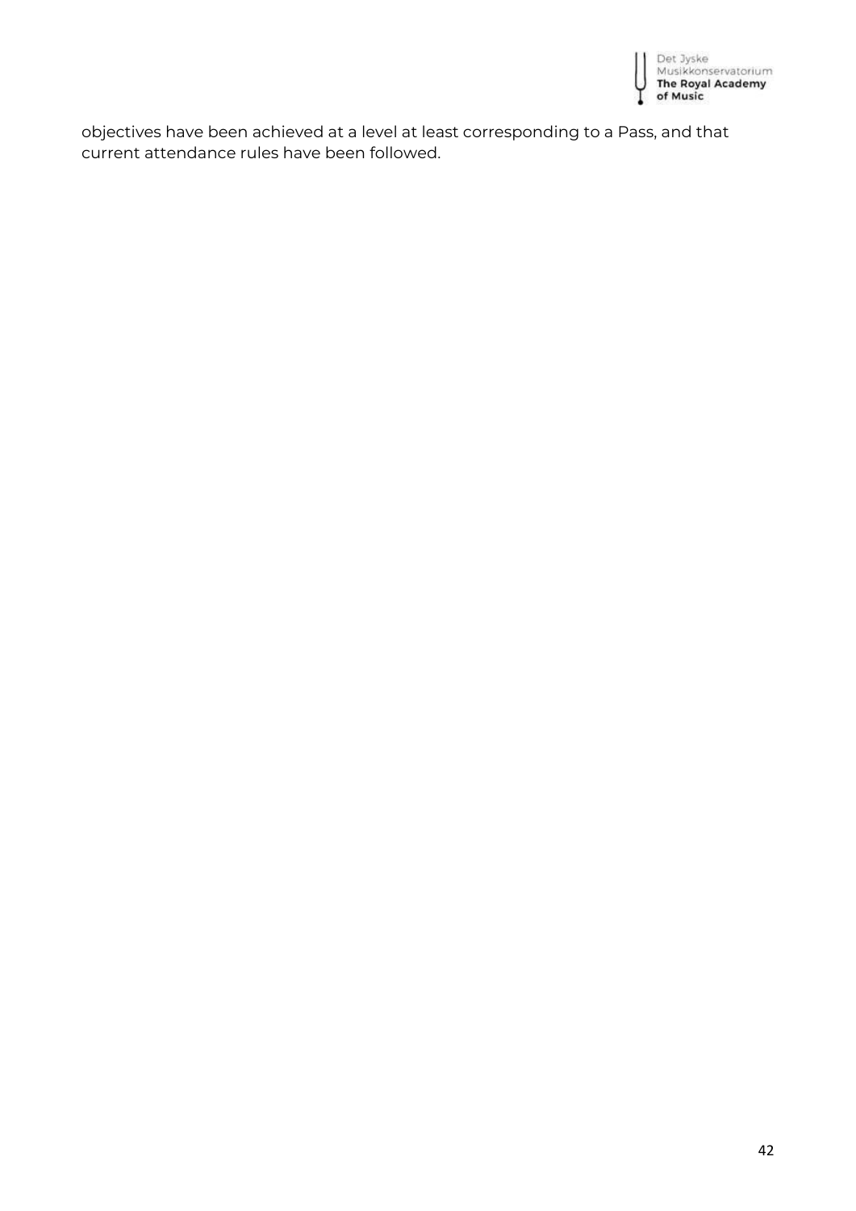objectives have been achieved at a level at least corresponding to a Pass, and that current attendance rules have been followed.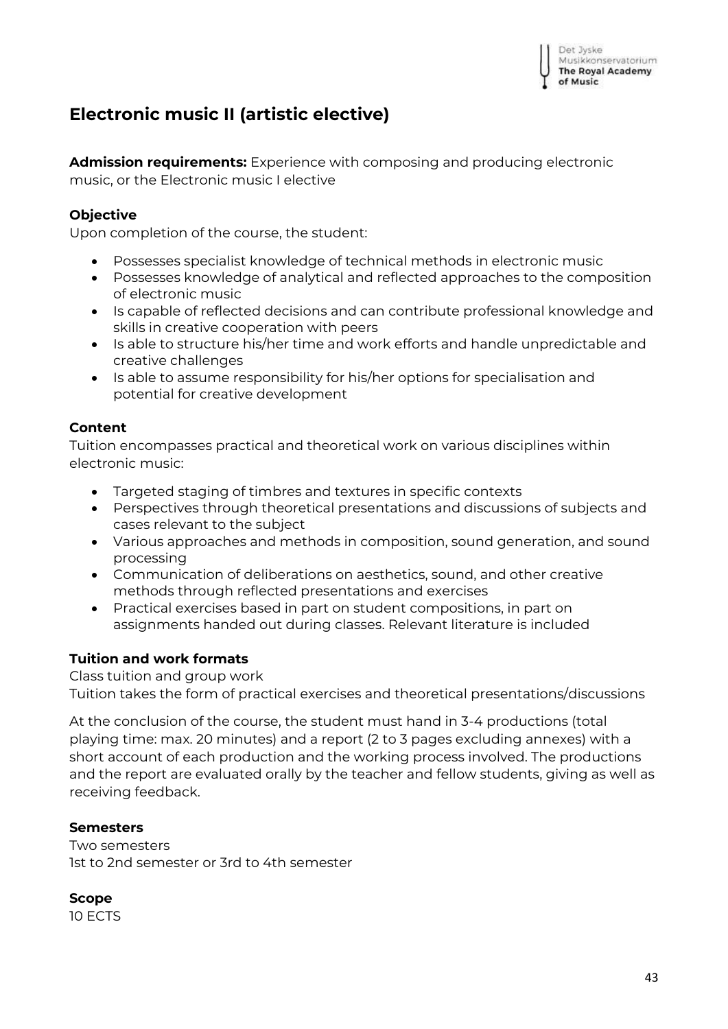# Electronic music II (artistic elective)

**Admission requirements:** Experience with composing and producing electronic music, or the Electronic music I elective

### Objective

Upon completion of the course, the student:

- Possesses specialist knowledge of technical methods in electronic music
- Possesses knowledge of analytical and reflected approaches to the composition of electronic music
- Is capable of reflected decisions and can contribute professional knowledge and skills in creative cooperation with peers
- Is able to structure his/her time and work efforts and handle unpredictable and creative challenges
- Is able to assume responsibility for his/her options for specialisation and potential for creative development

### Content

Tuition encompasses practical and theoretical work on various disciplines within electronic music:

- Targeted staging of timbres and textures in specific contexts
- Perspectives through theoretical presentations and discussions of subjects and cases relevant to the subject
- Various approaches and methods in composition, sound generation, and sound processing
- Communication of deliberations on aesthetics, sound, and other creative methods through reflected presentations and exercises
- Practical exercises based in part on student compositions, in part on assignments handed out during classes. Relevant literature is included

### Tuition and work formats

Class tuition and group work
Tuition takes the form of practical exercises and theoretical presentations/discussions

At the conclusion of the course, the student must hand in 3-4 productions (total playing time: max. 20 minutes) and a report (2 to 3 pages excluding annexes) with a short account of each production and the working process involved. The productions and the report are evaluated orally by the teacher and fellow students, giving as well as receiving feedback.

### Semesters

Two semesters
1st to 2nd semester or 3rd to 4th semester

### Scope

10 ECTS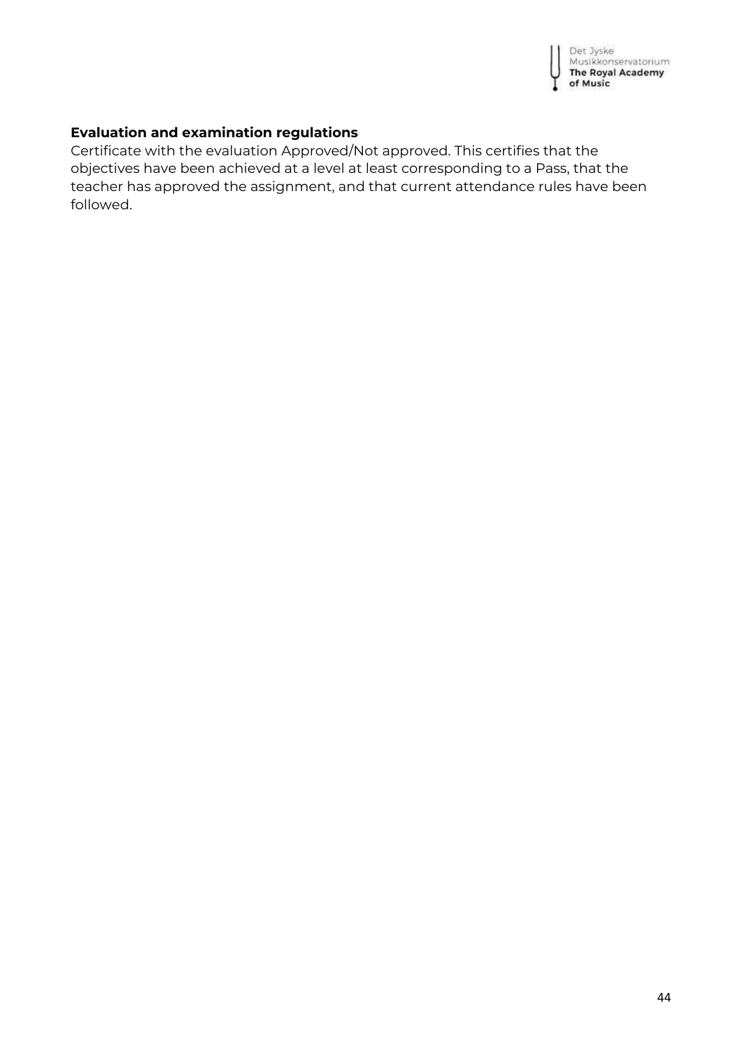**Evaluation and examination regulations**

Certificate with the evaluation Approved/Not approved. This certifies that the objectives have been achieved at a level at least corresponding to a Pass, that the teacher has approved the assignment, and that current attendance rules have been followed.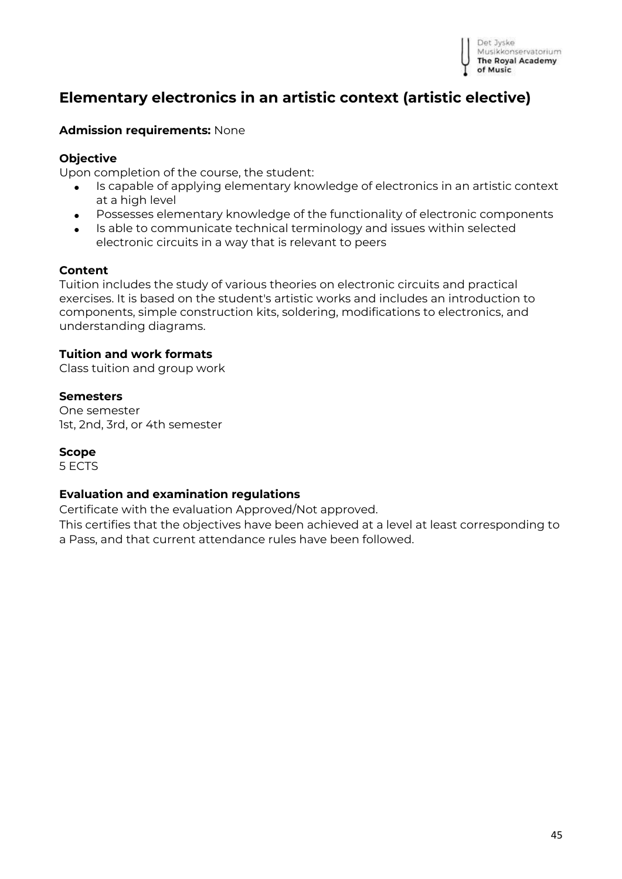## Elementary electronics in an artistic context (artistic elective)

**Admission requirements:** None

**Objective**

Upon completion of the course, the student:

- Is capable of applying elementary knowledge of electronics in an artistic context at a high level
- Possesses elementary knowledge of the functionality of electronic components
- Is able to communicate technical terminology and issues within selected electronic circuits in a way that is relevant to peers

**Content**

Tuition includes the study of various theories on electronic circuits and practical exercises. It is based on the student's artistic works and includes an introduction to components, simple construction kits, soldering, modifications to electronics, and understanding diagrams.

**Tuition and work formats**

Class tuition and group work

**Semesters**

One semester
1st, 2nd, 3rd, or 4th semester

**Scope**

5 ECTS

**Evaluation and examination regulations**

Certificate with the evaluation Approved/Not approved.
This certifies that the objectives have been achieved at a level at least corresponding to a Pass, and that current attendance rules have been followed.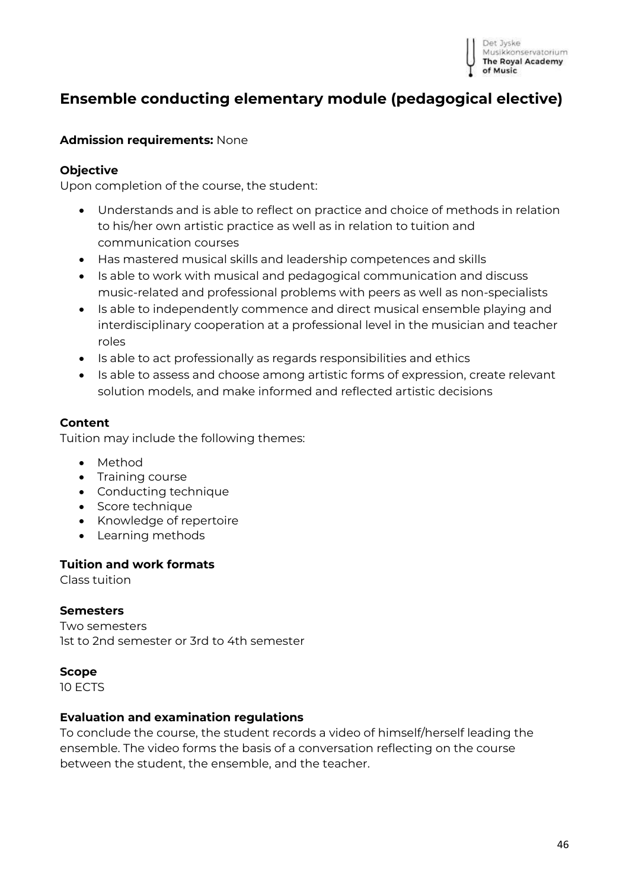# Ensemble conducting elementary module (pedagogical elective)

**Admission requirements:** None

**Objective**

Upon completion of the course, the student:

- Understands and is able to reflect on practice and choice of methods in relation to his/her own artistic practice as well as in relation to tuition and communication courses
- Has mastered musical skills and leadership competences and skills
- Is able to work with musical and pedagogical communication and discuss music-related and professional problems with peers as well as non-specialists
- Is able to independently commence and direct musical ensemble playing and interdisciplinary cooperation at a professional level in the musician and teacher roles
- Is able to act professionally as regards responsibilities and ethics
- Is able to assess and choose among artistic forms of expression, create relevant solution models, and make informed and reflected artistic decisions

**Content**

Tuition may include the following themes:

- Method
- Training course
- Conducting technique
- Score technique
- Knowledge of repertoire
- Learning methods

**Tuition and work formats**

Class tuition

**Semesters**

Two semesters
1st to 2nd semester or 3rd to 4th semester

**Scope**

10 ECTS

**Evaluation and examination regulations**

To conclude the course, the student records a video of himself/herself leading the ensemble. The video forms the basis of a conversation reflecting on the course between the student, the ensemble, and the teacher.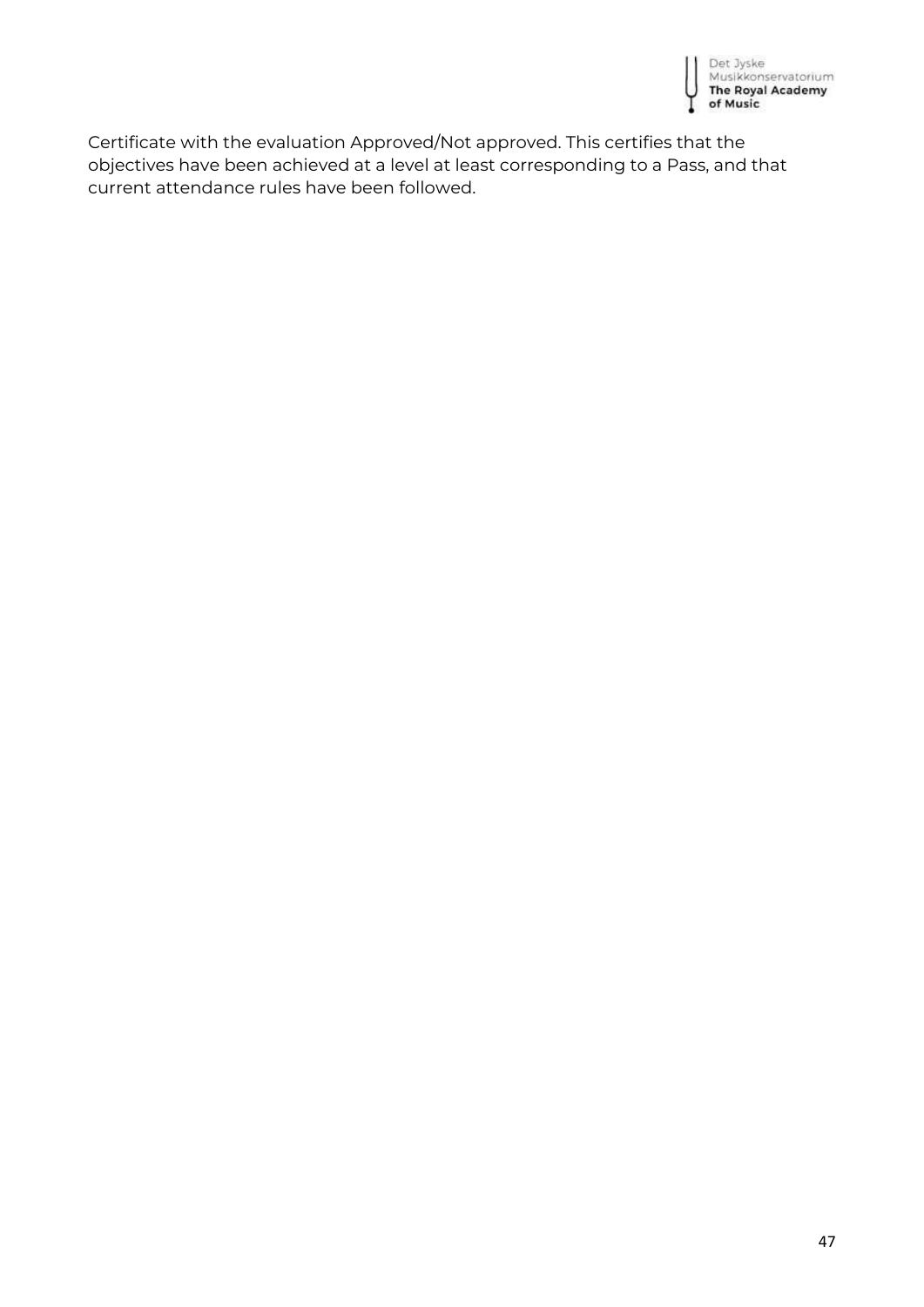Certificate with the evaluation Approved/Not approved. This certifies that the objectives have been achieved at a level at least corresponding to a Pass, and that current attendance rules have been followed.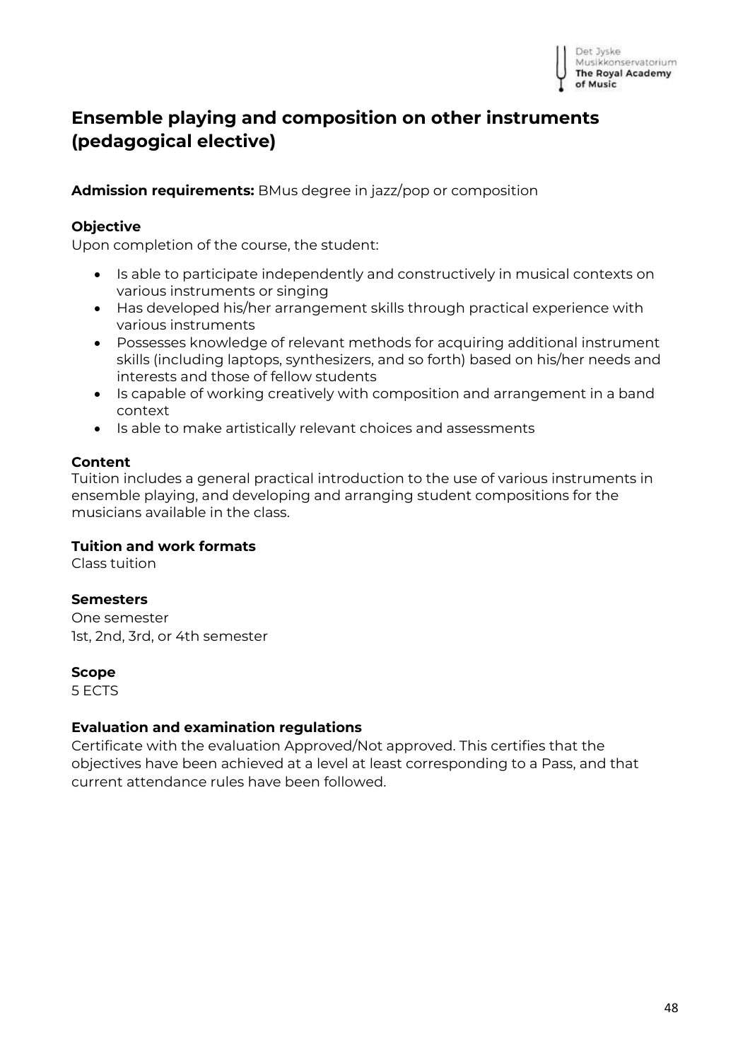# Ensemble playing and composition on other instruments (pedagogical elective)

**Admission requirements:** BMus degree in jazz/pop or composition

**Objective**

Upon completion of the course, the student:

- Is able to participate independently and constructively in musical contexts on various instruments or singing
- Has developed his/her arrangement skills through practical experience with various instruments
- Possesses knowledge of relevant methods for acquiring additional instrument skills (including laptops, synthesizers, and so forth) based on his/her needs and interests and those of fellow students
- Is capable of working creatively with composition and arrangement in a band context
- Is able to make artistically relevant choices and assessments

**Content**

Tuition includes a general practical introduction to the use of various instruments in ensemble playing, and developing and arranging student compositions for the musicians available in the class.

**Tuition and work formats**

Class tuition

**Semesters**

One semester
1st, 2nd, 3rd, or 4th semester

**Scope**

5 ECTS

**Evaluation and examination regulations**

Certificate with the evaluation Approved/Not approved. This certifies that the objectives have been achieved at a level at least corresponding to a Pass, and that current attendance rules have been followed.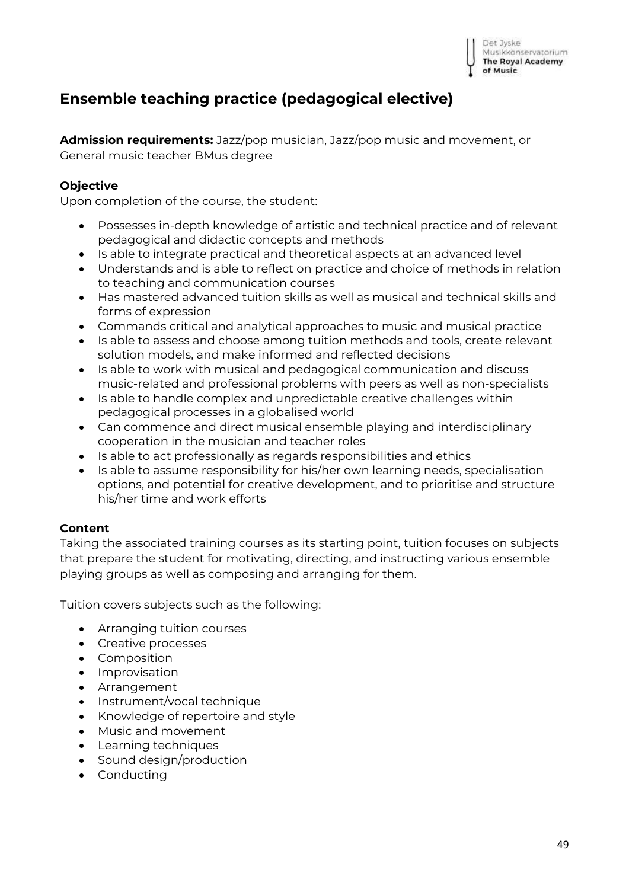## Ensemble teaching practice (pedagogical elective)

**Admission requirements:** Jazz/pop musician, Jazz/pop music and movement, or General music teacher BMus degree

**Objective**

Upon completion of the course, the student:

- Possesses in-depth knowledge of artistic and technical practice and of relevant pedagogical and didactic concepts and methods
- Is able to integrate practical and theoretical aspects at an advanced level
- Understands and is able to reflect on practice and choice of methods in relation to teaching and communication courses
- Has mastered advanced tuition skills as well as musical and technical skills and forms of expression
- Commands critical and analytical approaches to music and musical practice
- Is able to assess and choose among tuition methods and tools, create relevant solution models, and make informed and reflected decisions
- Is able to work with musical and pedagogical communication and discuss music-related and professional problems with peers as well as non-specialists
- Is able to handle complex and unpredictable creative challenges within pedagogical processes in a globalised world
- Can commence and direct musical ensemble playing and interdisciplinary cooperation in the musician and teacher roles
- Is able to act professionally as regards responsibilities and ethics
- Is able to assume responsibility for his/her own learning needs, specialisation options, and potential for creative development, and to prioritise and structure his/her time and work efforts

**Content**

Taking the associated training courses as its starting point, tuition focuses on subjects that prepare the student for motivating, directing, and instructing various ensemble playing groups as well as composing and arranging for them.

Tuition covers subjects such as the following:

- Arranging tuition courses
- Creative processes
- Composition
- Improvisation
- Arrangement
- Instrument/vocal technique
- Knowledge of repertoire and style
- Music and movement
- Learning techniques
- Sound design/production
- Conducting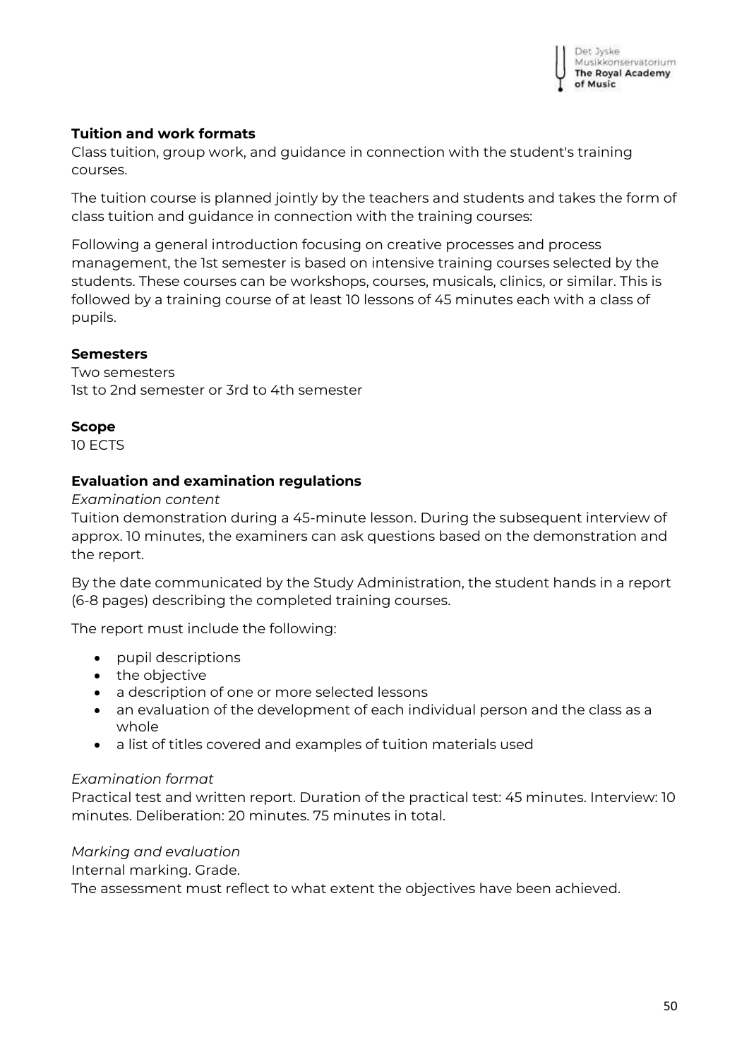**Tuition and work formats**

Class tuition, group work, and guidance in connection with the student's training courses.

The tuition course is planned jointly by the teachers and students and takes the form of class tuition and guidance in connection with the training courses:

Following a general introduction focusing on creative processes and process management, the 1st semester is based on intensive training courses selected by the students. These courses can be workshops, courses, musicals, clinics, or similar. This is followed by a training course of at least 10 lessons of 45 minutes each with a class of pupils.

**Semesters**

Two semesters
1st to 2nd semester or 3rd to 4th semester

**Scope**

10 ECTS

**Evaluation and examination regulations**

*Examination content*

Tuition demonstration during a 45-minute lesson. During the subsequent interview of approx. 10 minutes, the examiners can ask questions based on the demonstration and the report.

By the date communicated by the Study Administration, the student hands in a report (6-8 pages) describing the completed training courses.

The report must include the following:

- pupil descriptions
- the objective
- a description of one or more selected lessons
- an evaluation of the development of each individual person and the class as a whole
- a list of titles covered and examples of tuition materials used

*Examination format*

Practical test and written report. Duration of the practical test: 45 minutes. Interview: 10 minutes. Deliberation: 20 minutes. 75 minutes in total.

*Marking and evaluation*

Internal marking. Grade.
The assessment must reflect to what extent the objectives have been achieved.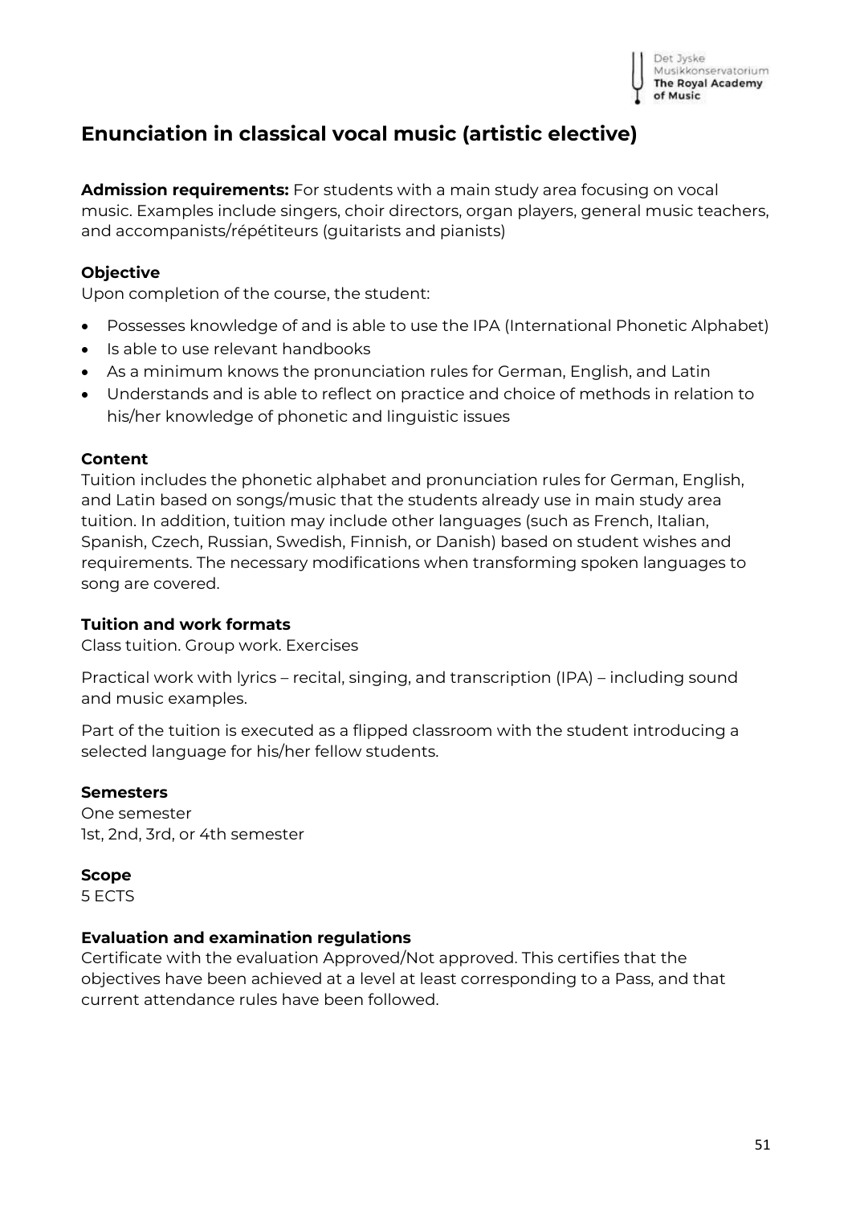# Enunciation in classical vocal music (artistic elective)

**Admission requirements:** For students with a main study area focusing on vocal music. Examples include singers, choir directors, organ players, general music teachers, and accompanists/répétiteurs (guitarists and pianists)

**Objective**

Upon completion of the course, the student:

- Possesses knowledge of and is able to use the IPA (International Phonetic Alphabet)
- Is able to use relevant handbooks
- As a minimum knows the pronunciation rules for German, English, and Latin
- Understands and is able to reflect on practice and choice of methods in relation to his/her knowledge of phonetic and linguistic issues

**Content**

Tuition includes the phonetic alphabet and pronunciation rules for German, English, and Latin based on songs/music that the students already use in main study area tuition. In addition, tuition may include other languages (such as French, Italian, Spanish, Czech, Russian, Swedish, Finnish, or Danish) based on student wishes and requirements. The necessary modifications when transforming spoken languages to song are covered.

**Tuition and work formats**

Class tuition. Group work. Exercises

Practical work with lyrics – recital, singing, and transcription (IPA) – including sound and music examples.

Part of the tuition is executed as a flipped classroom with the student introducing a selected language for his/her fellow students.

**Semesters**

One semester
1st, 2nd, 3rd, or 4th semester

**Scope**

5 ECTS

**Evaluation and examination regulations**

Certificate with the evaluation Approved/Not approved. This certifies that the objectives have been achieved at a level at least corresponding to a Pass, and that current attendance rules have been followed.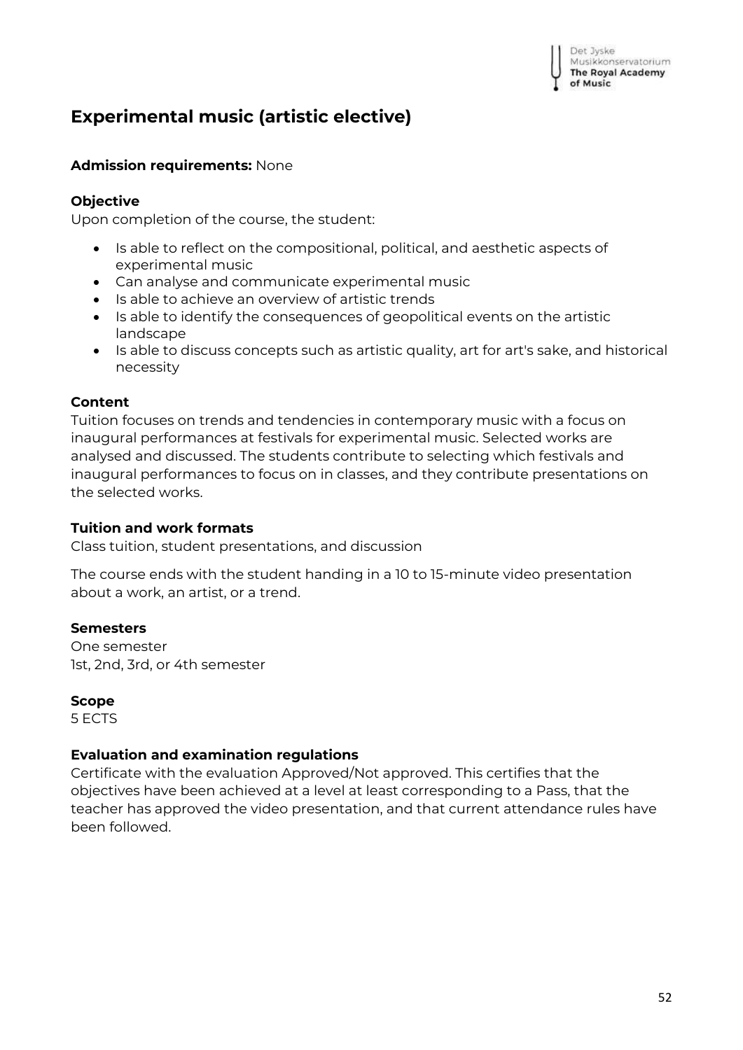# Experimental music (artistic elective)

**Admission requirements:** None

### Objective

Upon completion of the course, the student:

- Is able to reflect on the compositional, political, and aesthetic aspects of experimental music
- Can analyse and communicate experimental music
- Is able to achieve an overview of artistic trends
- Is able to identify the consequences of geopolitical events on the artistic landscape
- Is able to discuss concepts such as artistic quality, art for art's sake, and historical necessity

### Content

Tuition focuses on trends and tendencies in contemporary music with a focus on inaugural performances at festivals for experimental music. Selected works are analysed and discussed. The students contribute to selecting which festivals and inaugural performances to focus on in classes, and they contribute presentations on the selected works.

### Tuition and work formats

Class tuition, student presentations, and discussion

The course ends with the student handing in a 10 to 15-minute video presentation about a work, an artist, or a trend.

### Semesters

One semester
1st, 2nd, 3rd, or 4th semester

### Scope

5 ECTS

### Evaluation and examination regulations

Certificate with the evaluation Approved/Not approved. This certifies that the objectives have been achieved at a level at least corresponding to a Pass, that the teacher has approved the video presentation, and that current attendance rules have been followed.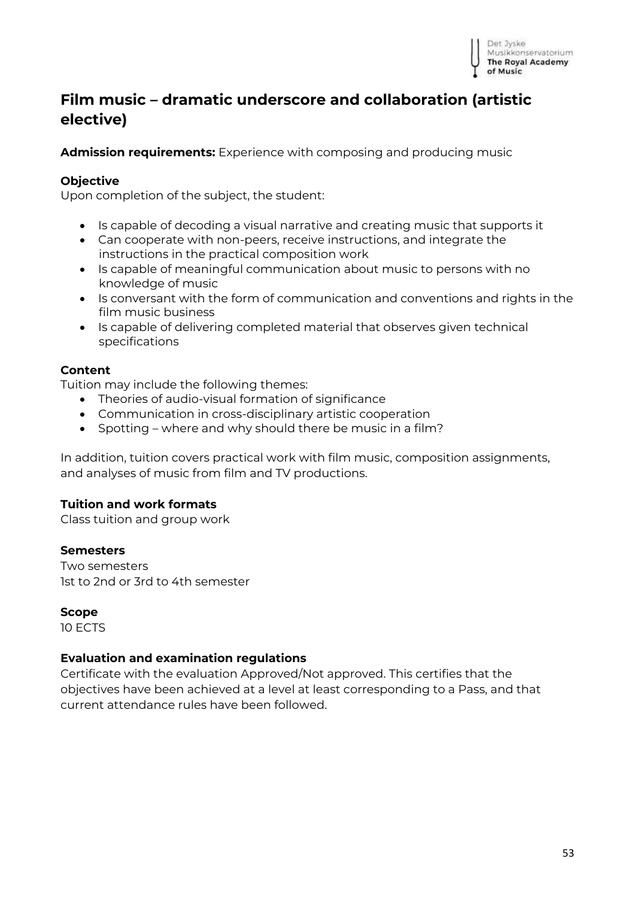## Film music – dramatic underscore and collaboration (artistic elective)

**Admission requirements:** Experience with composing and producing music

**Objective**
Upon completion of the subject, the student:

- Is capable of decoding a visual narrative and creating music that supports it
- Can cooperate with non-peers, receive instructions, and integrate the instructions in the practical composition work
- Is capable of meaningful communication about music to persons with no knowledge of music
- Is conversant with the form of communication and conventions and rights in the film music business
- Is capable of delivering completed material that observes given technical specifications

**Content**
Tuition may include the following themes:

- Theories of audio-visual formation of significance
- Communication in cross-disciplinary artistic cooperation
- Spotting – where and why should there be music in a film?

In addition, tuition covers practical work with film music, composition assignments, and analyses of music from film and TV productions.

**Tuition and work formats**
Class tuition and group work

**Semesters**
Two semesters
1st to 2nd or 3rd to 4th semester

**Scope**
10 ECTS

**Evaluation and examination regulations**
Certificate with the evaluation Approved/Not approved. This certifies that the objectives have been achieved at a level at least corresponding to a Pass, and that current attendance rules have been followed.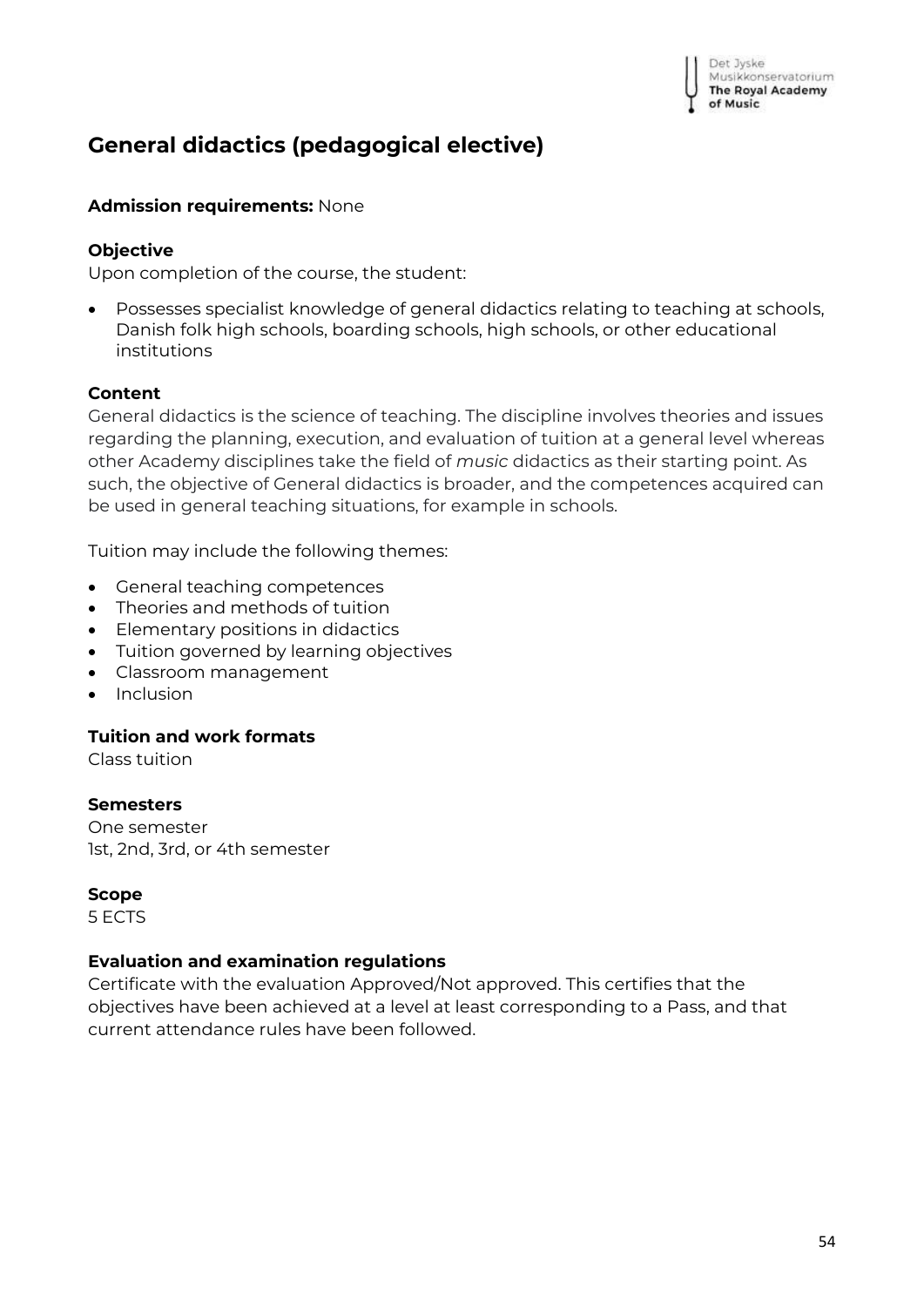## General didactics (pedagogical elective)

**Admission requirements:** None

**Objective**

Upon completion of the course, the student:

- Possesses specialist knowledge of general didactics relating to teaching at schools, Danish folk high schools, boarding schools, high schools, or other educational institutions

**Content**

General didactics is the science of teaching. The discipline involves theories and issues regarding the planning, execution, and evaluation of tuition at a general level whereas other Academy disciplines take the field of *music* didactics as their starting point. As such, the objective of General didactics is broader, and the competences acquired can be used in general teaching situations, for example in schools.

Tuition may include the following themes:

- General teaching competences
- Theories and methods of tuition
- Elementary positions in didactics
- Tuition governed by learning objectives
- Classroom management
- Inclusion

**Tuition and work formats**

Class tuition

**Semesters**

One semester
1st, 2nd, 3rd, or 4th semester

**Scope**

5 ECTS

**Evaluation and examination regulations**

Certificate with the evaluation Approved/Not approved. This certifies that the objectives have been achieved at a level at least corresponding to a Pass, and that current attendance rules have been followed.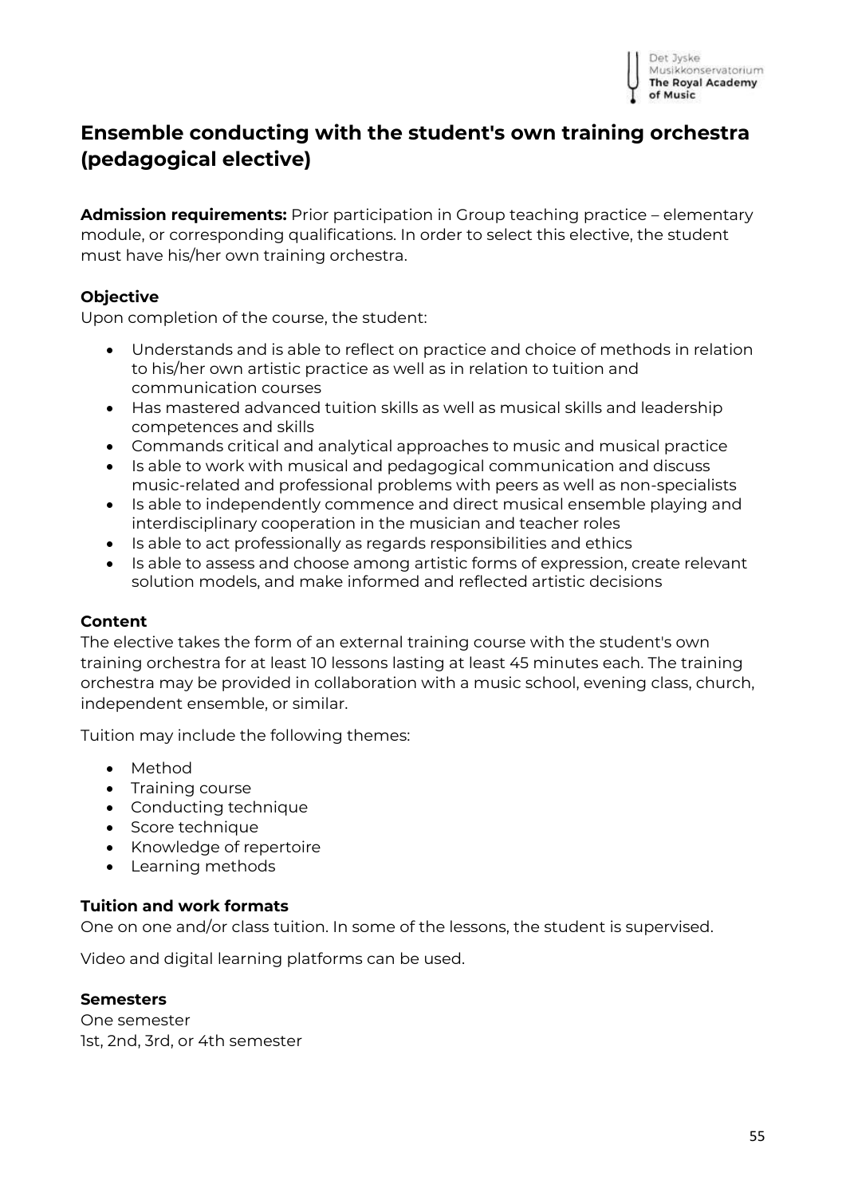## Ensemble conducting with the student's own training orchestra (pedagogical elective)

**Admission requirements:** Prior participation in Group teaching practice – elementary module, or corresponding qualifications. In order to select this elective, the student must have his/her own training orchestra.

**Objective**

Upon completion of the course, the student:

- Understands and is able to reflect on practice and choice of methods in relation to his/her own artistic practice as well as in relation to tuition and communication courses
- Has mastered advanced tuition skills as well as musical skills and leadership competences and skills
- Commands critical and analytical approaches to music and musical practice
- Is able to work with musical and pedagogical communication and discuss music-related and professional problems with peers as well as non-specialists
- Is able to independently commence and direct musical ensemble playing and interdisciplinary cooperation in the musician and teacher roles
- Is able to act professionally as regards responsibilities and ethics
- Is able to assess and choose among artistic forms of expression, create relevant solution models, and make informed and reflected artistic decisions

**Content**

The elective takes the form of an external training course with the student's own training orchestra for at least 10 lessons lasting at least 45 minutes each. The training orchestra may be provided in collaboration with a music school, evening class, church, independent ensemble, or similar.

Tuition may include the following themes:

- Method
- Training course
- Conducting technique
- Score technique
- Knowledge of repertoire
- Learning methods

**Tuition and work formats**

One on one and/or class tuition. In some of the lessons, the student is supervised.

Video and digital learning platforms can be used.

**Semesters**

One semester
1st, 2nd, 3rd, or 4th semester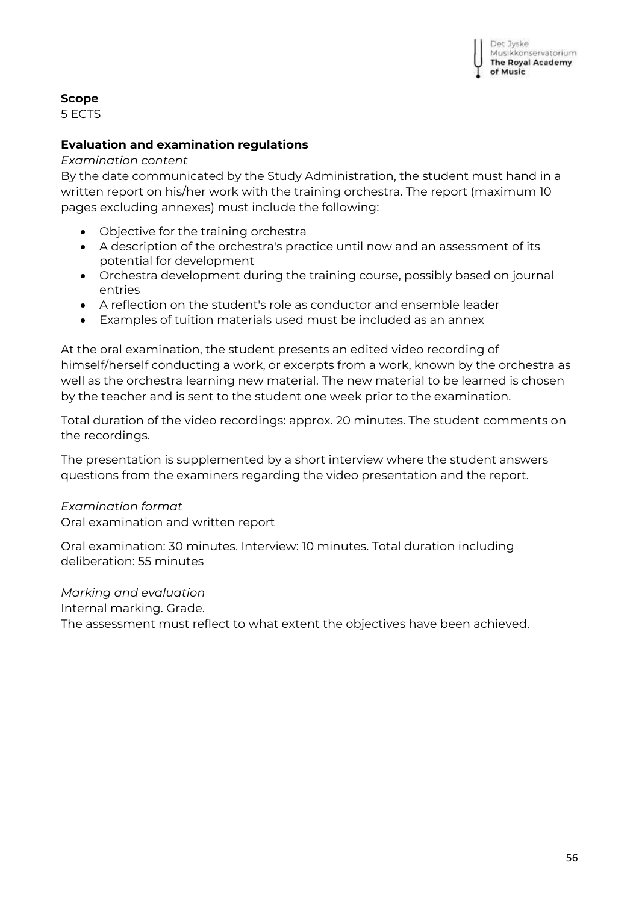**Scope**
5 ECTS

**Evaluation and examination regulations**

*Examination content*
By the date communicated by the Study Administration, the student must hand in a written report on his/her work with the training orchestra. The report (maximum 10 pages excluding annexes) must include the following:

- Objective for the training orchestra
- A description of the orchestra's practice until now and an assessment of its potential for development
- Orchestra development during the training course, possibly based on journal entries
- A reflection on the student's role as conductor and ensemble leader
- Examples of tuition materials used must be included as an annex

At the oral examination, the student presents an edited video recording of himself/herself conducting a work, or excerpts from a work, known by the orchestra as well as the orchestra learning new material. The new material to be learned is chosen by the teacher and is sent to the student one week prior to the examination.

Total duration of the video recordings: approx. 20 minutes. The student comments on the recordings.

The presentation is supplemented by a short interview where the student answers questions from the examiners regarding the video presentation and the report.

*Examination format*
Oral examination and written report

Oral examination: 30 minutes. Interview: 10 minutes. Total duration including deliberation: 55 minutes

*Marking and evaluation*
Internal marking. Grade.
The assessment must reflect to what extent the objectives have been achieved.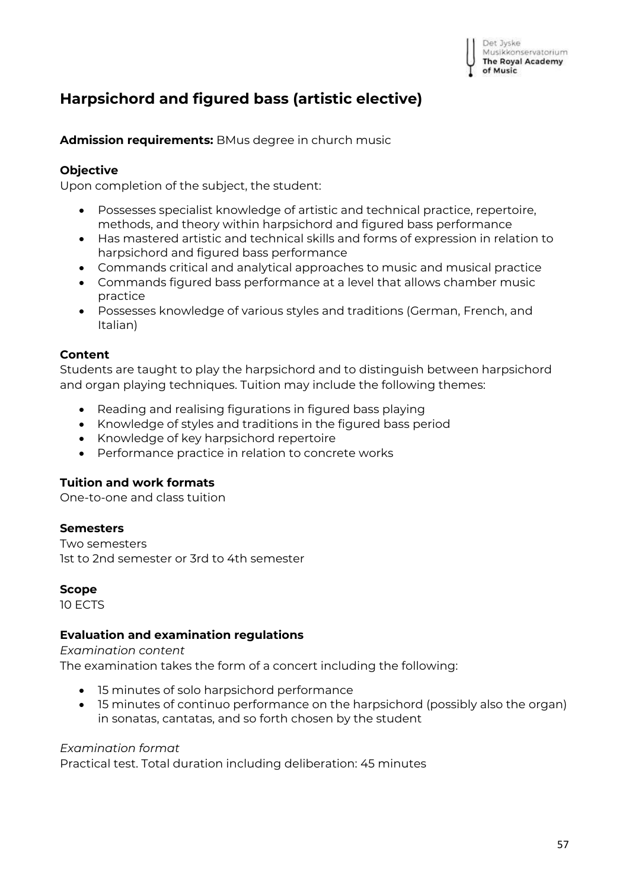# Harpsichord and figured bass (artistic elective)

**Admission requirements:** BMus degree in church music

**Objective**

Upon completion of the subject, the student:

- Possesses specialist knowledge of artistic and technical practice, repertoire, methods, and theory within harpsichord and figured bass performance
- Has mastered artistic and technical skills and forms of expression in relation to harpsichord and figured bass performance
- Commands critical and analytical approaches to music and musical practice
- Commands figured bass performance at a level that allows chamber music practice
- Possesses knowledge of various styles and traditions (German, French, and Italian)

**Content**

Students are taught to play the harpsichord and to distinguish between harpsichord and organ playing techniques. Tuition may include the following themes:

- Reading and realising figurations in figured bass playing
- Knowledge of styles and traditions in the figured bass period
- Knowledge of key harpsichord repertoire
- Performance practice in relation to concrete works

**Tuition and work formats**

One-to-one and class tuition

**Semesters**

Two semesters
1st to 2nd semester or 3rd to 4th semester

**Scope**

10 ECTS

**Evaluation and examination regulations**

*Examination content*

The examination takes the form of a concert including the following:

- 15 minutes of solo harpsichord performance
- 15 minutes of continuo performance on the harpsichord (possibly also the organ) in sonatas, cantatas, and so forth chosen by the student

*Examination format*

Practical test. Total duration including deliberation: 45 minutes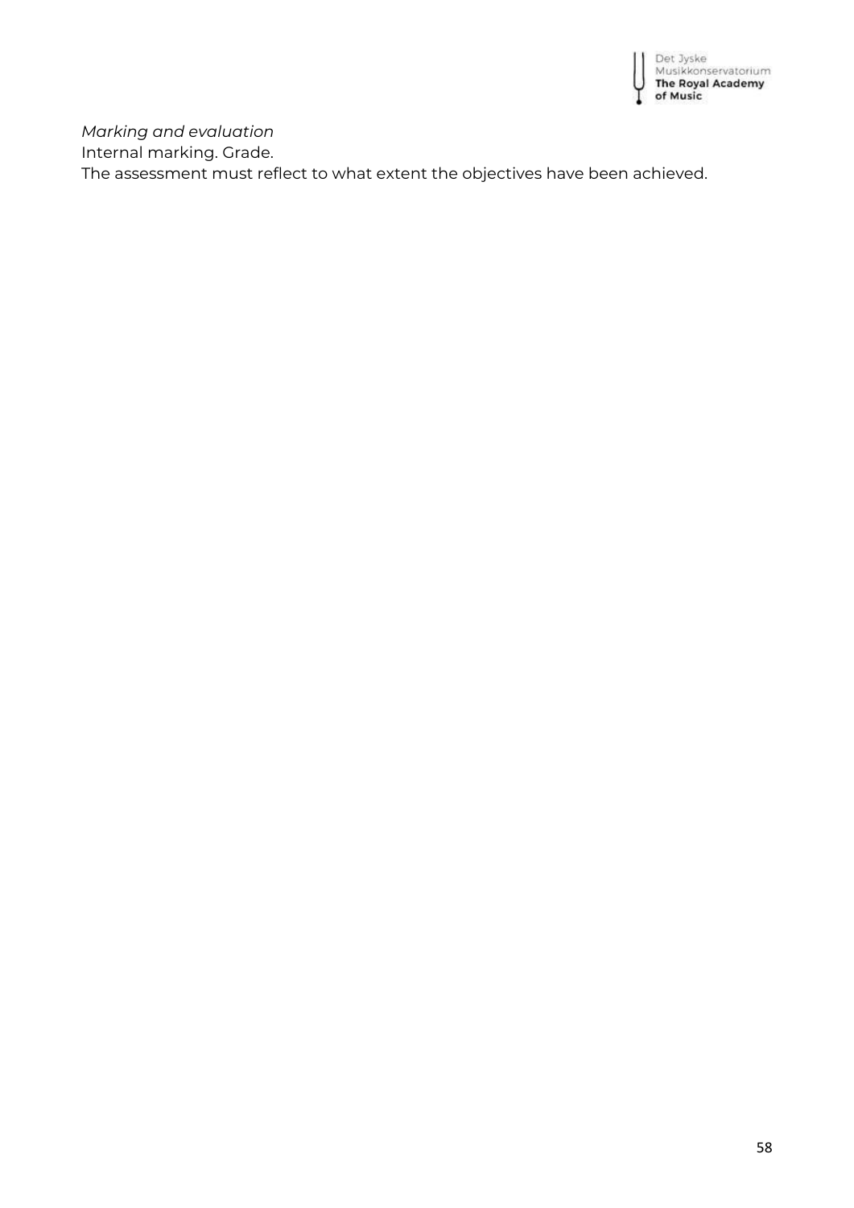*Marking and evaluation*
Internal marking. Grade.
The assessment must reflect to what extent the objectives have been achieved.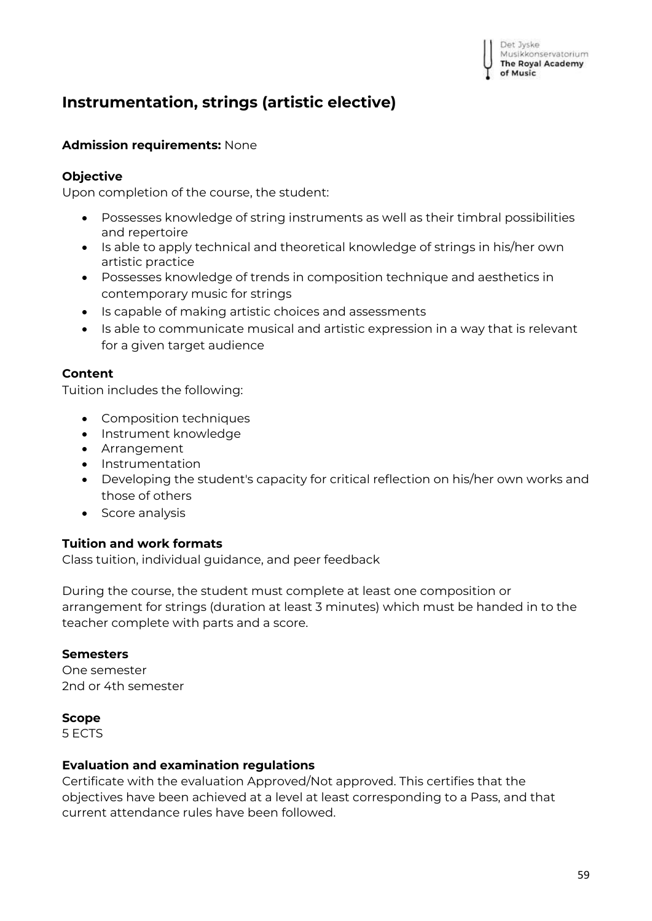# Instrumentation, strings (artistic elective)

**Admission requirements:** None

**Objective**

Upon completion of the course, the student:

- Possesses knowledge of string instruments as well as their timbral possibilities and repertoire
- Is able to apply technical and theoretical knowledge of strings in his/her own artistic practice
- Possesses knowledge of trends in composition technique and aesthetics in contemporary music for strings
- Is capable of making artistic choices and assessments
- Is able to communicate musical and artistic expression in a way that is relevant for a given target audience

**Content**

Tuition includes the following:

- Composition techniques
- Instrument knowledge
- Arrangement
- Instrumentation
- Developing the student's capacity for critical reflection on his/her own works and those of others
- Score analysis

**Tuition and work formats**

Class tuition, individual guidance, and peer feedback

During the course, the student must complete at least one composition or arrangement for strings (duration at least 3 minutes) which must be handed in to the teacher complete with parts and a score.

**Semesters**

One semester
2nd or 4th semester

**Scope**

5 ECTS

**Evaluation and examination regulations**

Certificate with the evaluation Approved/Not approved. This certifies that the objectives have been achieved at a level at least corresponding to a Pass, and that current attendance rules have been followed.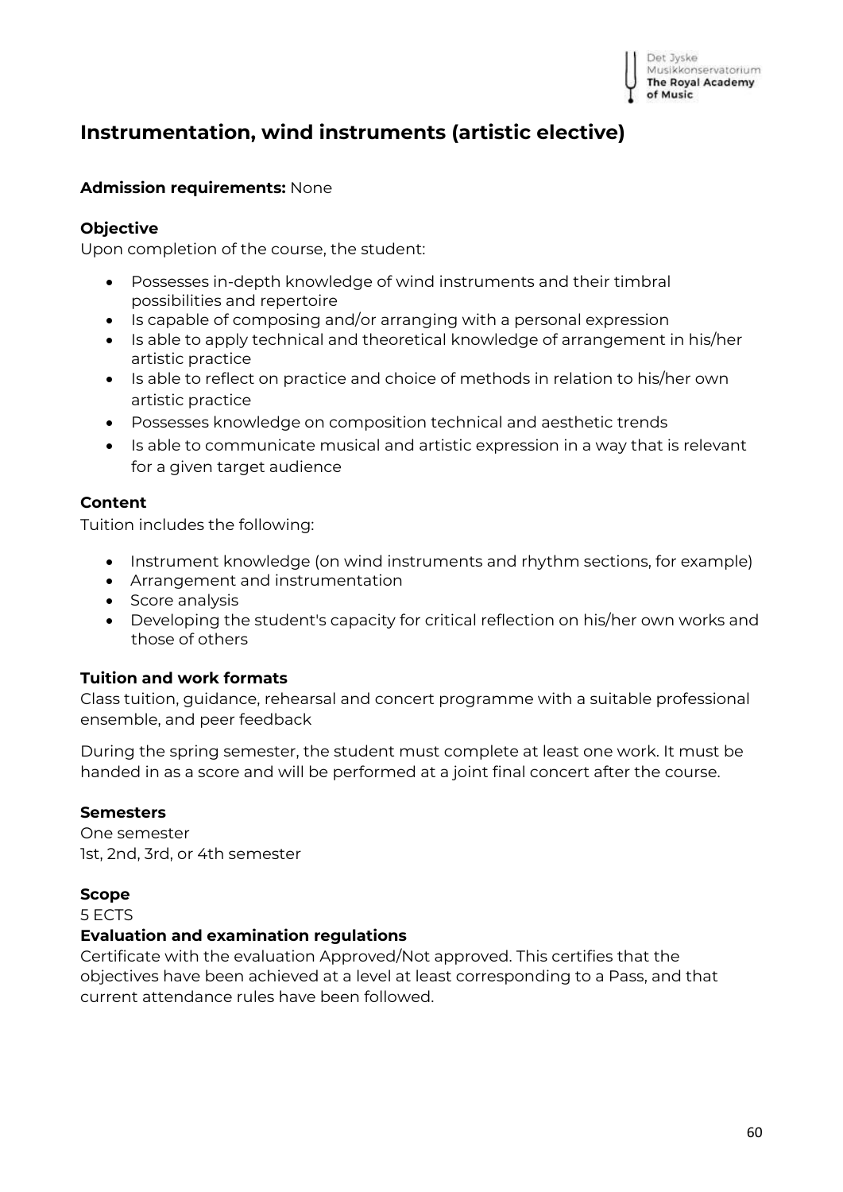# Instrumentation, wind instruments (artistic elective)

**Admission requirements:** None

**Objective**

Upon completion of the course, the student:

- Possesses in-depth knowledge of wind instruments and their timbral possibilities and repertoire
- Is capable of composing and/or arranging with a personal expression
- Is able to apply technical and theoretical knowledge of arrangement in his/her artistic practice
- Is able to reflect on practice and choice of methods in relation to his/her own artistic practice
- Possesses knowledge on composition technical and aesthetic trends
- Is able to communicate musical and artistic expression in a way that is relevant for a given target audience

**Content**

Tuition includes the following:

- Instrument knowledge (on wind instruments and rhythm sections, for example)
- Arrangement and instrumentation
- Score analysis
- Developing the student's capacity for critical reflection on his/her own works and those of others

**Tuition and work formats**

Class tuition, guidance, rehearsal and concert programme with a suitable professional ensemble, and peer feedback

During the spring semester, the student must complete at least one work. It must be handed in as a score and will be performed at a joint final concert after the course.

**Semesters**

One semester
1st, 2nd, 3rd, or 4th semester

**Scope**

5 ECTS

**Evaluation and examination regulations**

Certificate with the evaluation Approved/Not approved. This certifies that the objectives have been achieved at a level at least corresponding to a Pass, and that current attendance rules have been followed.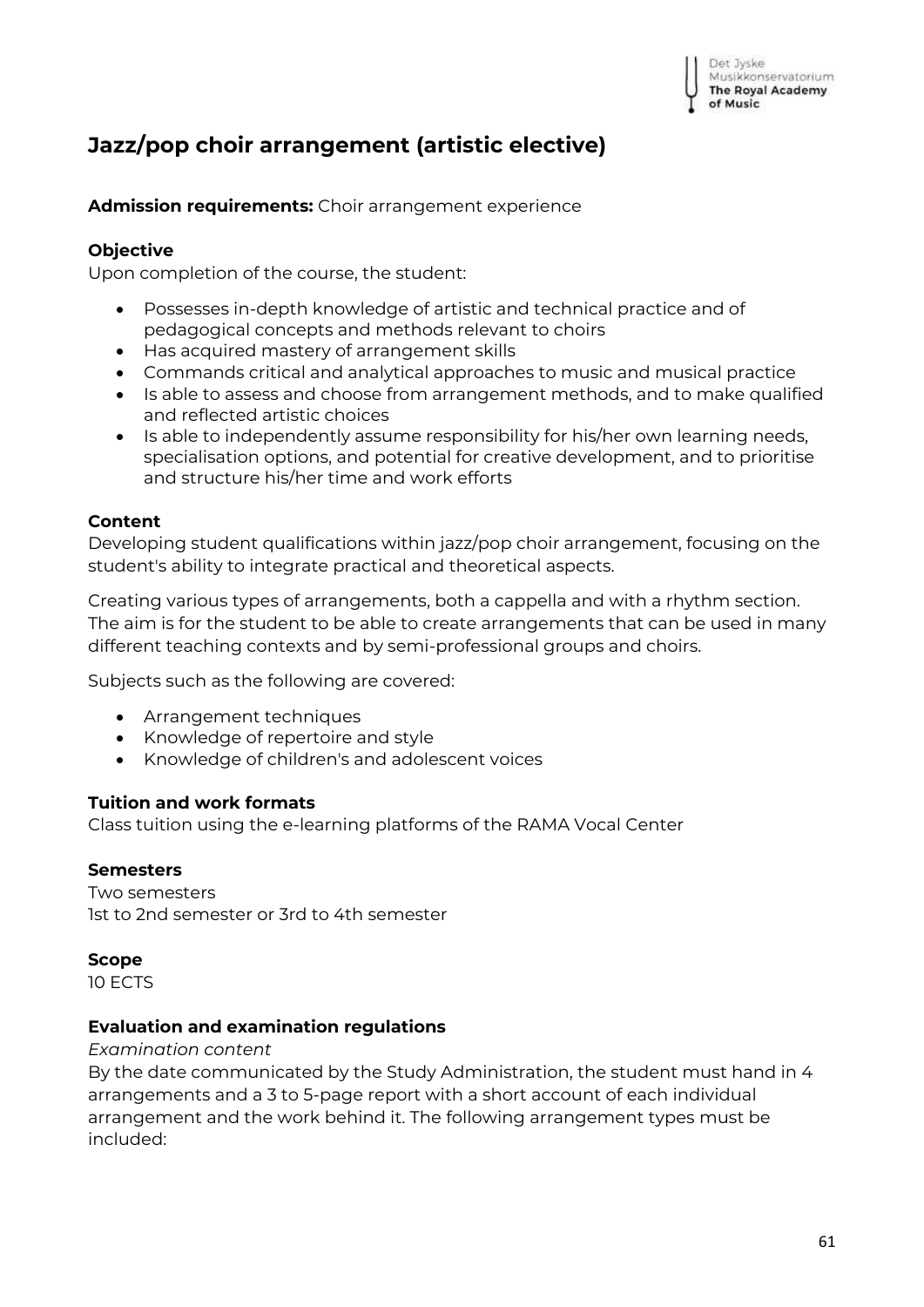# Jazz/pop choir arrangement (artistic elective)

**Admission requirements:** Choir arrangement experience

### Objective

Upon completion of the course, the student:

- Possesses in-depth knowledge of artistic and technical practice and of pedagogical concepts and methods relevant to choirs
- Has acquired mastery of arrangement skills
- Commands critical and analytical approaches to music and musical practice
- Is able to assess and choose from arrangement methods, and to make qualified and reflected artistic choices
- Is able to independently assume responsibility for his/her own learning needs, specialisation options, and potential for creative development, and to prioritise and structure his/her time and work efforts

### Content

Developing student qualifications within jazz/pop choir arrangement, focusing on the student's ability to integrate practical and theoretical aspects.

Creating various types of arrangements, both a cappella and with a rhythm section. The aim is for the student to be able to create arrangements that can be used in many different teaching contexts and by semi-professional groups and choirs.

Subjects such as the following are covered:

- Arrangement techniques
- Knowledge of repertoire and style
- Knowledge of children's and adolescent voices

### Tuition and work formats

Class tuition using the e-learning platforms of the RAMA Vocal Center

### Semesters

Two semesters
1st to 2nd semester or 3rd to 4th semester

### Scope

10 ECTS

### Evaluation and examination regulations

*Examination content*

By the date communicated by the Study Administration, the student must hand in 4 arrangements and a 3 to 5-page report with a short account of each individual arrangement and the work behind it. The following arrangement types must be included: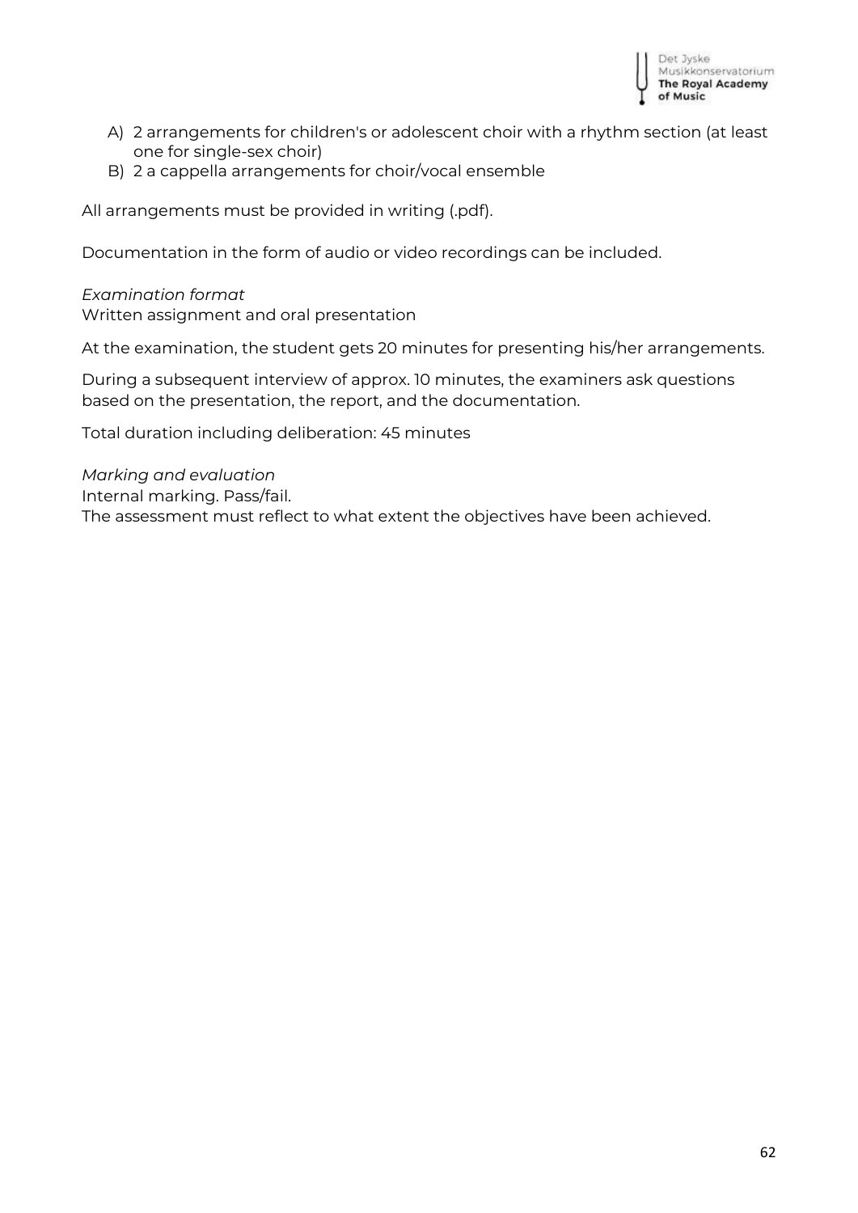A) 2 arrangements for children's or adolescent choir with a rhythm section (at least one for single-sex choir)
B) 2 a cappella arrangements for choir/vocal ensemble

All arrangements must be provided in writing (.pdf).

Documentation in the form of audio or video recordings can be included.

*Examination format*
Written assignment and oral presentation

At the examination, the student gets 20 minutes for presenting his/her arrangements.

During a subsequent interview of approx. 10 minutes, the examiners ask questions based on the presentation, the report, and the documentation.

Total duration including deliberation: 45 minutes

*Marking and evaluation*
Internal marking. Pass/fail.
The assessment must reflect to what extent the objectives have been achieved.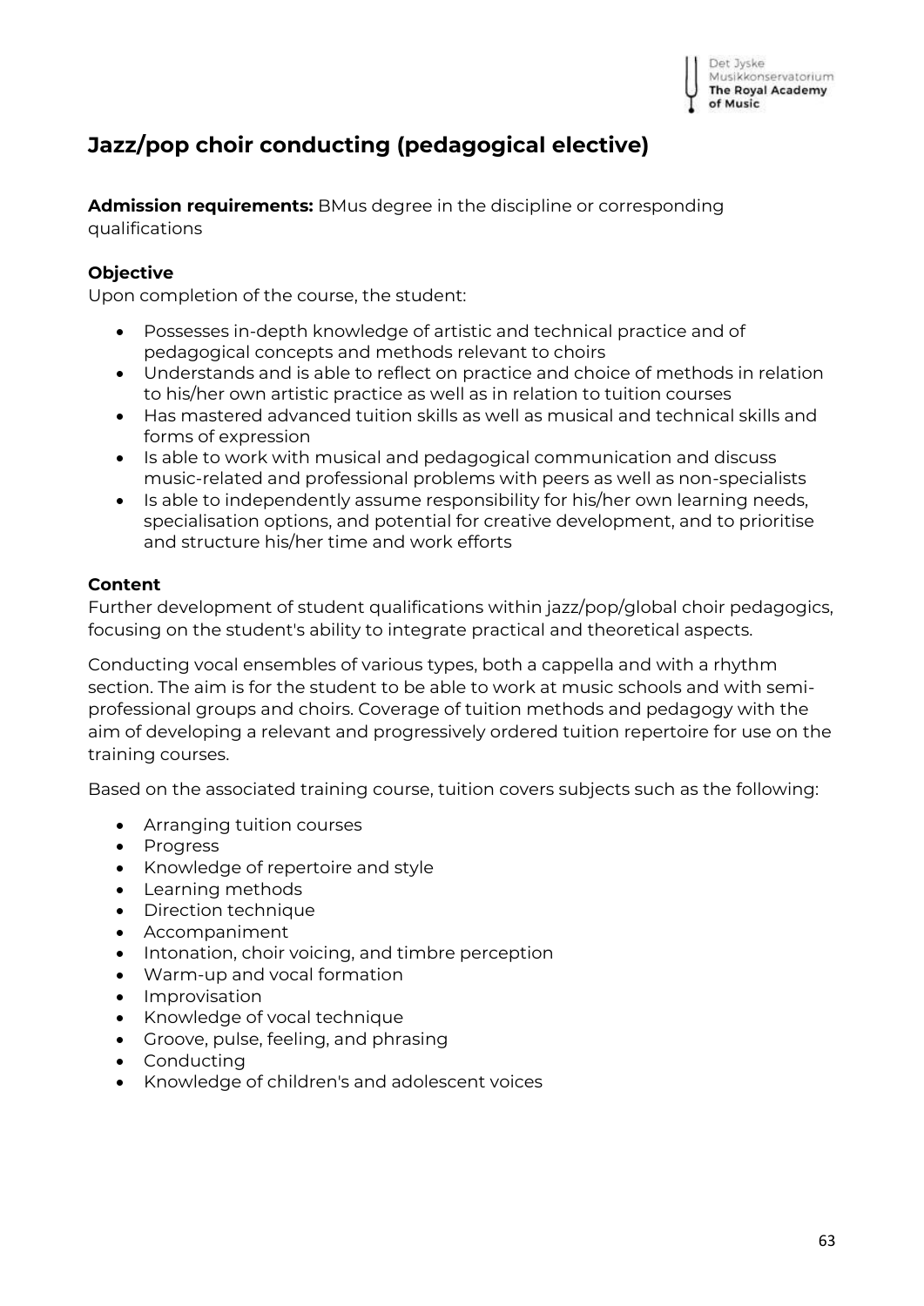## Jazz/pop choir conducting (pedagogical elective)

**Admission requirements:** BMus degree in the discipline or corresponding qualifications

### Objective

Upon completion of the course, the student:

- Possesses in-depth knowledge of artistic and technical practice and of pedagogical concepts and methods relevant to choirs
- Understands and is able to reflect on practice and choice of methods in relation to his/her own artistic practice as well as in relation to tuition courses
- Has mastered advanced tuition skills as well as musical and technical skills and forms of expression
- Is able to work with musical and pedagogical communication and discuss music-related and professional problems with peers as well as non-specialists
- Is able to independently assume responsibility for his/her own learning needs, specialisation options, and potential for creative development, and to prioritise and structure his/her time and work efforts

### Content

Further development of student qualifications within jazz/pop/global choir pedagogics, focusing on the student's ability to integrate practical and theoretical aspects.

Conducting vocal ensembles of various types, both a cappella and with a rhythm section. The aim is for the student to be able to work at music schools and with semi-professional groups and choirs. Coverage of tuition methods and pedagogy with the aim of developing a relevant and progressively ordered tuition repertoire for use on the training courses.

Based on the associated training course, tuition covers subjects such as the following:

- Arranging tuition courses
- Progress
- Knowledge of repertoire and style
- Learning methods
- Direction technique
- Accompaniment
- Intonation, choir voicing, and timbre perception
- Warm-up and vocal formation
- Improvisation
- Knowledge of vocal technique
- Groove, pulse, feeling, and phrasing
- Conducting
- Knowledge of children's and adolescent voices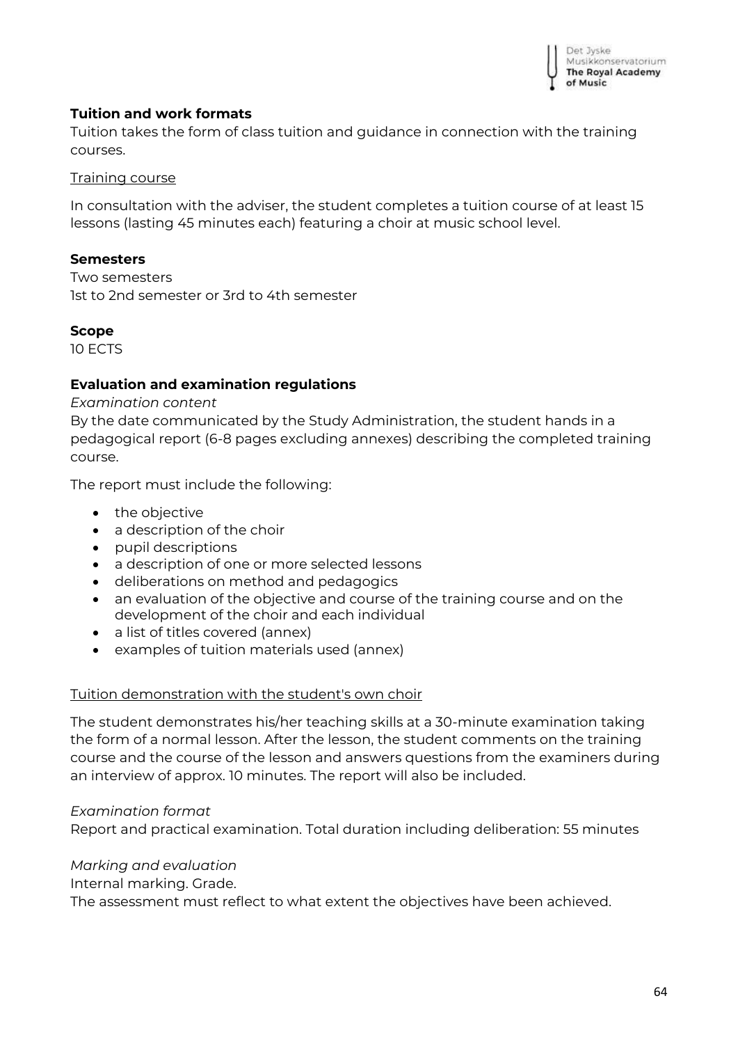**Tuition and work formats**

Tuition takes the form of class tuition and guidance in connection with the training courses.

Training course

In consultation with the adviser, the student completes a tuition course of at least 15 lessons (lasting 45 minutes each) featuring a choir at music school level.

**Semesters**

Two semesters
1st to 2nd semester or 3rd to 4th semester

**Scope**

10 ECTS

**Evaluation and examination regulations**

*Examination content*

By the date communicated by the Study Administration, the student hands in a pedagogical report (6-8 pages excluding annexes) describing the completed training course.

The report must include the following:

- the objective
- a description of the choir
- pupil descriptions
- a description of one or more selected lessons
- deliberations on method and pedagogics
- an evaluation of the objective and course of the training course and on the development of the choir and each individual
- a list of titles covered (annex)
- examples of tuition materials used (annex)

Tuition demonstration with the student's own choir

The student demonstrates his/her teaching skills at a 30-minute examination taking the form of a normal lesson. After the lesson, the student comments on the training course and the course of the lesson and answers questions from the examiners during an interview of approx. 10 minutes. The report will also be included.

*Examination format*

Report and practical examination. Total duration including deliberation: 55 minutes

*Marking and evaluation*

Internal marking. Grade.
The assessment must reflect to what extent the objectives have been achieved.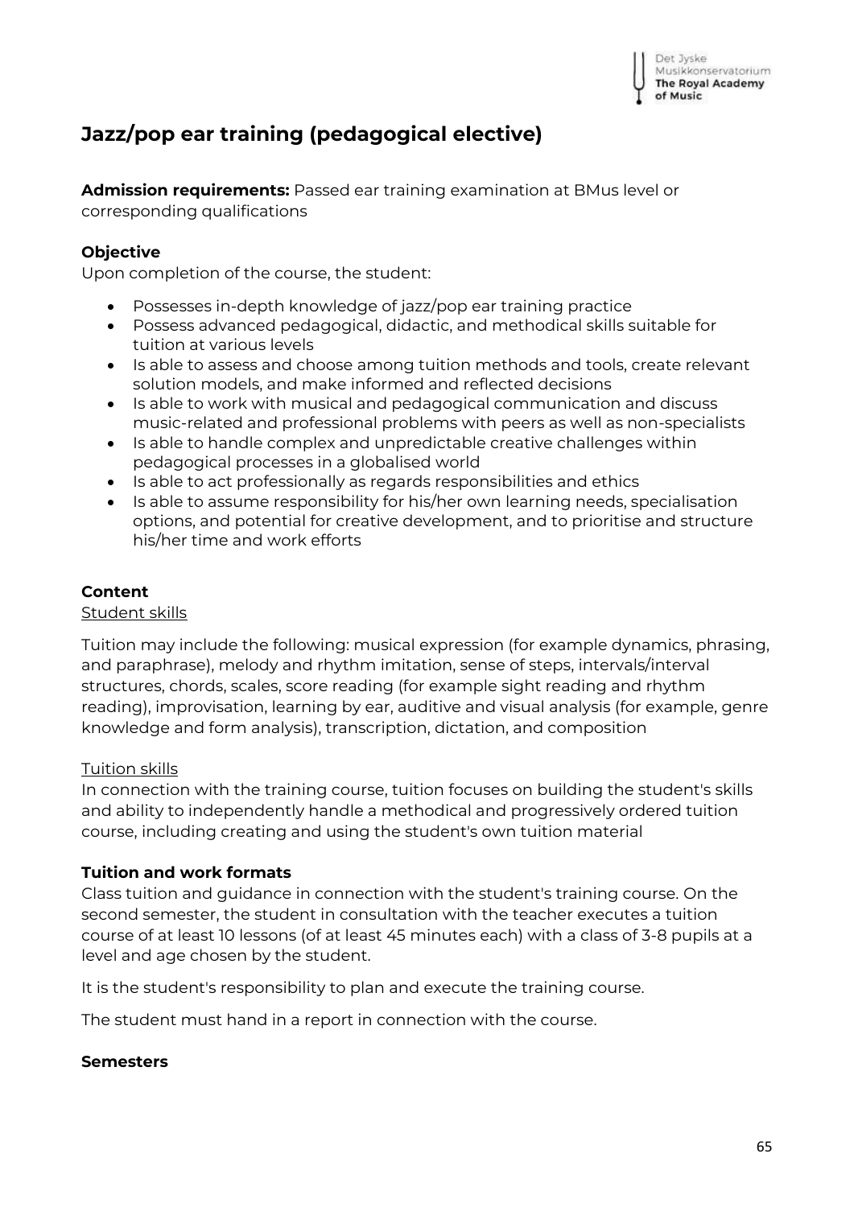# Jazz/pop ear training (pedagogical elective)

**Admission requirements:** Passed ear training examination at BMus level or corresponding qualifications

**Objective**
Upon completion of the course, the student:

- Possesses in-depth knowledge of jazz/pop ear training practice
- Possess advanced pedagogical, didactic, and methodical skills suitable for tuition at various levels
- Is able to assess and choose among tuition methods and tools, create relevant solution models, and make informed and reflected decisions
- Is able to work with musical and pedagogical communication and discuss music-related and professional problems with peers as well as non-specialists
- Is able to handle complex and unpredictable creative challenges within pedagogical processes in a globalised world
- Is able to act professionally as regards responsibilities and ethics
- Is able to assume responsibility for his/her own learning needs, specialisation options, and potential for creative development, and to prioritise and structure his/her time and work efforts

**Content**
Student skills

Tuition may include the following: musical expression (for example dynamics, phrasing, and paraphrase), melody and rhythm imitation, sense of steps, intervals/interval structures, chords, scales, score reading (for example sight reading and rhythm reading), improvisation, learning by ear, auditive and visual analysis (for example, genre knowledge and form analysis), transcription, dictation, and composition

Tuition skills
In connection with the training course, tuition focuses on building the student's skills and ability to independently handle a methodical and progressively ordered tuition course, including creating and using the student's own tuition material

**Tuition and work formats**
Class tuition and guidance in connection with the student's training course. On the second semester, the student in consultation with the teacher executes a tuition course of at least 10 lessons (of at least 45 minutes each) with a class of 3-8 pupils at a level and age chosen by the student.

It is the student's responsibility to plan and execute the training course.

The student must hand in a report in connection with the course.

**Semesters**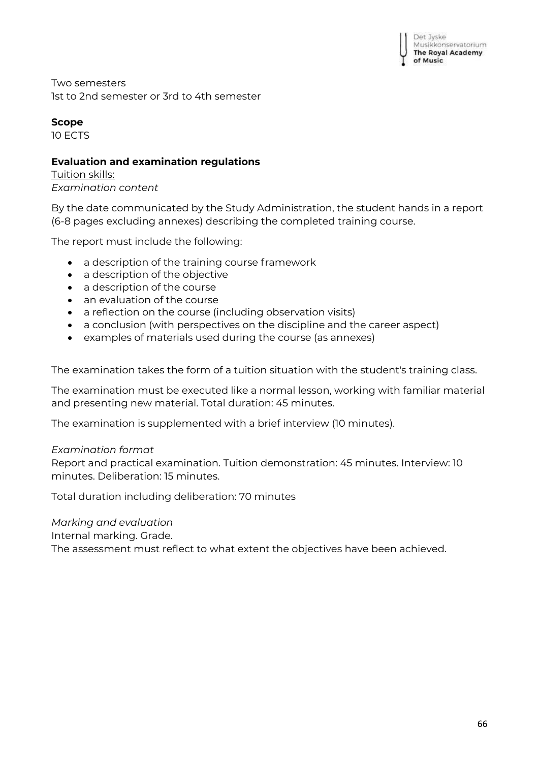Two semesters
1st to 2nd semester or 3rd to 4th semester

**Scope**
10 ECTS

**Evaluation and examination regulations**
Tuition skills:
*Examination content*

By the date communicated by the Study Administration, the student hands in a report (6-8 pages excluding annexes) describing the completed training course.

The report must include the following:

- a description of the training course framework
- a description of the objective
- a description of the course
- an evaluation of the course
- a reflection on the course (including observation visits)
- a conclusion (with perspectives on the discipline and the career aspect)
- examples of materials used during the course (as annexes)

The examination takes the form of a tuition situation with the student's training class.

The examination must be executed like a normal lesson, working with familiar material and presenting new material. Total duration: 45 minutes.

The examination is supplemented with a brief interview (10 minutes).

*Examination format*
Report and practical examination. Tuition demonstration: 45 minutes. Interview: 10 minutes. Deliberation: 15 minutes.

Total duration including deliberation: 70 minutes

*Marking and evaluation*
Internal marking. Grade.
The assessment must reflect to what extent the objectives have been achieved.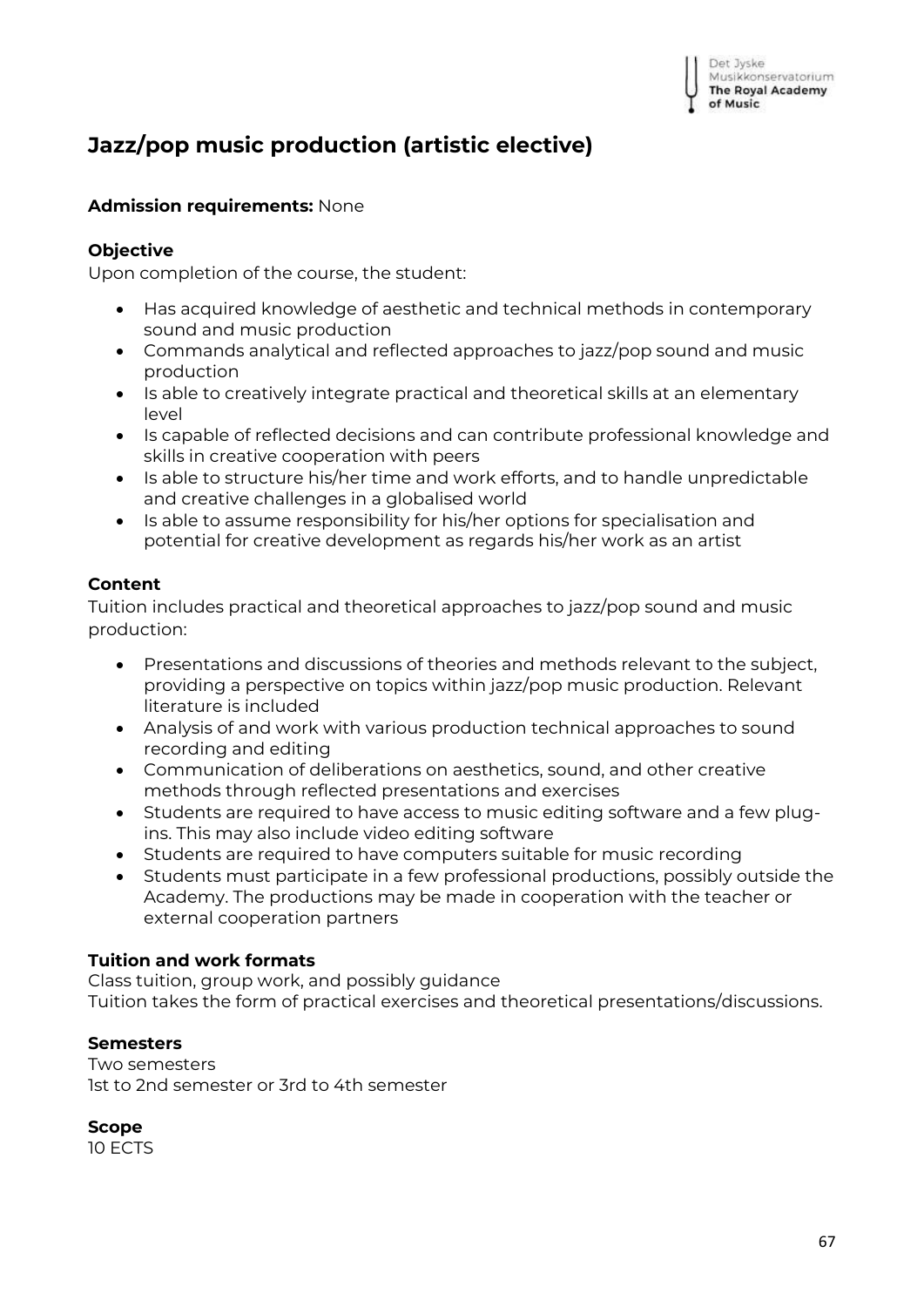## Jazz/pop music production (artistic elective)

**Admission requirements:** None

**Objective**

Upon completion of the course, the student:

- Has acquired knowledge of aesthetic and technical methods in contemporary sound and music production
- Commands analytical and reflected approaches to jazz/pop sound and music production
- Is able to creatively integrate practical and theoretical skills at an elementary level
- Is capable of reflected decisions and can contribute professional knowledge and skills in creative cooperation with peers
- Is able to structure his/her time and work efforts, and to handle unpredictable and creative challenges in a globalised world
- Is able to assume responsibility for his/her options for specialisation and potential for creative development as regards his/her work as an artist

**Content**

Tuition includes practical and theoretical approaches to jazz/pop sound and music production:

- Presentations and discussions of theories and methods relevant to the subject, providing a perspective on topics within jazz/pop music production. Relevant literature is included
- Analysis of and work with various production technical approaches to sound recording and editing
- Communication of deliberations on aesthetics, sound, and other creative methods through reflected presentations and exercises
- Students are required to have access to music editing software and a few plug-ins. This may also include video editing software
- Students are required to have computers suitable for music recording
- Students must participate in a few professional productions, possibly outside the Academy. The productions may be made in cooperation with the teacher or external cooperation partners

**Tuition and work formats**

Class tuition, group work, and possibly guidance
Tuition takes the form of practical exercises and theoretical presentations/discussions.

**Semesters**

Two semesters
1st to 2nd semester or 3rd to 4th semester

**Scope**

10 ECTS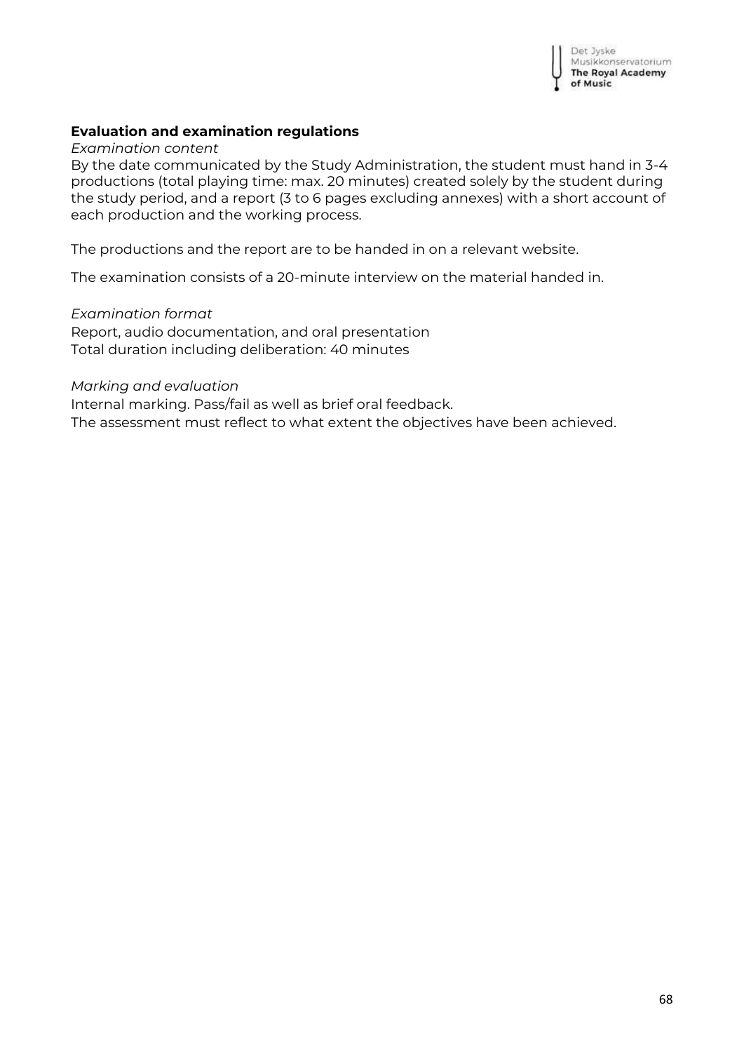**Evaluation and examination regulations**

*Examination content*

By the date communicated by the Study Administration, the student must hand in 3-4 productions (total playing time: max. 20 minutes) created solely by the student during the study period, and a report (3 to 6 pages excluding annexes) with a short account of each production and the working process.

The productions and the report are to be handed in on a relevant website.

The examination consists of a 20-minute interview on the material handed in.

*Examination format*

Report, audio documentation, and oral presentation
Total duration including deliberation: 40 minutes

*Marking and evaluation*

Internal marking. Pass/fail as well as brief oral feedback.
The assessment must reflect to what extent the objectives have been achieved.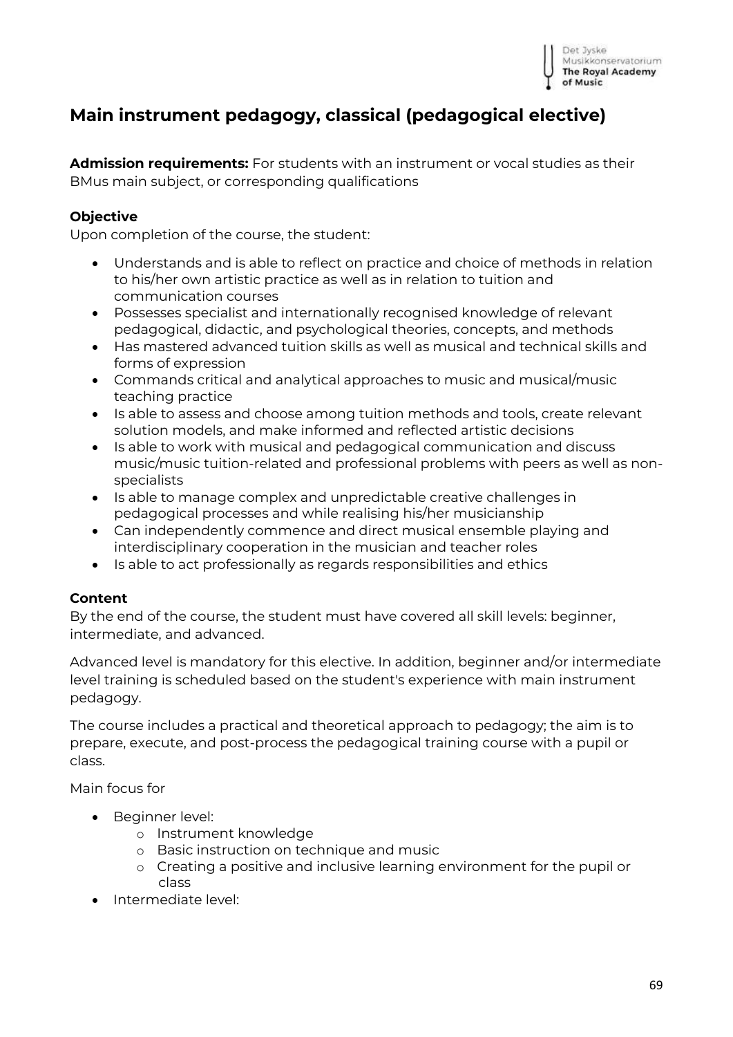# Main instrument pedagogy, classical (pedagogical elective)

**Admission requirements:** For students with an instrument or vocal studies as their BMus main subject, or corresponding qualifications

### Objective

Upon completion of the course, the student:

- Understands and is able to reflect on practice and choice of methods in relation to his/her own artistic practice as well as in relation to tuition and communication courses
- Possesses specialist and internationally recognised knowledge of relevant pedagogical, didactic, and psychological theories, concepts, and methods
- Has mastered advanced tuition skills as well as musical and technical skills and forms of expression
- Commands critical and analytical approaches to music and musical/music teaching practice
- Is able to assess and choose among tuition methods and tools, create relevant solution models, and make informed and reflected artistic decisions
- Is able to work with musical and pedagogical communication and discuss music/music tuition-related and professional problems with peers as well as non-specialists
- Is able to manage complex and unpredictable creative challenges in pedagogical processes and while realising his/her musicianship
- Can independently commence and direct musical ensemble playing and interdisciplinary cooperation in the musician and teacher roles
- Is able to act professionally as regards responsibilities and ethics

### Content

By the end of the course, the student must have covered all skill levels: beginner, intermediate, and advanced.

Advanced level is mandatory for this elective. In addition, beginner and/or intermediate level training is scheduled based on the student's experience with main instrument pedagogy.

The course includes a practical and theoretical approach to pedagogy; the aim is to prepare, execute, and post-process the pedagogical training course with a pupil or class.

Main focus for

- Beginner level:
    - Instrument knowledge
    - Basic instruction on technique and music
    - Creating a positive and inclusive learning environment for the pupil or class
- Intermediate level: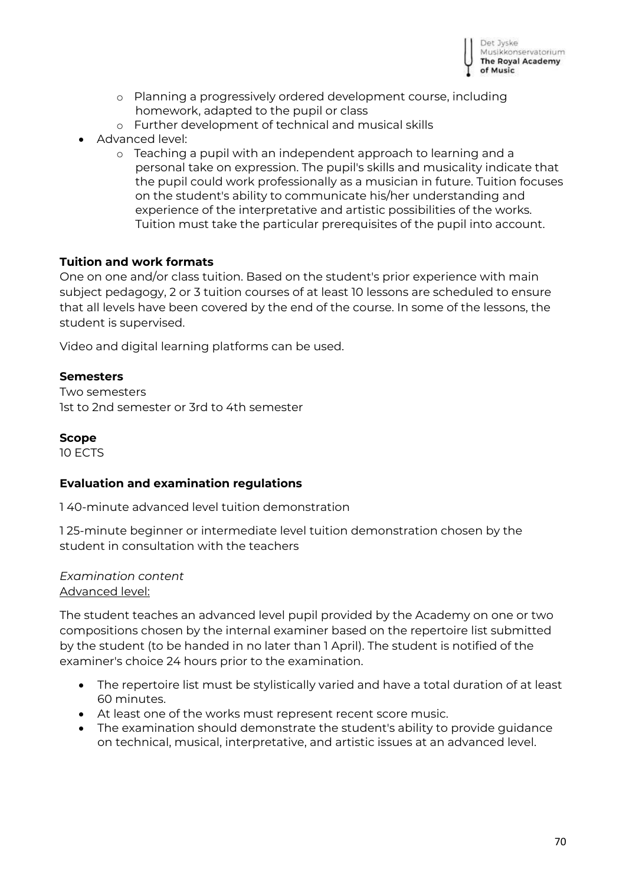- Planning a progressively ordered development course, including homework, adapted to the pupil or class
    - Further development of technical and musical skills
- Advanced level:
    - Teaching a pupil with an independent approach to learning and a personal take on expression. The pupil's skills and musicality indicate that the pupil could work professionally as a musician in future. Tuition focuses on the student's ability to communicate his/her understanding and experience of the interpretative and artistic possibilities of the works. Tuition must take the particular prerequisites of the pupil into account.

**Tuition and work formats**

One on one and/or class tuition. Based on the student's prior experience with main subject pedagogy, 2 or 3 tuition courses of at least 10 lessons are scheduled to ensure that all levels have been covered by the end of the course. In some of the lessons, the student is supervised.

Video and digital learning platforms can be used.

**Semesters**

Two semesters
1st to 2nd semester or 3rd to 4th semester

**Scope**

10 ECTS

**Evaluation and examination regulations**

1 40-minute advanced level tuition demonstration

1 25-minute beginner or intermediate level tuition demonstration chosen by the student in consultation with the teachers

*Examination content*
<u>Advanced level:</u>

The student teaches an advanced level pupil provided by the Academy on one or two compositions chosen by the internal examiner based on the repertoire list submitted by the student (to be handed in no later than 1 April). The student is notified of the examiner's choice 24 hours prior to the examination.

- The repertoire list must be stylistically varied and have a total duration of at least 60 minutes.
- At least one of the works must represent recent score music.
- The examination should demonstrate the student's ability to provide guidance on technical, musical, interpretative, and artistic issues at an advanced level.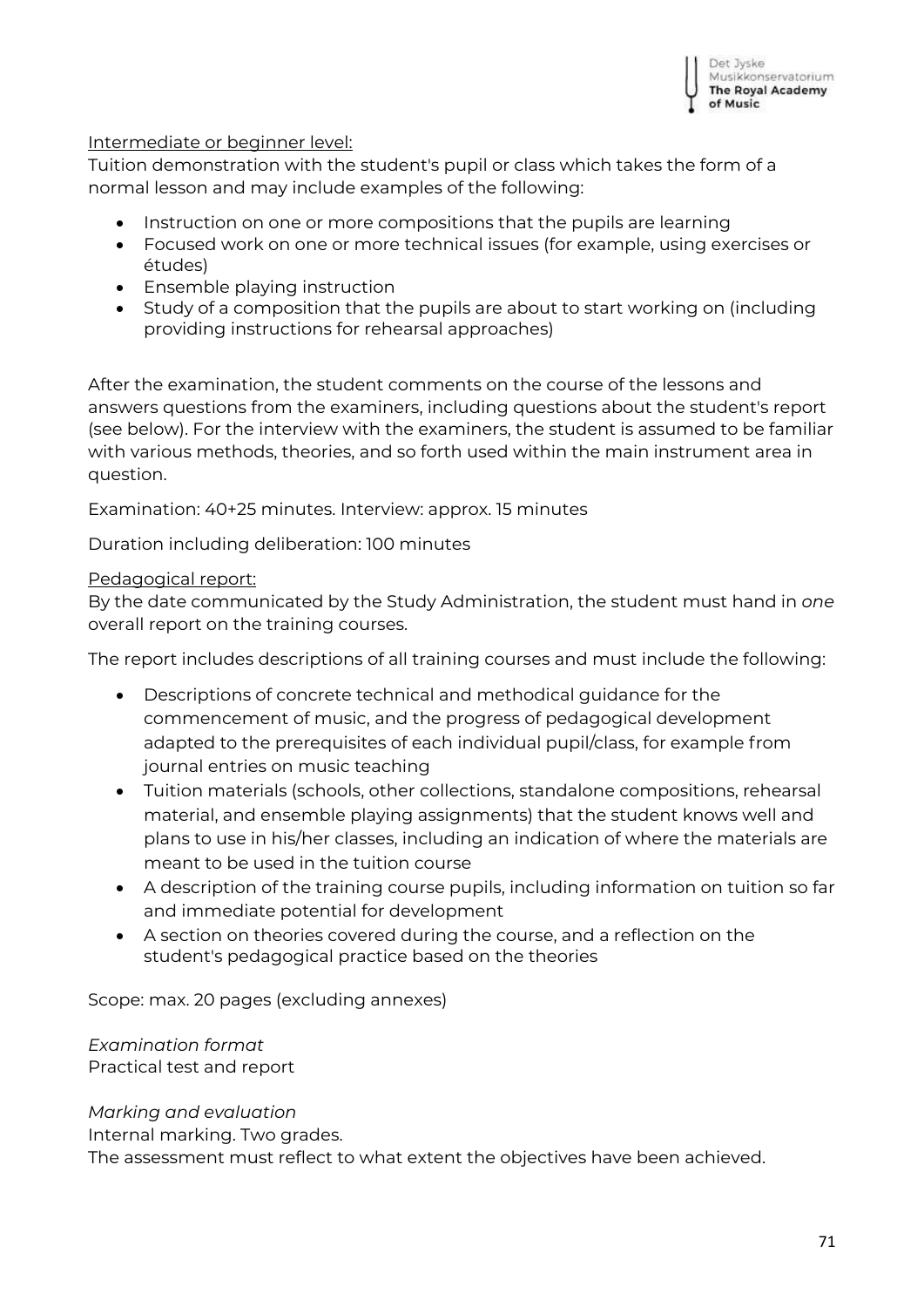<u>Intermediate or beginner level:</u>
Tuition demonstration with the student's pupil or class which takes the form of a normal lesson and may include examples of the following:

- Instruction on one or more compositions that the pupils are learning
- Focused work on one or more technical issues (for example, using exercises or études)
- Ensemble playing instruction
- Study of a composition that the pupils are about to start working on (including providing instructions for rehearsal approaches)

After the examination, the student comments on the course of the lessons and answers questions from the examiners, including questions about the student's report (see below). For the interview with the examiners, the student is assumed to be familiar with various methods, theories, and so forth used within the main instrument area in question.

Examination: 40+25 minutes. Interview: approx. 15 minutes

Duration including deliberation: 100 minutes

<u>Pedagogical report:</u>
By the date communicated by the Study Administration, the student must hand in *one* overall report on the training courses.

The report includes descriptions of all training courses and must include the following:

- Descriptions of concrete technical and methodical guidance for the commencement of music, and the progress of pedagogical development adapted to the prerequisites of each individual pupil/class, for example from journal entries on music teaching
- Tuition materials (schools, other collections, standalone compositions, rehearsal material, and ensemble playing assignments) that the student knows well and plans to use in his/her classes, including an indication of where the materials are meant to be used in the tuition course
- A description of the training course pupils, including information on tuition so far and immediate potential for development
- A section on theories covered during the course, and a reflection on the student's pedagogical practice based on the theories

Scope: max. 20 pages (excluding annexes)

*Examination format*
Practical test and report

*Marking and evaluation*
Internal marking. Two grades.
The assessment must reflect to what extent the objectives have been achieved.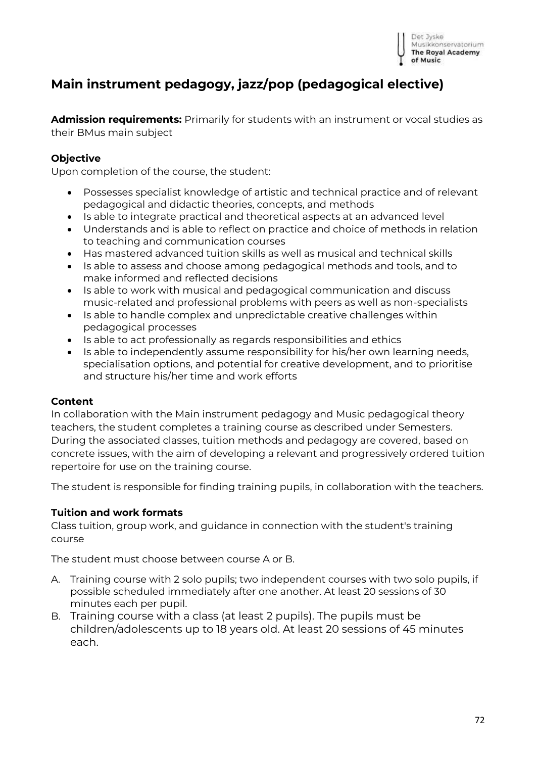# Main instrument pedagogy, jazz/pop (pedagogical elective)

**Admission requirements:** Primarily for students with an instrument or vocal studies as their BMus main subject

**Objective**

Upon completion of the course, the student:

- Possesses specialist knowledge of artistic and technical practice and of relevant pedagogical and didactic theories, concepts, and methods
- Is able to integrate practical and theoretical aspects at an advanced level
- Understands and is able to reflect on practice and choice of methods in relation to teaching and communication courses
- Has mastered advanced tuition skills as well as musical and technical skills
- Is able to assess and choose among pedagogical methods and tools, and to make informed and reflected decisions
- Is able to work with musical and pedagogical communication and discuss music-related and professional problems with peers as well as non-specialists
- Is able to handle complex and unpredictable creative challenges within pedagogical processes
- Is able to act professionally as regards responsibilities and ethics
- Is able to independently assume responsibility for his/her own learning needs, specialisation options, and potential for creative development, and to prioritise and structure his/her time and work efforts

**Content**

In collaboration with the Main instrument pedagogy and Music pedagogical theory teachers, the student completes a training course as described under Semesters. During the associated classes, tuition methods and pedagogy are covered, based on concrete issues, with the aim of developing a relevant and progressively ordered tuition repertoire for use on the training course.

The student is responsible for finding training pupils, in collaboration with the teachers.

**Tuition and work formats**

Class tuition, group work, and guidance in connection with the student's training course

The student must choose between course A or B.

A. Training course with 2 solo pupils; two independent courses with two solo pupils, if possible scheduled immediately after one another. At least 20 sessions of 30 minutes each per pupil.

B. Training course with a class (at least 2 pupils). The pupils must be children/adolescents up to 18 years old. At least 20 sessions of 45 minutes each.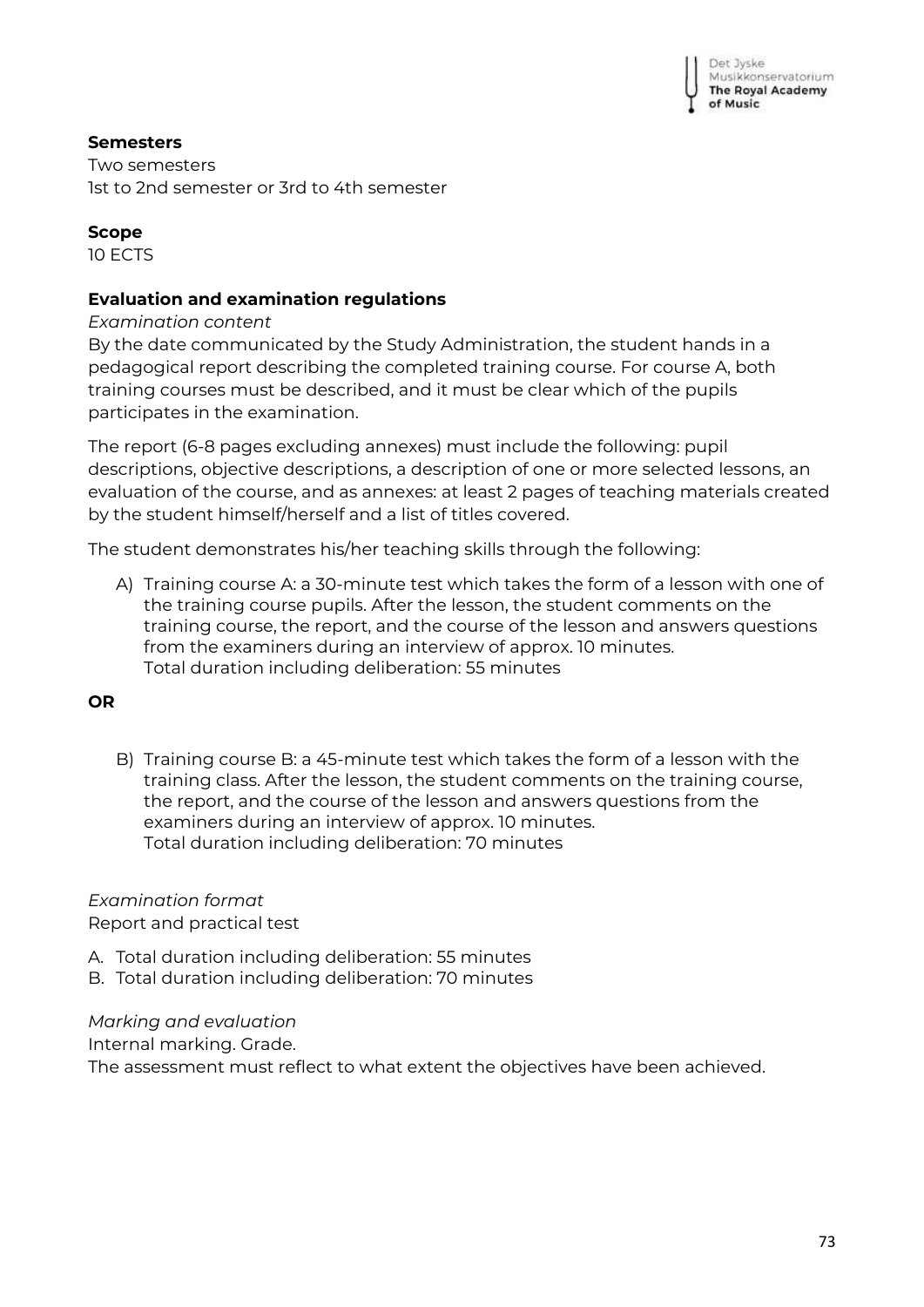**Semesters**
Two semesters
1st to 2nd semester or 3rd to 4th semester

**Scope**
10 ECTS

**Evaluation and examination regulations**

*Examination content*

By the date communicated by the Study Administration, the student hands in a pedagogical report describing the completed training course. For course A, both training courses must be described, and it must be clear which of the pupils participates in the examination.

The report (6-8 pages excluding annexes) must include the following: pupil descriptions, objective descriptions, a description of one or more selected lessons, an evaluation of the course, and as annexes: at least 2 pages of teaching materials created by the student himself/herself and a list of titles covered.

The student demonstrates his/her teaching skills through the following:

A) Training course A: a 30-minute test which takes the form of a lesson with one of the training course pupils. After the lesson, the student comments on the training course, the report, and the course of the lesson and answers questions from the examiners during an interview of approx. 10 minutes.
Total duration including deliberation: 55 minutes

**OR**

B) Training course B: a 45-minute test which takes the form of a lesson with the training class. After the lesson, the student comments on the training course, the report, and the course of the lesson and answers questions from the examiners during an interview of approx. 10 minutes.
Total duration including deliberation: 70 minutes

*Examination format*

Report and practical test

A. Total duration including deliberation: 55 minutes
B. Total duration including deliberation: 70 minutes

*Marking and evaluation*

Internal marking. Grade.
The assessment must reflect to what extent the objectives have been achieved.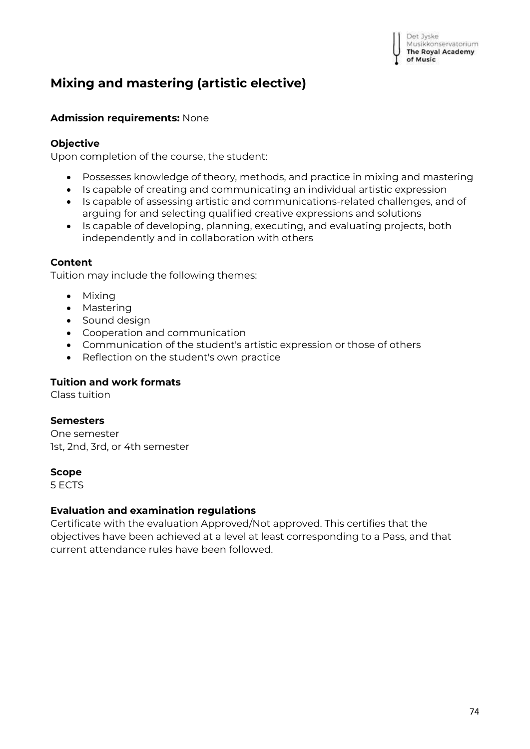## Mixing and mastering (artistic elective)

**Admission requirements:** None

**Objective**

Upon completion of the course, the student:

- Possesses knowledge of theory, methods, and practice in mixing and mastering
- Is capable of creating and communicating an individual artistic expression
- Is capable of assessing artistic and communications-related challenges, and of arguing for and selecting qualified creative expressions and solutions
- Is capable of developing, planning, executing, and evaluating projects, both independently and in collaboration with others

**Content**

Tuition may include the following themes:

- Mixing
- Mastering
- Sound design
- Cooperation and communication
- Communication of the student's artistic expression or those of others
- Reflection on the student's own practice

**Tuition and work formats**

Class tuition

**Semesters**

One semester
1st, 2nd, 3rd, or 4th semester

**Scope**

5 ECTS

**Evaluation and examination regulations**

Certificate with the evaluation Approved/Not approved. This certifies that the objectives have been achieved at a level at least corresponding to a Pass, and that current attendance rules have been followed.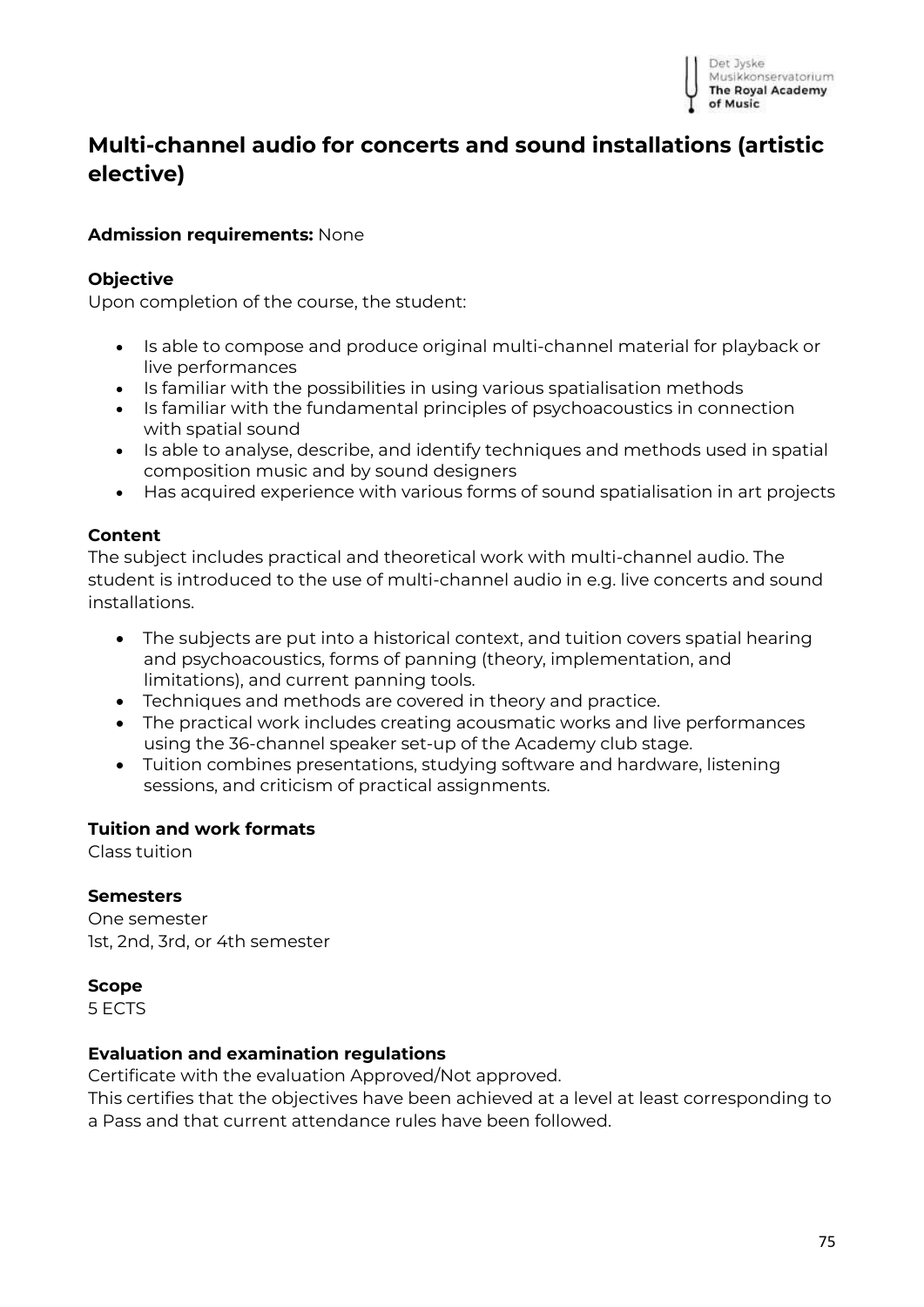# Multi-channel audio for concerts and sound installations (artistic elective)

**Admission requirements:** None

**Objective**

Upon completion of the course, the student:

- Is able to compose and produce original multi-channel material for playback or live performances
- Is familiar with the possibilities in using various spatialisation methods
- Is familiar with the fundamental principles of psychoacoustics in connection with spatial sound
- Is able to analyse, describe, and identify techniques and methods used in spatial composition music and by sound designers
- Has acquired experience with various forms of sound spatialisation in art projects

**Content**

The subject includes practical and theoretical work with multi-channel audio. The student is introduced to the use of multi-channel audio in e.g. live concerts and sound installations.

- The subjects are put into a historical context, and tuition covers spatial hearing and psychoacoustics, forms of panning (theory, implementation, and limitations), and current panning tools.
- Techniques and methods are covered in theory and practice.
- The practical work includes creating acousmatic works and live performances using the 36-channel speaker set-up of the Academy club stage.
- Tuition combines presentations, studying software and hardware, listening sessions, and criticism of practical assignments.

**Tuition and work formats**

Class tuition

**Semesters**

One semester

1st, 2nd, 3rd, or 4th semester

**Scope**

5 ECTS

**Evaluation and examination regulations**

Certificate with the evaluation Approved/Not approved.

This certifies that the objectives have been achieved at a level at least corresponding to a Pass and that current attendance rules have been followed.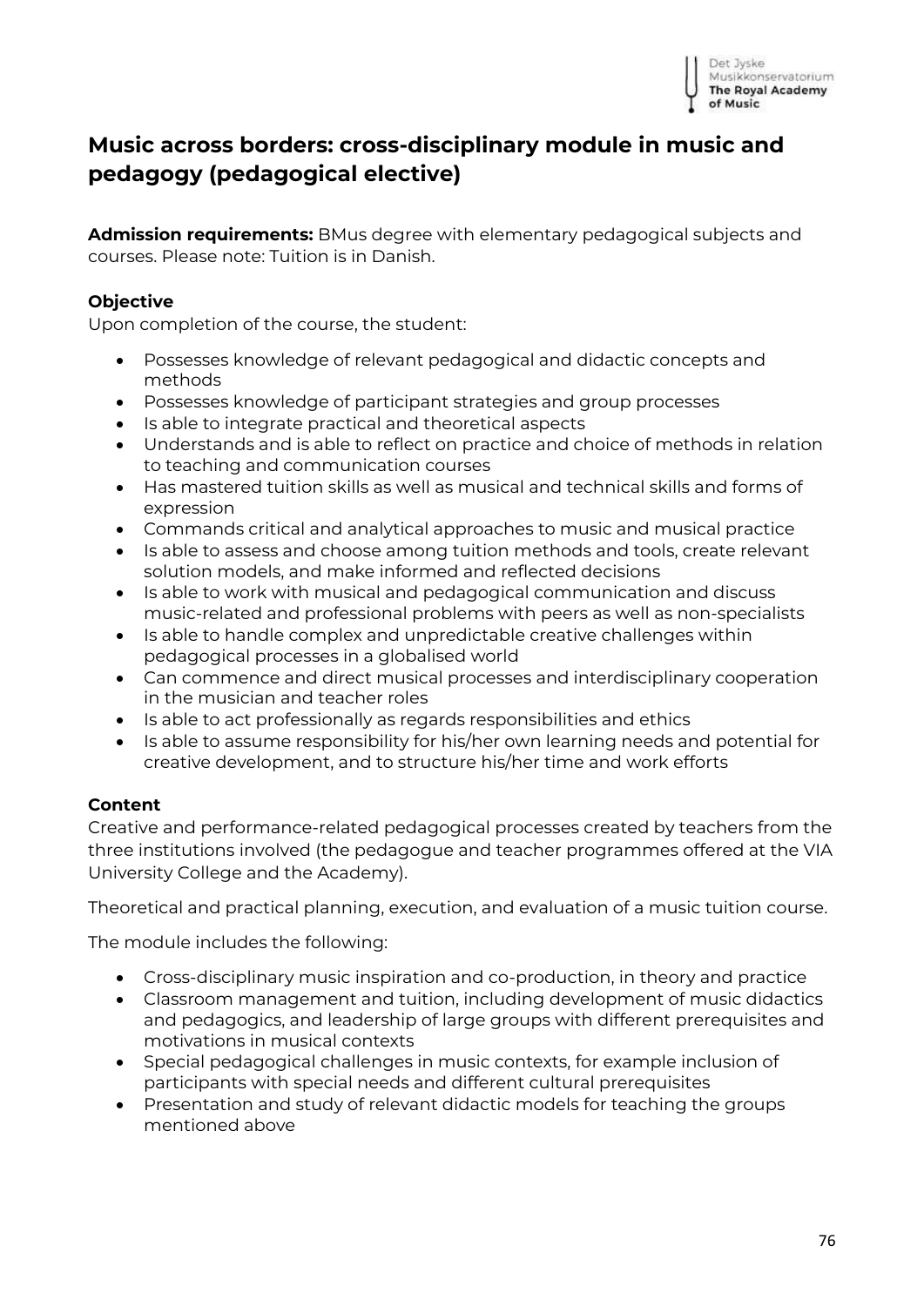## Music across borders: cross-disciplinary module in music and pedagogy (pedagogical elective)

**Admission requirements:** BMus degree with elementary pedagogical subjects and courses. Please note: Tuition is in Danish.

### Objective

Upon completion of the course, the student:

- Possesses knowledge of relevant pedagogical and didactic concepts and methods
- Possesses knowledge of participant strategies and group processes
- Is able to integrate practical and theoretical aspects
- Understands and is able to reflect on practice and choice of methods in relation to teaching and communication courses
- Has mastered tuition skills as well as musical and technical skills and forms of expression
- Commands critical and analytical approaches to music and musical practice
- Is able to assess and choose among tuition methods and tools, create relevant solution models, and make informed and reflected decisions
- Is able to work with musical and pedagogical communication and discuss music-related and professional problems with peers as well as non-specialists
- Is able to handle complex and unpredictable creative challenges within pedagogical processes in a globalised world
- Can commence and direct musical processes and interdisciplinary cooperation in the musician and teacher roles
- Is able to act professionally as regards responsibilities and ethics
- Is able to assume responsibility for his/her own learning needs and potential for creative development, and to structure his/her time and work efforts

### Content

Creative and performance-related pedagogical processes created by teachers from the three institutions involved (the pedagogue and teacher programmes offered at the VIA University College and the Academy).

Theoretical and practical planning, execution, and evaluation of a music tuition course.

The module includes the following:

- Cross-disciplinary music inspiration and co-production, in theory and practice
- Classroom management and tuition, including development of music didactics and pedagogics, and leadership of large groups with different prerequisites and motivations in musical contexts
- Special pedagogical challenges in music contexts, for example inclusion of participants with special needs and different cultural prerequisites
- Presentation and study of relevant didactic models for teaching the groups mentioned above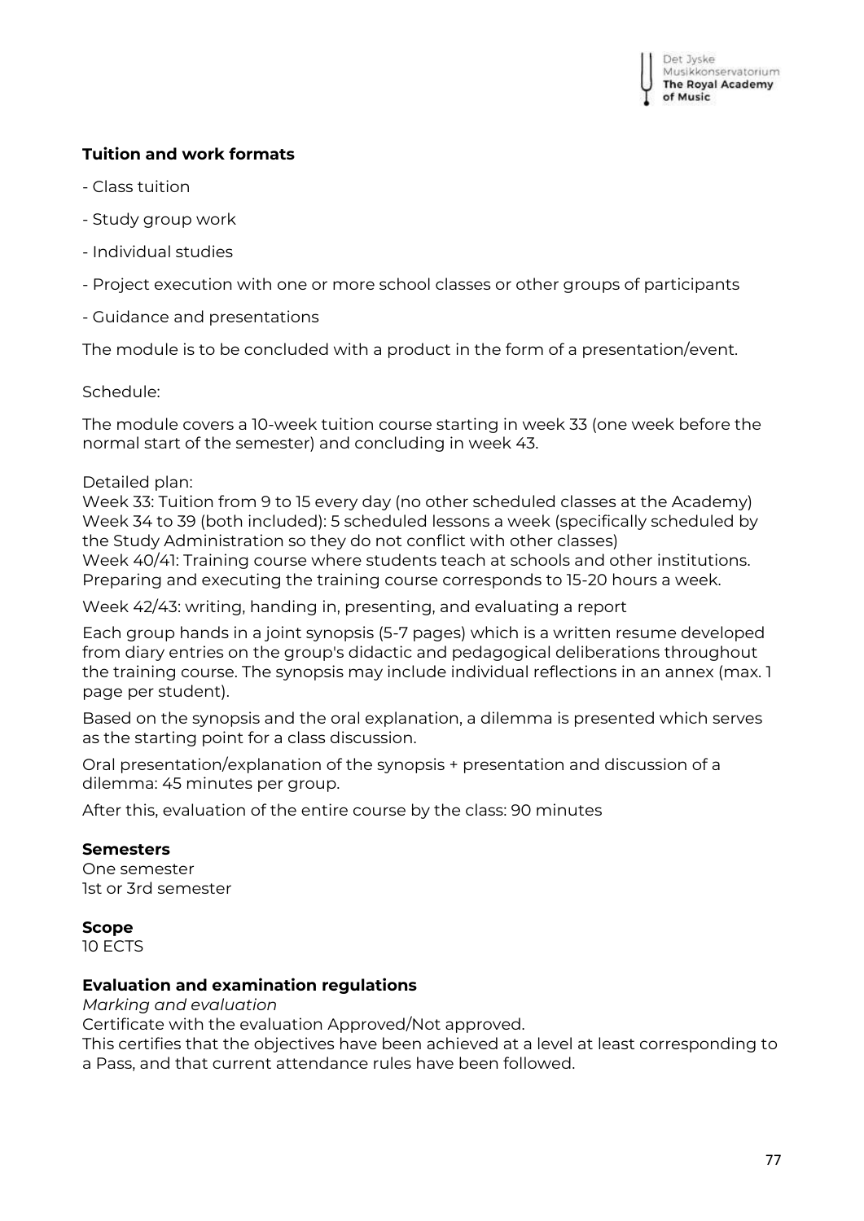**Tuition and work formats**

- Class tuition

- Study group work

- Individual studies

- Project execution with one or more school classes or other groups of participants

- Guidance and presentations

The module is to be concluded with a product in the form of a presentation/event.

Schedule:

The module covers a 10-week tuition course starting in week 33 (one week before the normal start of the semester) and concluding in week 43.

Detailed plan:
Week 33: Tuition from 9 to 15 every day (no other scheduled classes at the Academy)
Week 34 to 39 (both included): 5 scheduled lessons a week (specifically scheduled by the Study Administration so they do not conflict with other classes)
Week 40/41: Training course where students teach at schools and other institutions. Preparing and executing the training course corresponds to 15-20 hours a week.

Week 42/43: writing, handing in, presenting, and evaluating a report

Each group hands in a joint synopsis (5-7 pages) which is a written resume developed from diary entries on the group's didactic and pedagogical deliberations throughout the training course. The synopsis may include individual reflections in an annex (max. 1 page per student).

Based on the synopsis and the oral explanation, a dilemma is presented which serves as the starting point for a class discussion.

Oral presentation/explanation of the synopsis + presentation and discussion of a dilemma: 45 minutes per group.

After this, evaluation of the entire course by the class: 90 minutes

**Semesters**
One semester
1st or 3rd semester

**Scope**
10 ECTS

**Evaluation and examination regulations**
*Marking and evaluation*
Certificate with the evaluation Approved/Not approved.
This certifies that the objectives have been achieved at a level at least corresponding to a Pass, and that current attendance rules have been followed.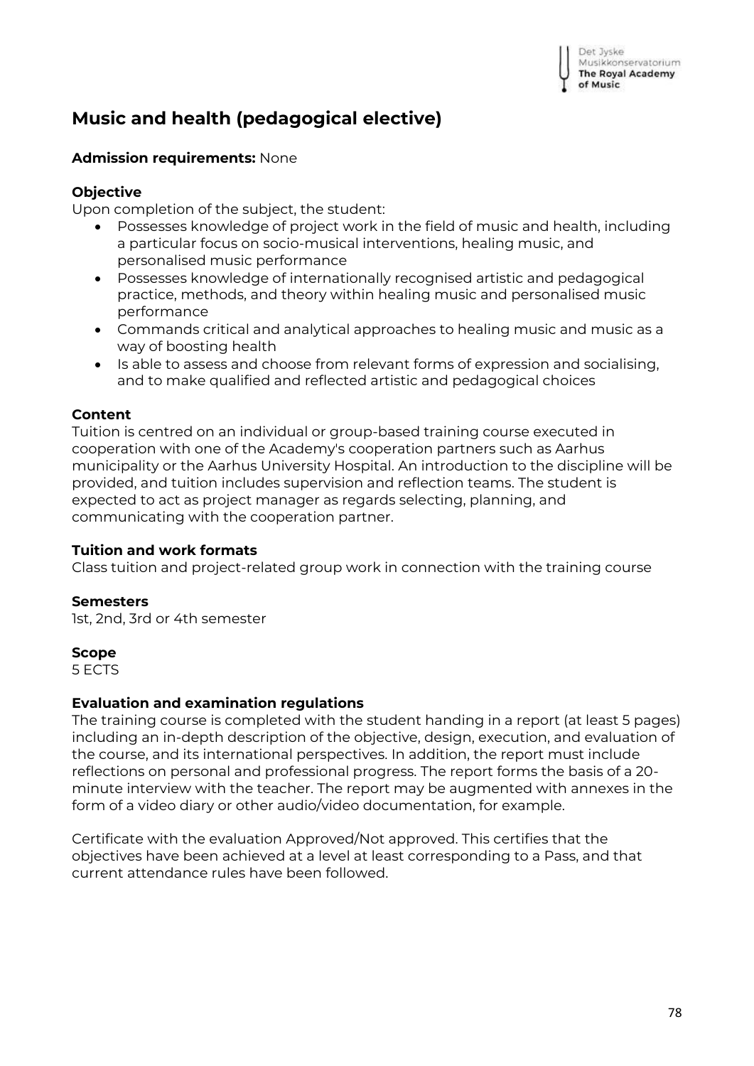# Music and health (pedagogical elective)

**Admission requirements:** None

**Objective**

Upon completion of the subject, the student:

- Possesses knowledge of project work in the field of music and health, including a particular focus on socio-musical interventions, healing music, and personalised music performance
- Possesses knowledge of internationally recognised artistic and pedagogical practice, methods, and theory within healing music and personalised music performance
- Commands critical and analytical approaches to healing music and music as a way of boosting health
- Is able to assess and choose from relevant forms of expression and socialising, and to make qualified and reflected artistic and pedagogical choices

**Content**

Tuition is centred on an individual or group-based training course executed in cooperation with one of the Academy's cooperation partners such as Aarhus municipality or the Aarhus University Hospital. An introduction to the discipline will be provided, and tuition includes supervision and reflection teams. The student is expected to act as project manager as regards selecting, planning, and communicating with the cooperation partner.

**Tuition and work formats**

Class tuition and project-related group work in connection with the training course

**Semesters**

1st, 2nd, 3rd or 4th semester

**Scope**

5 ECTS

**Evaluation and examination regulations**

The training course is completed with the student handing in a report (at least 5 pages) including an in-depth description of the objective, design, execution, and evaluation of the course, and its international perspectives. In addition, the report must include reflections on personal and professional progress. The report forms the basis of a 20-minute interview with the teacher. The report may be augmented with annexes in the form of a video diary or other audio/video documentation, for example.

Certificate with the evaluation Approved/Not approved. This certifies that the objectives have been achieved at a level at least corresponding to a Pass, and that current attendance rules have been followed.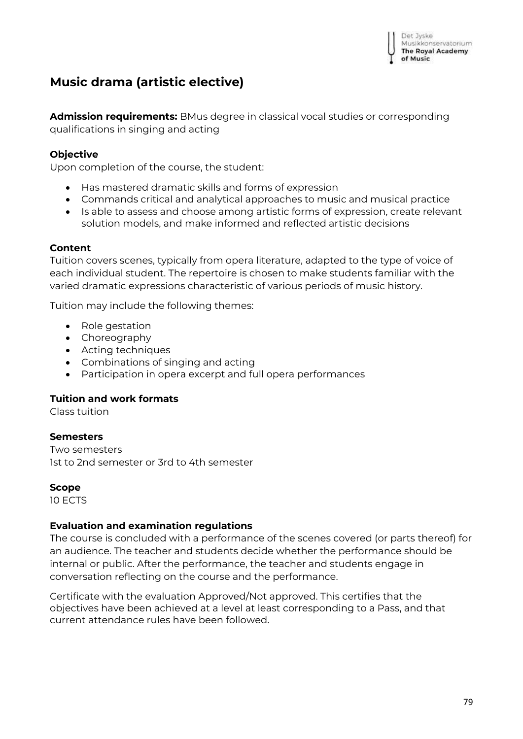# Music drama (artistic elective)

**Admission requirements:** BMus degree in classical vocal studies or corresponding qualifications in singing and acting

### Objective

Upon completion of the course, the student:

- Has mastered dramatic skills and forms of expression
- Commands critical and analytical approaches to music and musical practice
- Is able to assess and choose among artistic forms of expression, create relevant solution models, and make informed and reflected artistic decisions

### Content

Tuition covers scenes, typically from opera literature, adapted to the type of voice of each individual student. The repertoire is chosen to make students familiar with the varied dramatic expressions characteristic of various periods of music history.

Tuition may include the following themes:

- Role gestation
- Choreography
- Acting techniques
- Combinations of singing and acting
- Participation in opera excerpt and full opera performances

### Tuition and work formats

Class tuition

### Semesters

Two semesters
1st to 2nd semester or 3rd to 4th semester

### Scope

10 ECTS

### Evaluation and examination regulations

The course is concluded with a performance of the scenes covered (or parts thereof) for an audience. The teacher and students decide whether the performance should be internal or public. After the performance, the teacher and students engage in conversation reflecting on the course and the performance.

Certificate with the evaluation Approved/Not approved. This certifies that the objectives have been achieved at a level at least corresponding to a Pass, and that current attendance rules have been followed.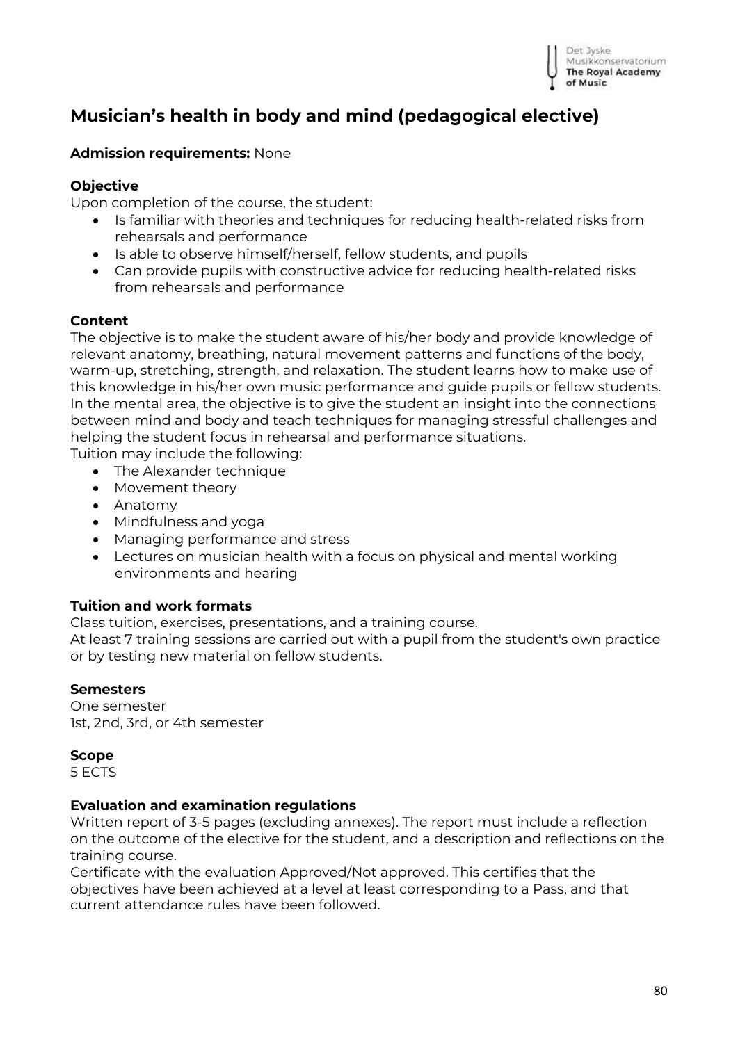## Musician's health in body and mind (pedagogical elective)

**Admission requirements:** None

**Objective**

Upon completion of the course, the student:

- Is familiar with theories and techniques for reducing health-related risks from rehearsals and performance
- Is able to observe himself/herself, fellow students, and pupils
- Can provide pupils with constructive advice for reducing health-related risks from rehearsals and performance

**Content**

The objective is to make the student aware of his/her body and provide knowledge of relevant anatomy, breathing, natural movement patterns and functions of the body, warm-up, stretching, strength, and relaxation. The student learns how to make use of this knowledge in his/her own music performance and guide pupils or fellow students. In the mental area, the objective is to give the student an insight into the connections between mind and body and teach techniques for managing stressful challenges and helping the student focus in rehearsal and performance situations.
Tuition may include the following:

- The Alexander technique
- Movement theory
- Anatomy
- Mindfulness and yoga
- Managing performance and stress
- Lectures on musician health with a focus on physical and mental working environments and hearing

**Tuition and work formats**

Class tuition, exercises, presentations, and a training course.
At least 7 training sessions are carried out with a pupil from the student's own practice or by testing new material on fellow students.

**Semesters**

One semester
1st, 2nd, 3rd, or 4th semester

**Scope**

5 ECTS

**Evaluation and examination regulations**

Written report of 3-5 pages (excluding annexes). The report must include a reflection on the outcome of the elective for the student, and a description and reflections on the training course.
Certificate with the evaluation Approved/Not approved. This certifies that the objectives have been achieved at a level at least corresponding to a Pass, and that current attendance rules have been followed.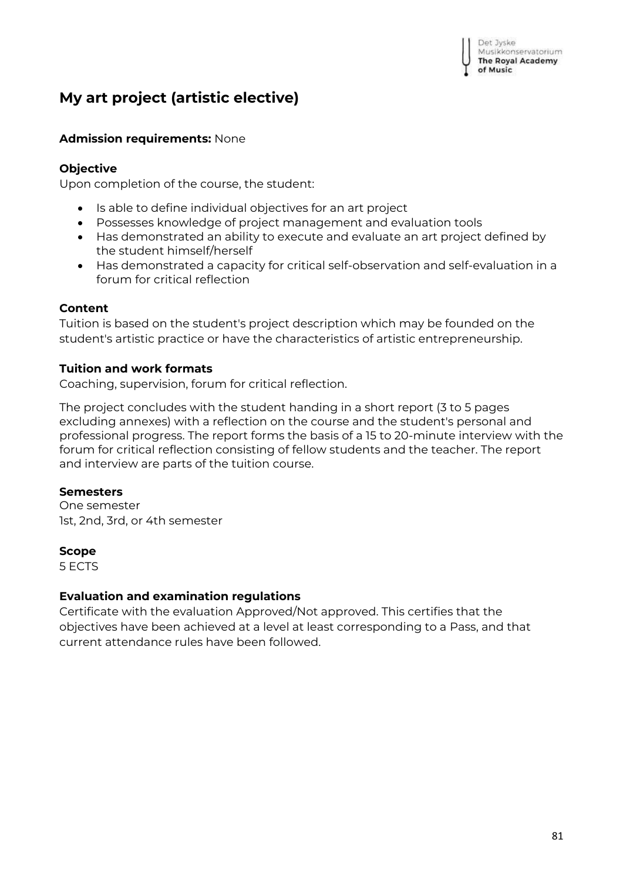# My art project (artistic elective)

**Admission requirements:** None

**Objective**

Upon completion of the course, the student:

- Is able to define individual objectives for an art project
- Possesses knowledge of project management and evaluation tools
- Has demonstrated an ability to execute and evaluate an art project defined by the student himself/herself
- Has demonstrated a capacity for critical self-observation and self-evaluation in a forum for critical reflection

**Content**

Tuition is based on the student's project description which may be founded on the student's artistic practice or have the characteristics of artistic entrepreneurship.

**Tuition and work formats**

Coaching, supervision, forum for critical reflection.

The project concludes with the student handing in a short report (3 to 5 pages excluding annexes) with a reflection on the course and the student's personal and professional progress. The report forms the basis of a 15 to 20-minute interview with the forum for critical reflection consisting of fellow students and the teacher. The report and interview are parts of the tuition course.

**Semesters**

One semester
1st, 2nd, 3rd, or 4th semester

**Scope**

5 ECTS

**Evaluation and examination regulations**

Certificate with the evaluation Approved/Not approved. This certifies that the objectives have been achieved at a level at least corresponding to a Pass, and that current attendance rules have been followed.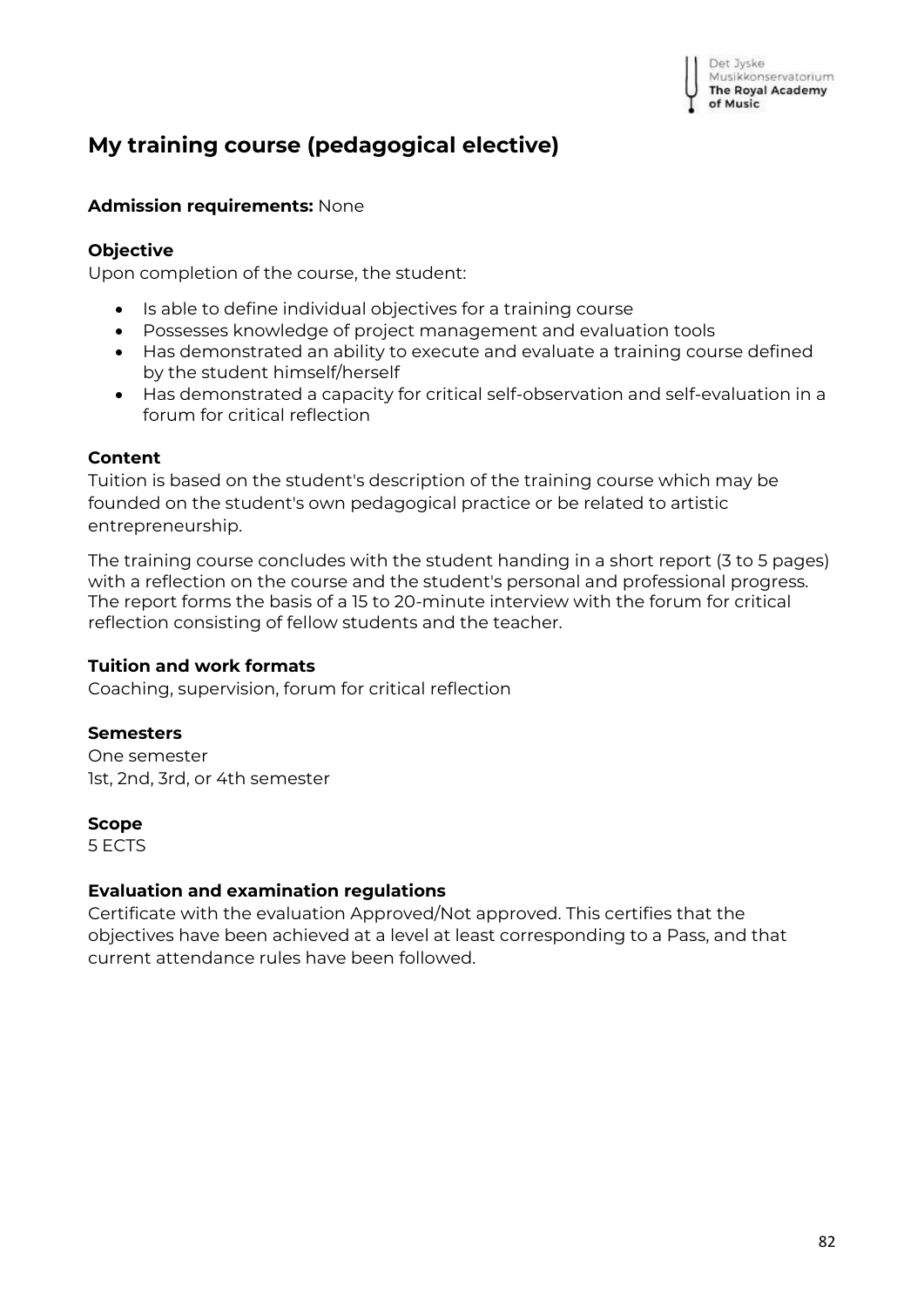# My training course (pedagogical elective)

**Admission requirements:** None

### Objective

Upon completion of the course, the student:

- Is able to define individual objectives for a training course
- Possesses knowledge of project management and evaluation tools
- Has demonstrated an ability to execute and evaluate a training course defined by the student himself/herself
- Has demonstrated a capacity for critical self-observation and self-evaluation in a forum for critical reflection

### Content

Tuition is based on the student's description of the training course which may be founded on the student's own pedagogical practice or be related to artistic entrepreneurship.

The training course concludes with the student handing in a short report (3 to 5 pages) with a reflection on the course and the student's personal and professional progress. The report forms the basis of a 15 to 20-minute interview with the forum for critical reflection consisting of fellow students and the teacher.

### Tuition and work formats

Coaching, supervision, forum for critical reflection

### Semesters

One semester
1st, 2nd, 3rd, or 4th semester

### Scope

5 ECTS

### Evaluation and examination regulations

Certificate with the evaluation Approved/Not approved. This certifies that the objectives have been achieved at a level at least corresponding to a Pass, and that current attendance rules have been followed.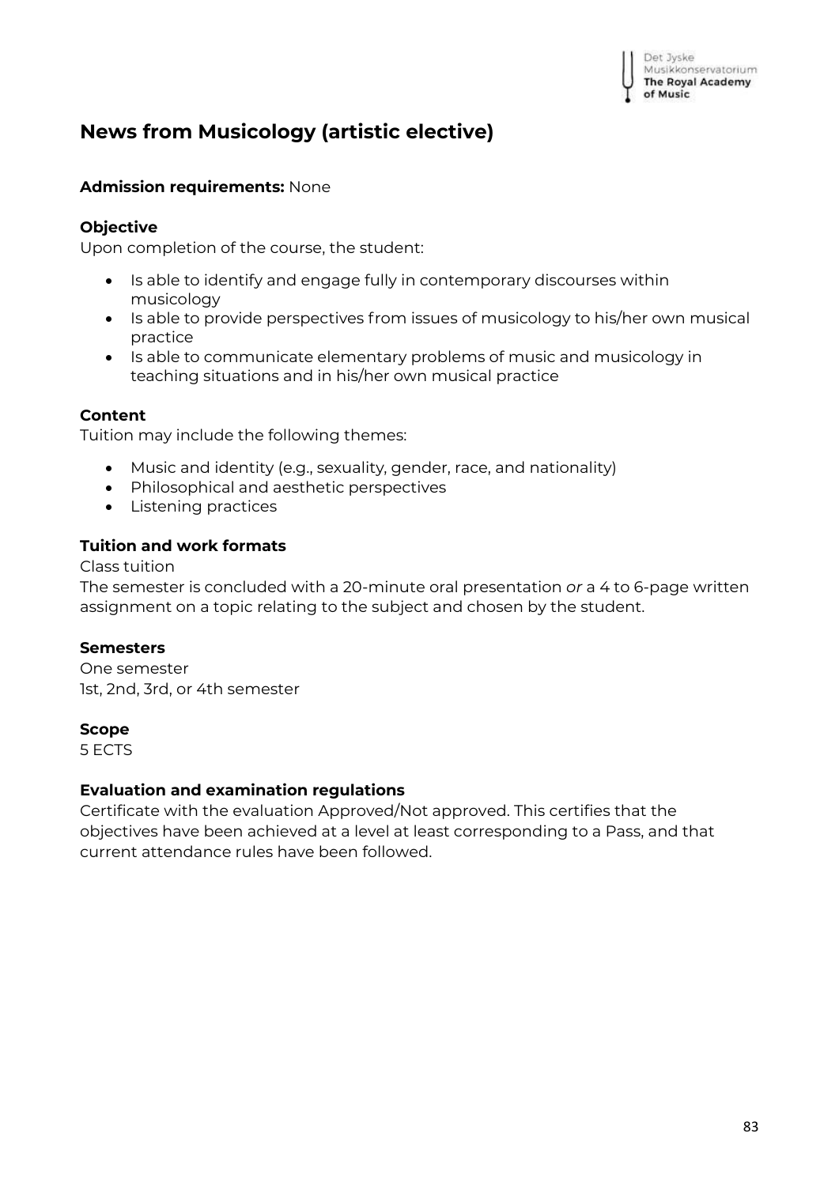## News from Musicology (artistic elective)

**Admission requirements:** None

**Objective**
Upon completion of the course, the student:

- Is able to identify and engage fully in contemporary discourses within musicology
- Is able to provide perspectives from issues of musicology to his/her own musical practice
- Is able to communicate elementary problems of music and musicology in teaching situations and in his/her own musical practice

**Content**
Tuition may include the following themes:

- Music and identity (e.g., sexuality, gender, race, and nationality)
- Philosophical and aesthetic perspectives
- Listening practices

**Tuition and work formats**
Class tuition
The semester is concluded with a 20-minute oral presentation *or* a 4 to 6-page written assignment on a topic relating to the subject and chosen by the student.

**Semesters**
One semester
1st, 2nd, 3rd, or 4th semester

**Scope**
5 ECTS

**Evaluation and examination regulations**
Certificate with the evaluation Approved/Not approved. This certifies that the objectives have been achieved at a level at least corresponding to a Pass, and that current attendance rules have been followed.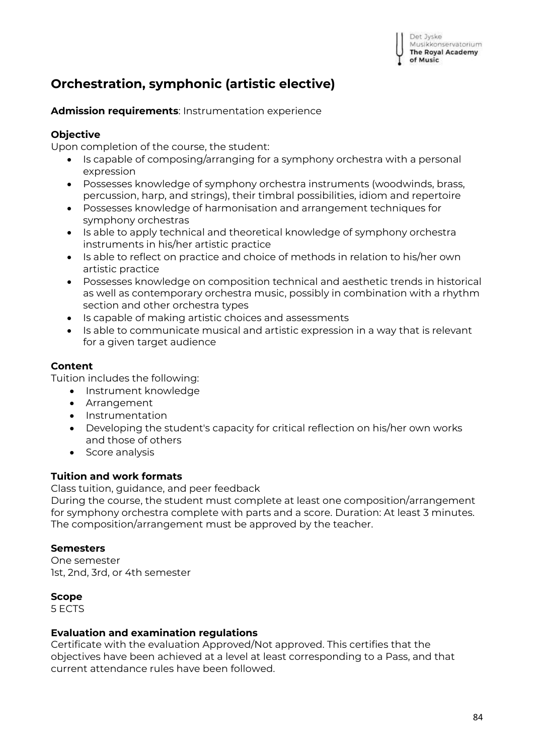# Orchestration, symphonic (artistic elective)

**Admission requirements**: Instrumentation experience

**Objective**

Upon completion of the course, the student:

- Is capable of composing/arranging for a symphony orchestra with a personal expression
- Possesses knowledge of symphony orchestra instruments (woodwinds, brass, percussion, harp, and strings), their timbral possibilities, idiom and repertoire
- Possesses knowledge of harmonisation and arrangement techniques for symphony orchestras
- Is able to apply technical and theoretical knowledge of symphony orchestra instruments in his/her artistic practice
- Is able to reflect on practice and choice of methods in relation to his/her own artistic practice
- Possesses knowledge on composition technical and aesthetic trends in historical as well as contemporary orchestra music, possibly in combination with a rhythm section and other orchestra types
- Is capable of making artistic choices and assessments
- Is able to communicate musical and artistic expression in a way that is relevant for a given target audience

**Content**

Tuition includes the following:

- Instrument knowledge
- Arrangement
- Instrumentation
- Developing the student's capacity for critical reflection on his/her own works and those of others
- Score analysis

**Tuition and work formats**

Class tuition, guidance, and peer feedback

During the course, the student must complete at least one composition/arrangement for symphony orchestra complete with parts and a score. Duration: At least 3 minutes. The composition/arrangement must be approved by the teacher.

**Semesters**

One semester

1st, 2nd, 3rd, or 4th semester

**Scope**

5 ECTS

**Evaluation and examination regulations**

Certificate with the evaluation Approved/Not approved. This certifies that the objectives have been achieved at a level at least corresponding to a Pass, and that current attendance rules have been followed.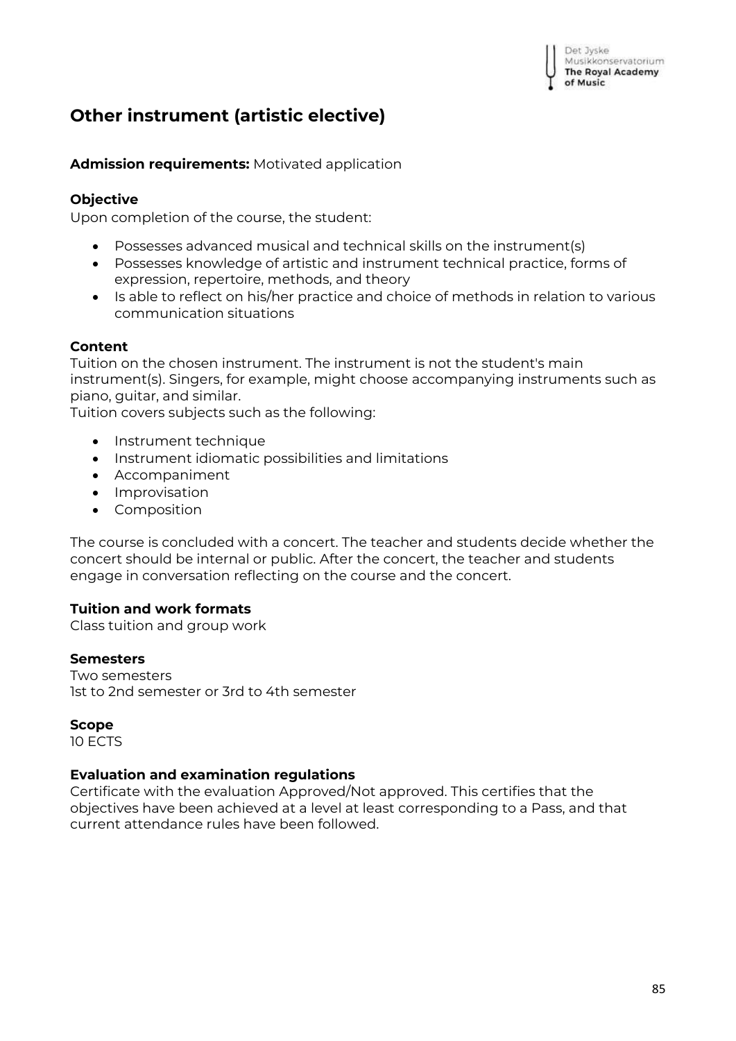# Other instrument (artistic elective)

**Admission requirements:** Motivated application

### Objective

Upon completion of the course, the student:

- Possesses advanced musical and technical skills on the instrument(s)
- Possesses knowledge of artistic and instrument technical practice, forms of expression, repertoire, methods, and theory
- Is able to reflect on his/her practice and choice of methods in relation to various communication situations

### Content

Tuition on the chosen instrument. The instrument is not the student's main instrument(s). Singers, for example, might choose accompanying instruments such as piano, guitar, and similar.
Tuition covers subjects such as the following:

- Instrument technique
- Instrument idiomatic possibilities and limitations
- Accompaniment
- Improvisation
- Composition

The course is concluded with a concert. The teacher and students decide whether the concert should be internal or public. After the concert, the teacher and students engage in conversation reflecting on the course and the concert.

### Tuition and work formats

Class tuition and group work

### Semesters

Two semesters
1st to 2nd semester or 3rd to 4th semester

### Scope

10 ECTS

### Evaluation and examination regulations

Certificate with the evaluation Approved/Not approved. This certifies that the objectives have been achieved at a level at least corresponding to a Pass, and that current attendance rules have been followed.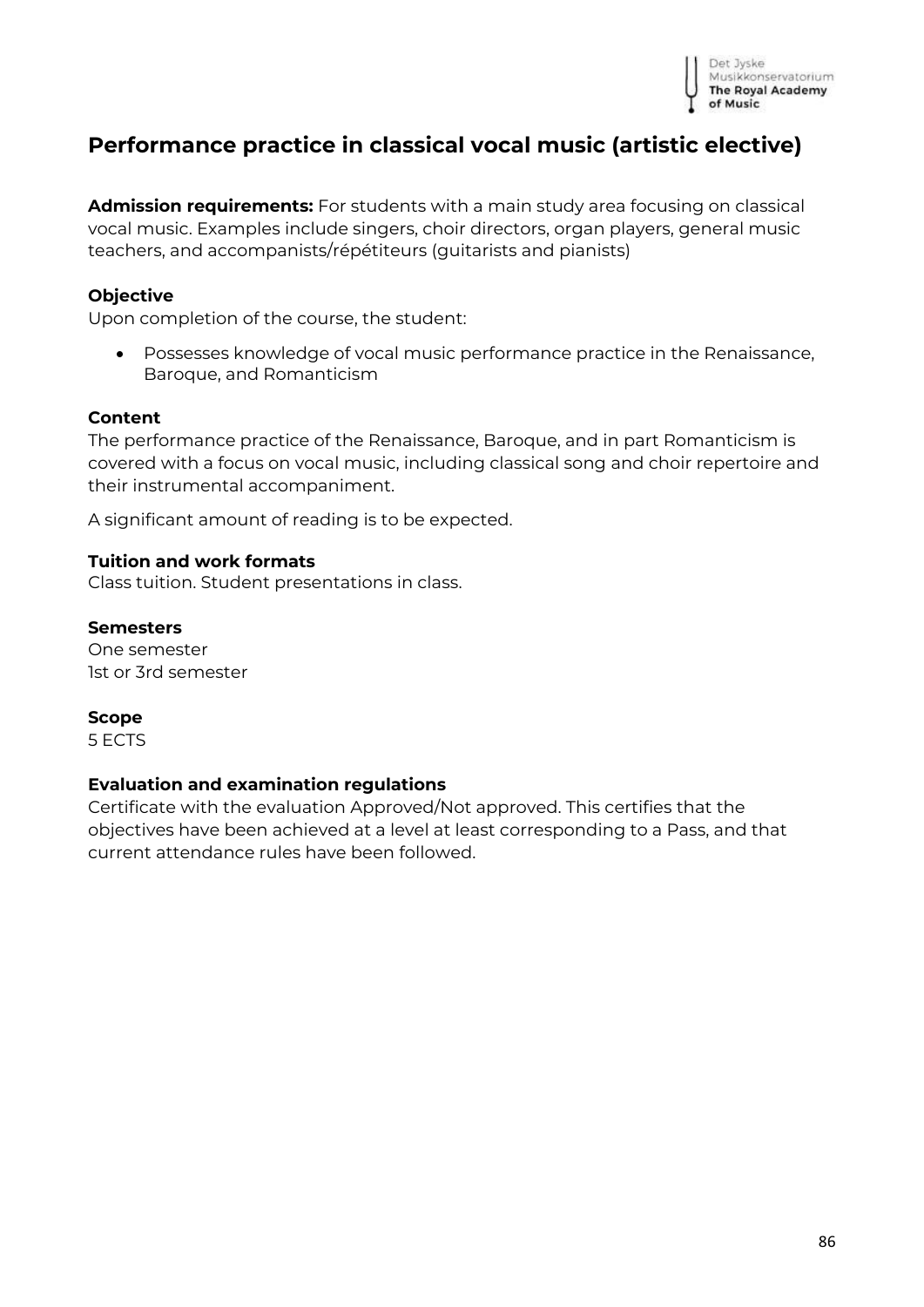# Performance practice in classical vocal music (artistic elective)

**Admission requirements:** For students with a main study area focusing on classical vocal music. Examples include singers, choir directors, organ players, general music teachers, and accompanists/répétiteurs (guitarists and pianists)

### Objective

Upon completion of the course, the student:

- Possesses knowledge of vocal music performance practice in the Renaissance, Baroque, and Romanticism

### Content

The performance practice of the Renaissance, Baroque, and in part Romanticism is covered with a focus on vocal music, including classical song and choir repertoire and their instrumental accompaniment.

A significant amount of reading is to be expected.

### Tuition and work formats

Class tuition. Student presentations in class.

### Semesters

One semester
1st or 3rd semester

### Scope

5 ECTS

### Evaluation and examination regulations

Certificate with the evaluation Approved/Not approved. This certifies that the objectives have been achieved at a level at least corresponding to a Pass, and that current attendance rules have been followed.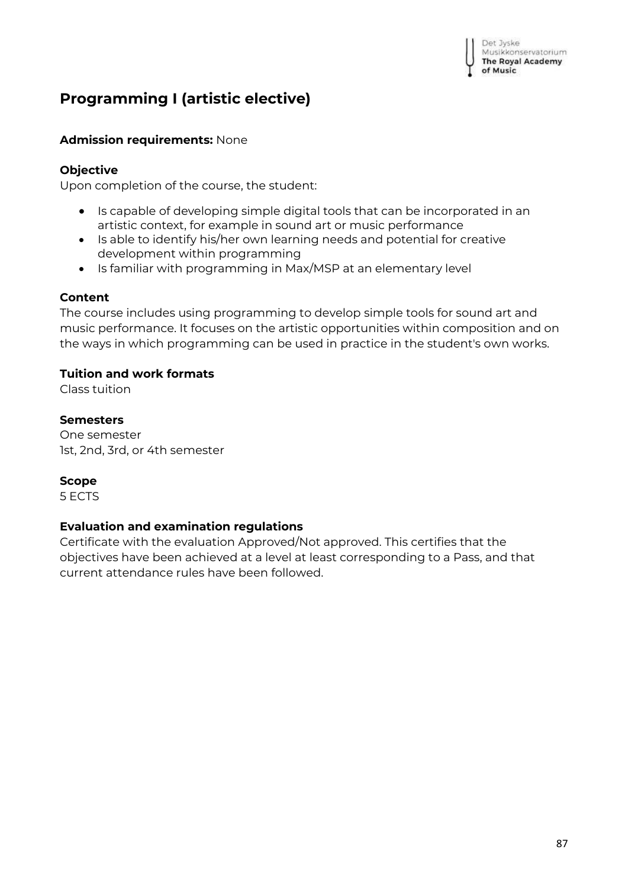## Programming I (artistic elective)

**Admission requirements:** None

**Objective**

Upon completion of the course, the student:

- Is capable of developing simple digital tools that can be incorporated in an artistic context, for example in sound art or music performance
- Is able to identify his/her own learning needs and potential for creative development within programming
- Is familiar with programming in Max/MSP at an elementary level

**Content**

The course includes using programming to develop simple tools for sound art and music performance. It focuses on the artistic opportunities within composition and on the ways in which programming can be used in practice in the student's own works.

**Tuition and work formats**

Class tuition

**Semesters**

One semester
1st, 2nd, 3rd, or 4th semester

**Scope**

5 ECTS

**Evaluation and examination regulations**

Certificate with the evaluation Approved/Not approved. This certifies that the objectives have been achieved at a level at least corresponding to a Pass, and that current attendance rules have been followed.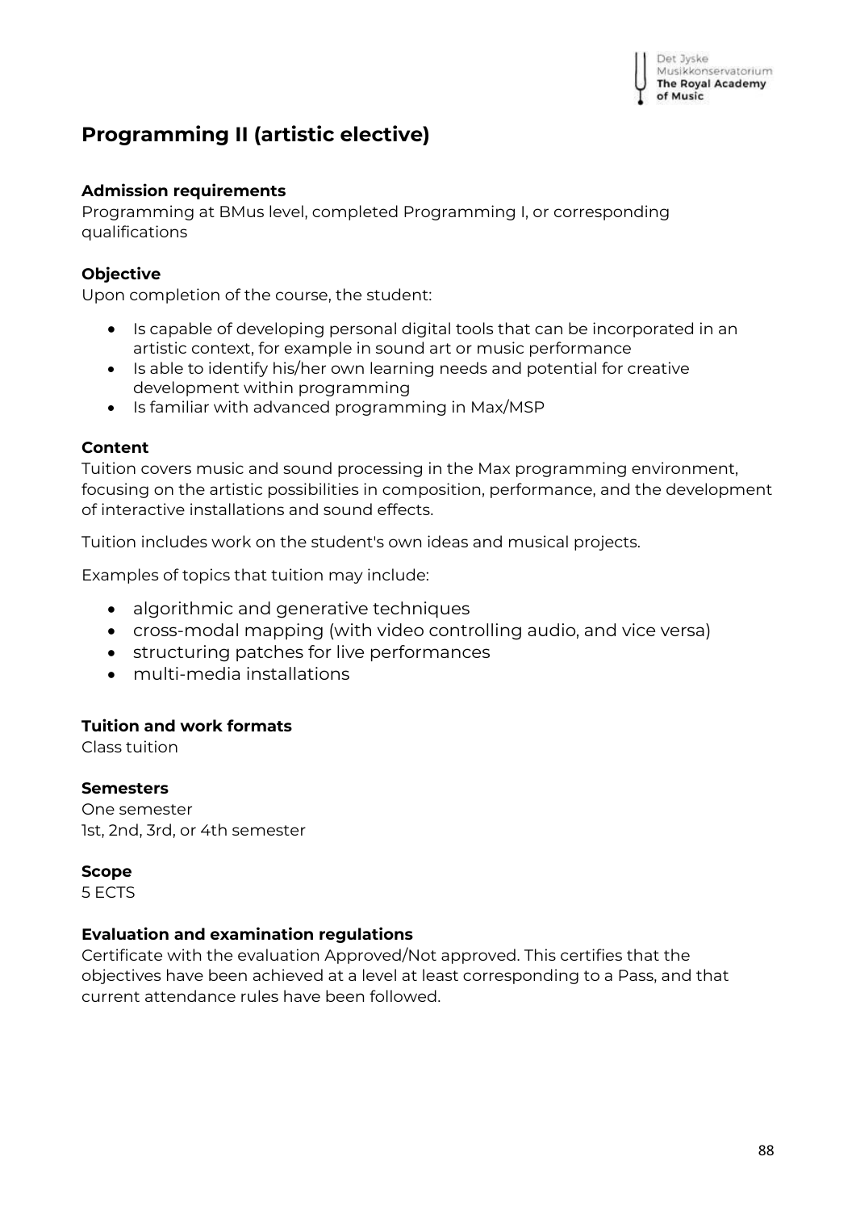# Programming II (artistic elective)

**Admission requirements**
Programming at BMus level, completed Programming I, or corresponding qualifications

**Objective**
Upon completion of the course, the student:

- Is capable of developing personal digital tools that can be incorporated in an artistic context, for example in sound art or music performance
- Is able to identify his/her own learning needs and potential for creative development within programming
- Is familiar with advanced programming in Max/MSP

**Content**
Tuition covers music and sound processing in the Max programming environment, focusing on the artistic possibilities in composition, performance, and the development of interactive installations and sound effects.

Tuition includes work on the student's own ideas and musical projects.

Examples of topics that tuition may include:

- algorithmic and generative techniques
- cross-modal mapping (with video controlling audio, and vice versa)
- structuring patches for live performances
- multi-media installations

**Tuition and work formats**
Class tuition

**Semesters**
One semester
1st, 2nd, 3rd, or 4th semester

**Scope**
5 ECTS

**Evaluation and examination regulations**
Certificate with the evaluation Approved/Not approved. This certifies that the objectives have been achieved at a level at least corresponding to a Pass, and that current attendance rules have been followed.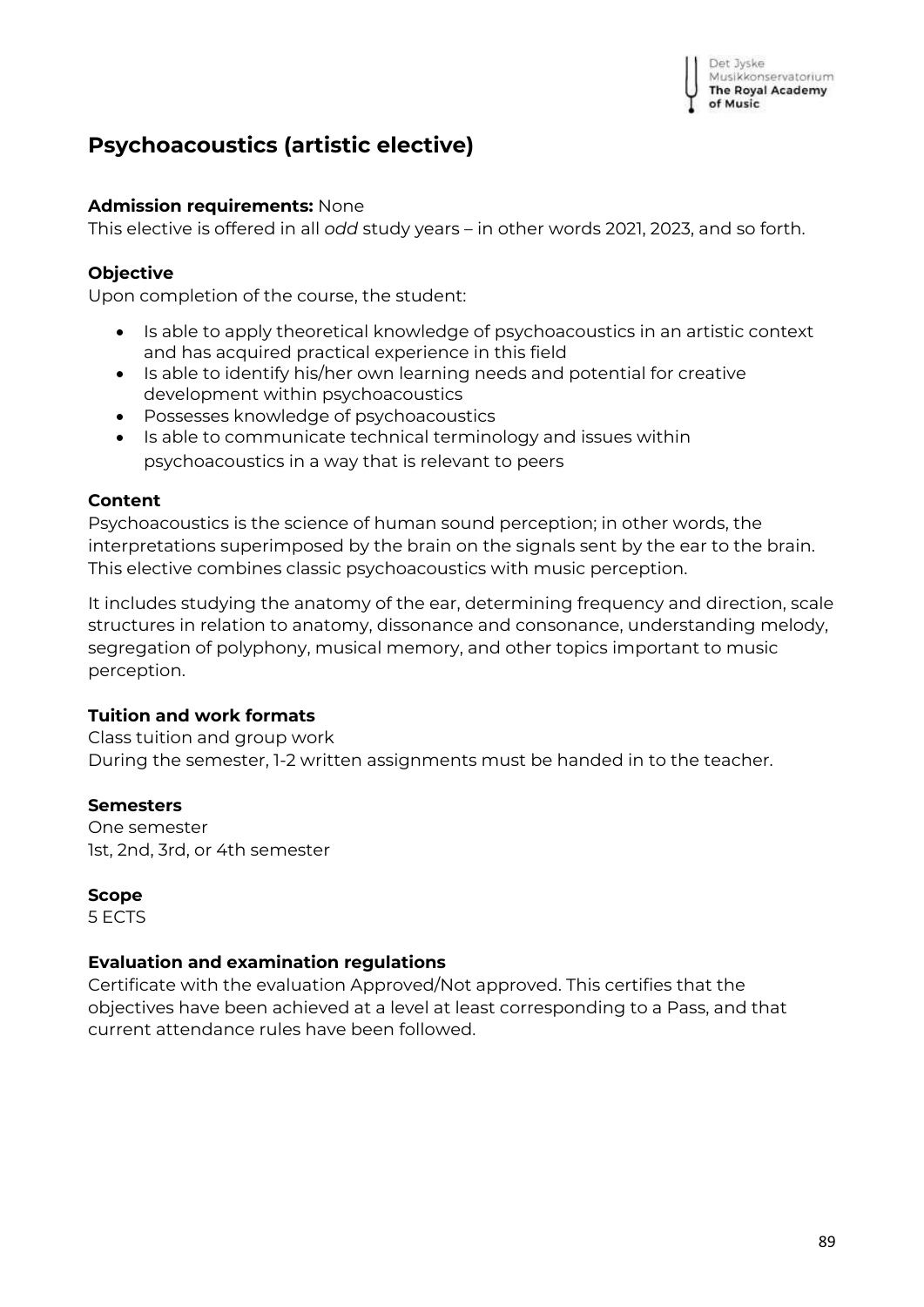# Psychoacoustics (artistic elective)

**Admission requirements:** None
This elective is offered in all *odd* study years – in other words 2021, 2023, and so forth.

**Objective**
Upon completion of the course, the student:

- Is able to apply theoretical knowledge of psychoacoustics in an artistic context and has acquired practical experience in this field
- Is able to identify his/her own learning needs and potential for creative development within psychoacoustics
- Possesses knowledge of psychoacoustics
- Is able to communicate technical terminology and issues within psychoacoustics in a way that is relevant to peers

**Content**
Psychoacoustics is the science of human sound perception; in other words, the interpretations superimposed by the brain on the signals sent by the ear to the brain. This elective combines classic psychoacoustics with music perception.

It includes studying the anatomy of the ear, determining frequency and direction, scale structures in relation to anatomy, dissonance and consonance, understanding melody, segregation of polyphony, musical memory, and other topics important to music perception.

**Tuition and work formats**
Class tuition and group work
During the semester, 1-2 written assignments must be handed in to the teacher.

**Semesters**
One semester
1st, 2nd, 3rd, or 4th semester

**Scope**
5 ECTS

**Evaluation and examination regulations**
Certificate with the evaluation Approved/Not approved. This certifies that the objectives have been achieved at a level at least corresponding to a Pass, and that current attendance rules have been followed.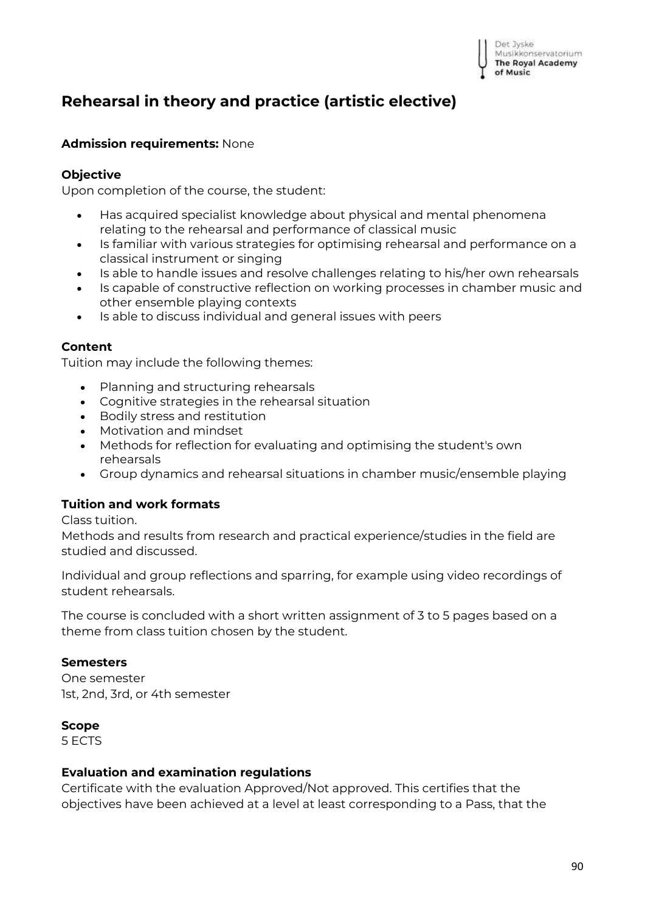# Rehearsal in theory and practice (artistic elective)

**Admission requirements:** None

**Objective**

Upon completion of the course, the student:

- Has acquired specialist knowledge about physical and mental phenomena relating to the rehearsal and performance of classical music
- Is familiar with various strategies for optimising rehearsal and performance on a classical instrument or singing
- Is able to handle issues and resolve challenges relating to his/her own rehearsals
- Is capable of constructive reflection on working processes in chamber music and other ensemble playing contexts
- Is able to discuss individual and general issues with peers

**Content**

Tuition may include the following themes:

- Planning and structuring rehearsals
- Cognitive strategies in the rehearsal situation
- Bodily stress and restitution
- Motivation and mindset
- Methods for reflection for evaluating and optimising the student's own rehearsals
- Group dynamics and rehearsal situations in chamber music/ensemble playing

**Tuition and work formats**

Class tuition.
Methods and results from research and practical experience/studies in the field are studied and discussed.

Individual and group reflections and sparring, for example using video recordings of student rehearsals.

The course is concluded with a short written assignment of 3 to 5 pages based on a theme from class tuition chosen by the student.

**Semesters**

One semester
1st, 2nd, 3rd, or 4th semester

**Scope**

5 ECTS

**Evaluation and examination regulations**

Certificate with the evaluation Approved/Not approved. This certifies that the objectives have been achieved at a level at least corresponding to a Pass, that the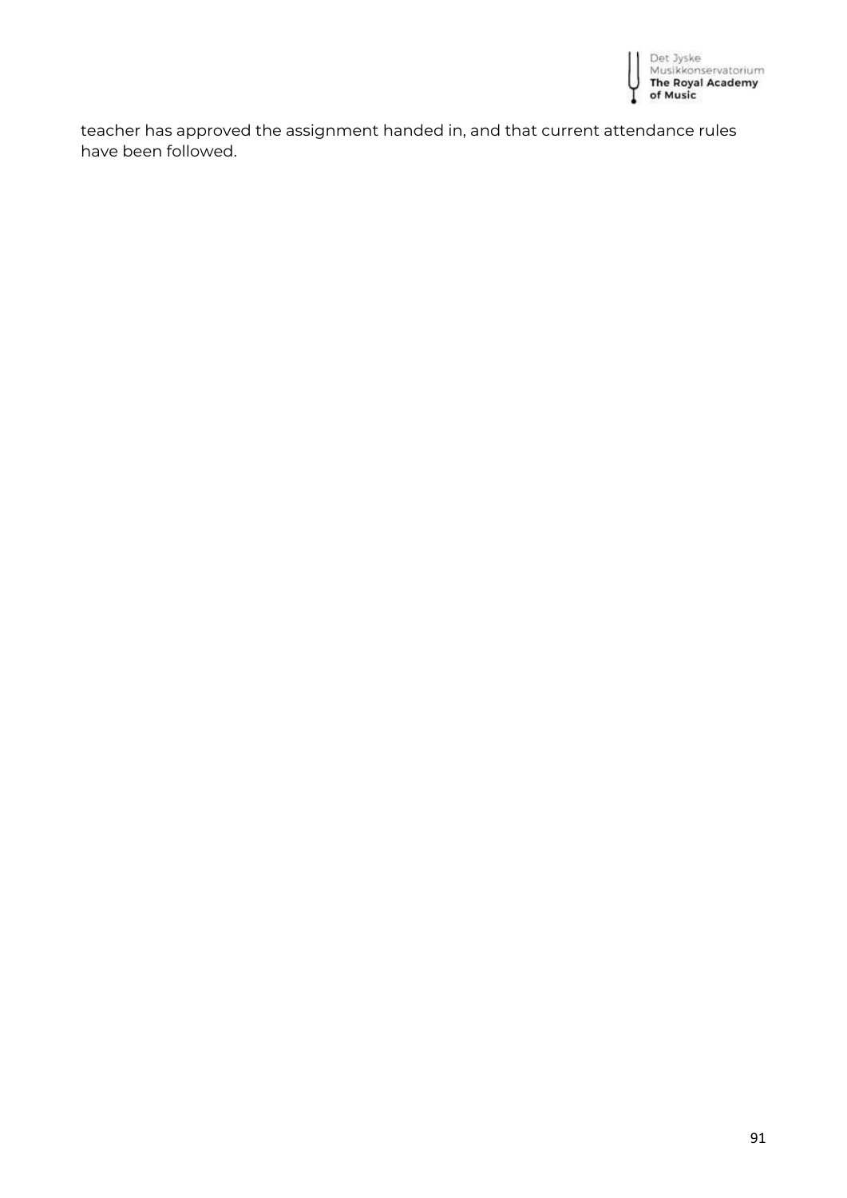teacher has approved the assignment handed in, and that current attendance rules have been followed.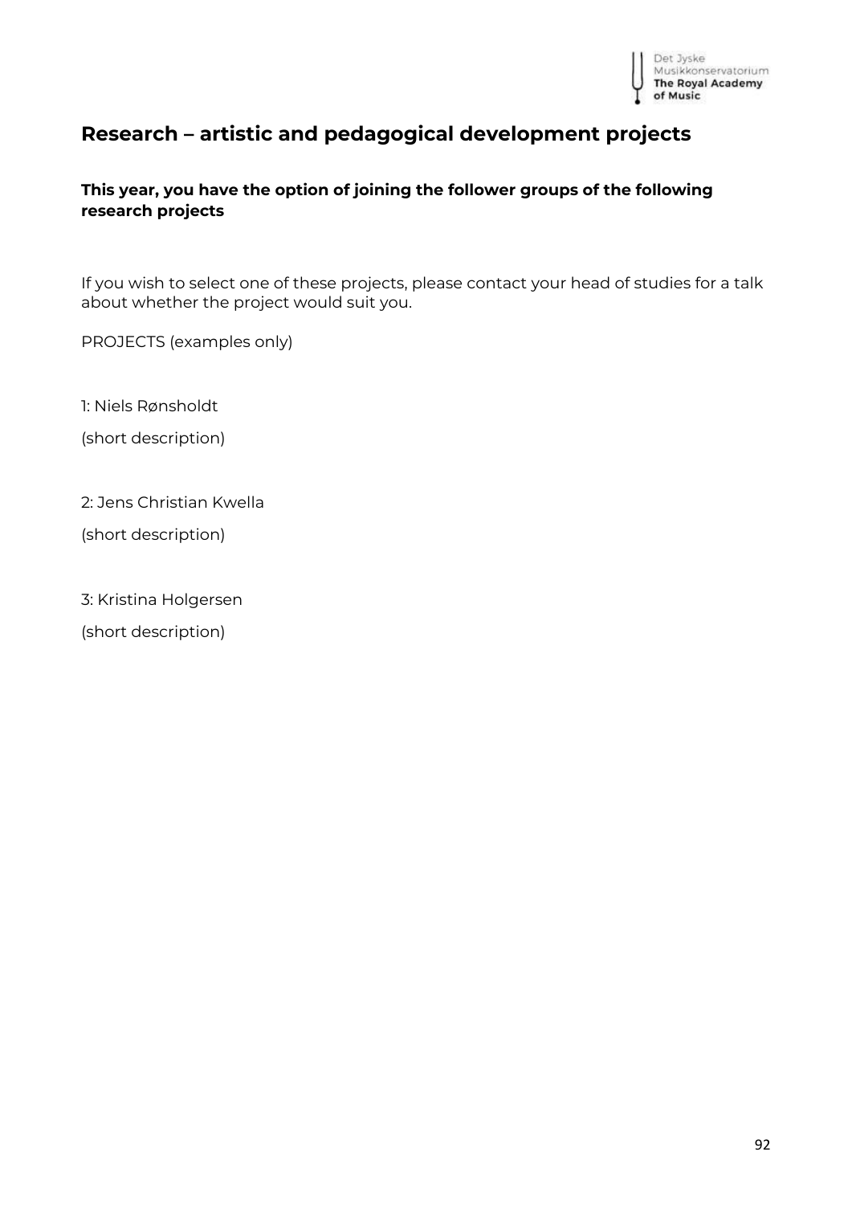## Research – artistic and pedagogical development projects

**This year, you have the option of joining the follower groups of the following research projects**

If you wish to select one of these projects, please contact your head of studies for a talk about whether the project would suit you.

PROJECTS (examples only)

1: Niels Rønsholdt

(short description)

2: Jens Christian Kwella

(short description)

3: Kristina Holgersen

(short description)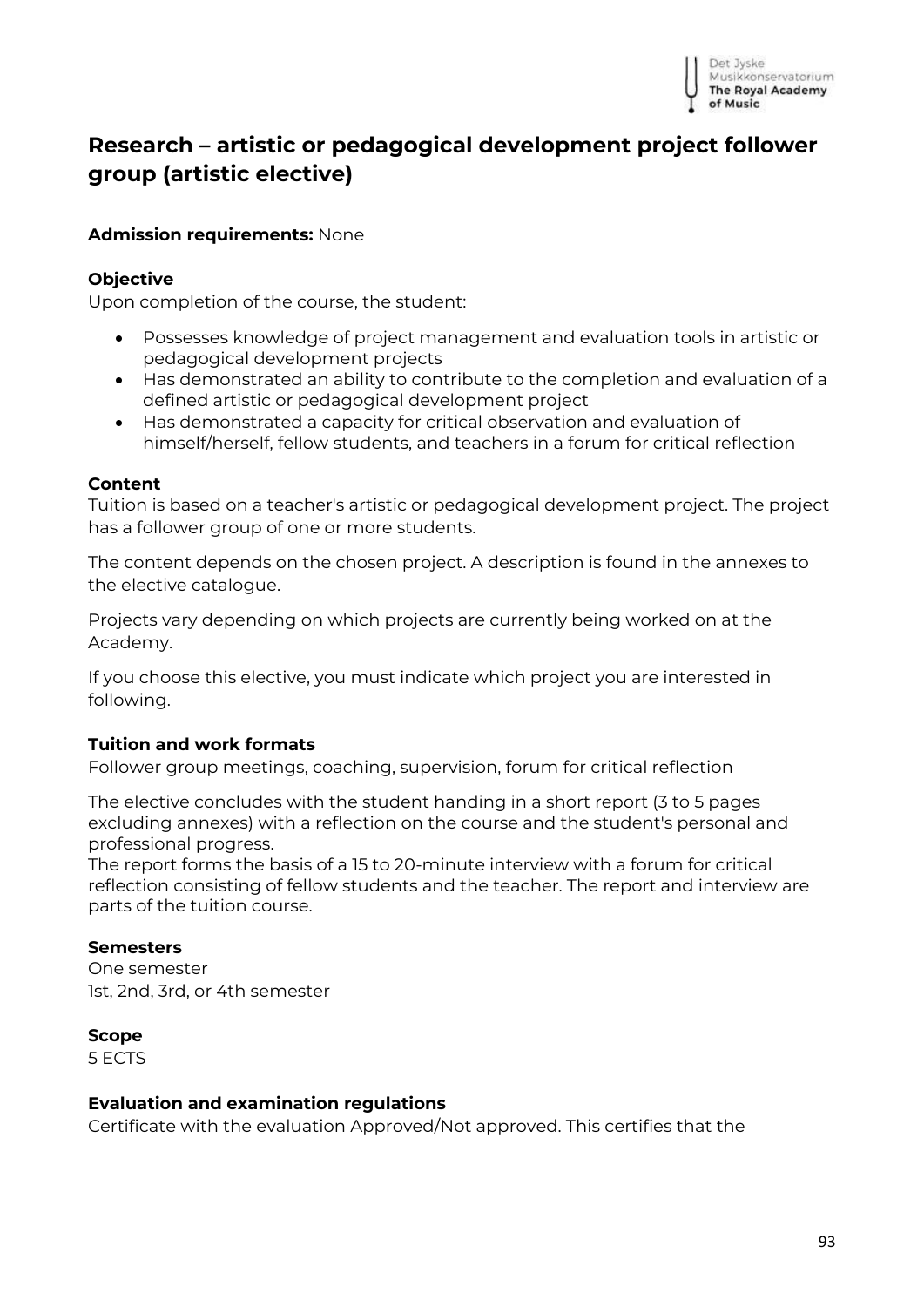## Research – artistic or pedagogical development project follower group (artistic elective)

**Admission requirements:** None

**Objective**

Upon completion of the course, the student:

- Possesses knowledge of project management and evaluation tools in artistic or pedagogical development projects
- Has demonstrated an ability to contribute to the completion and evaluation of a defined artistic or pedagogical development project
- Has demonstrated a capacity for critical observation and evaluation of himself/herself, fellow students, and teachers in a forum for critical reflection

**Content**

Tuition is based on a teacher's artistic or pedagogical development project. The project has a follower group of one or more students.

The content depends on the chosen project. A description is found in the annexes to the elective catalogue.

Projects vary depending on which projects are currently being worked on at the Academy.

If you choose this elective, you must indicate which project you are interested in following.

**Tuition and work formats**

Follower group meetings, coaching, supervision, forum for critical reflection

The elective concludes with the student handing in a short report (3 to 5 pages excluding annexes) with a reflection on the course and the student's personal and professional progress.
The report forms the basis of a 15 to 20-minute interview with a forum for critical reflection consisting of fellow students and the teacher. The report and interview are parts of the tuition course.

**Semesters**

One semester
1st, 2nd, 3rd, or 4th semester

**Scope**

5 ECTS

**Evaluation and examination regulations**

Certificate with the evaluation Approved/Not approved. This certifies that the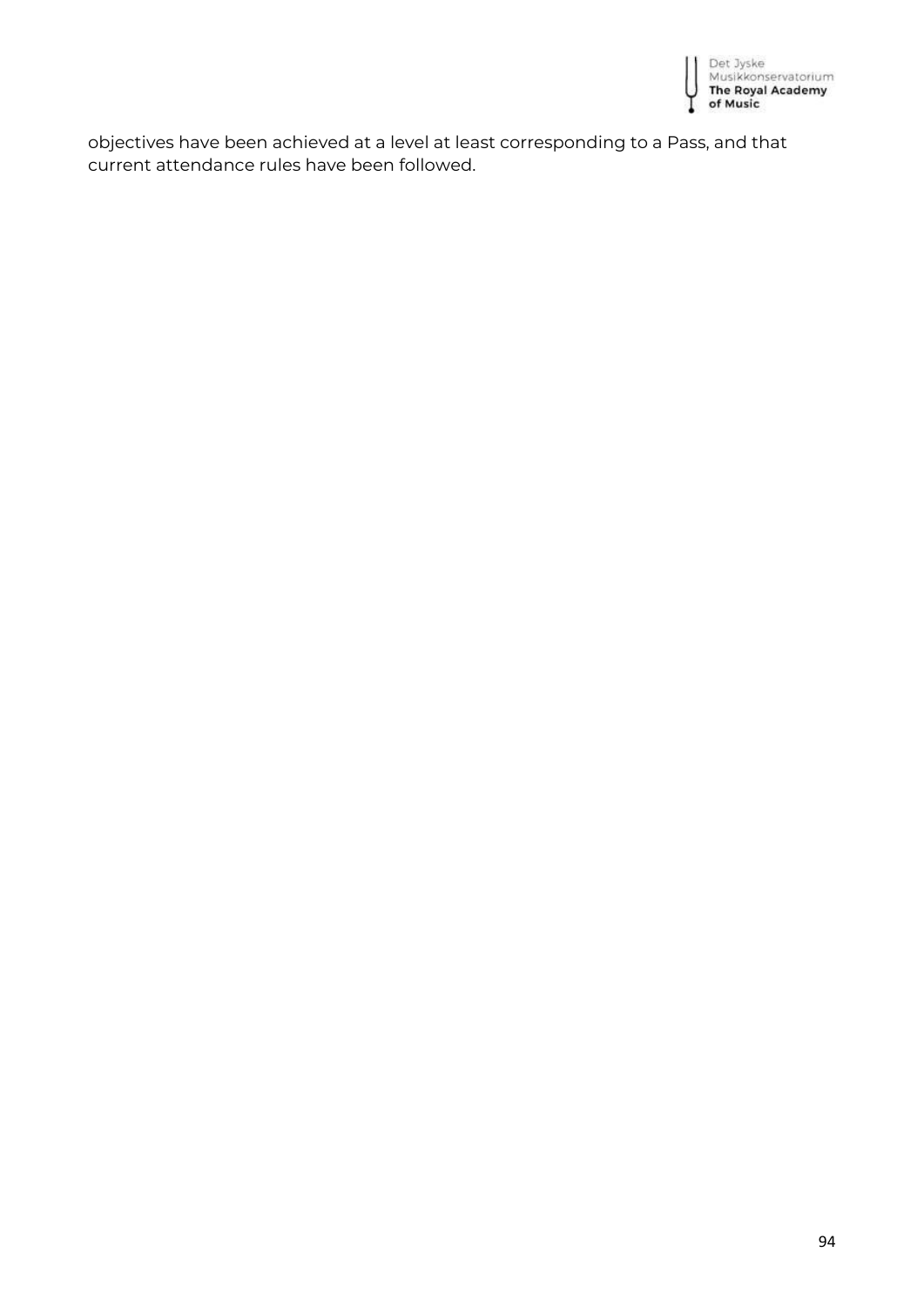objectives have been achieved at a level at least corresponding to a Pass, and that current attendance rules have been followed.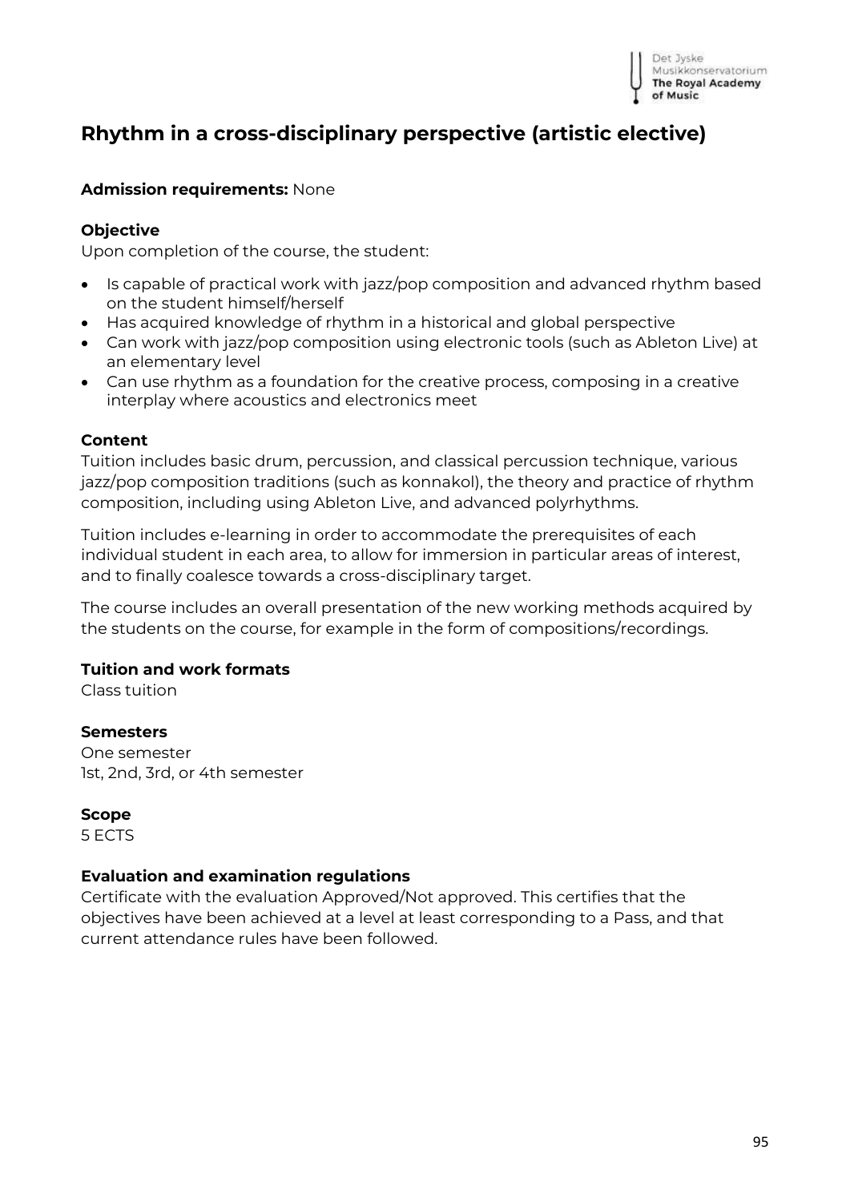# Rhythm in a cross-disciplinary perspective (artistic elective)

**Admission requirements:** None

### Objective

Upon completion of the course, the student:

- Is capable of practical work with jazz/pop composition and advanced rhythm based on the student himself/herself
- Has acquired knowledge of rhythm in a historical and global perspective
- Can work with jazz/pop composition using electronic tools (such as Ableton Live) at an elementary level
- Can use rhythm as a foundation for the creative process, composing in a creative interplay where acoustics and electronics meet

### Content

Tuition includes basic drum, percussion, and classical percussion technique, various jazz/pop composition traditions (such as konnakol), the theory and practice of rhythm composition, including using Ableton Live, and advanced polyrhythms.

Tuition includes e-learning in order to accommodate the prerequisites of each individual student in each area, to allow for immersion in particular areas of interest, and to finally coalesce towards a cross-disciplinary target.

The course includes an overall presentation of the new working methods acquired by the students on the course, for example in the form of compositions/recordings.

### Tuition and work formats

Class tuition

### Semesters

One semester
1st, 2nd, 3rd, or 4th semester

### Scope

5 ECTS

### Evaluation and examination regulations

Certificate with the evaluation Approved/Not approved. This certifies that the objectives have been achieved at a level at least corresponding to a Pass, and that current attendance rules have been followed.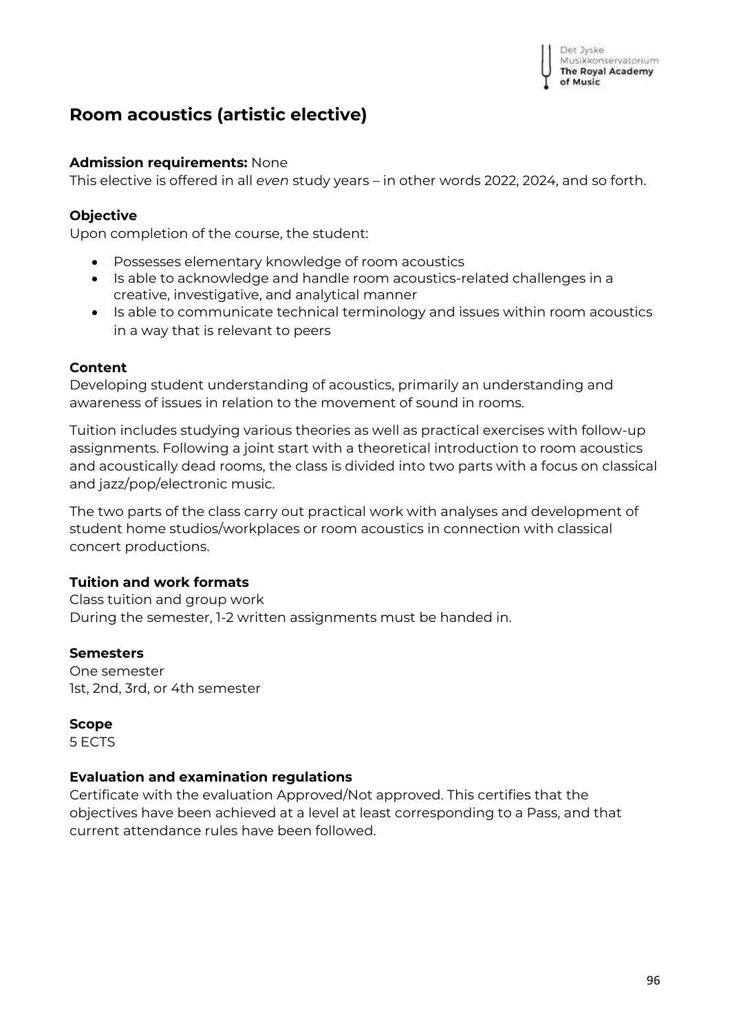## Room acoustics (artistic elective)

**Admission requirements:** None
This elective is offered in all *even* study years – in other words 2022, 2024, and so forth.

**Objective**
Upon completion of the course, the student:

- Possesses elementary knowledge of room acoustics
- Is able to acknowledge and handle room acoustics-related challenges in a creative, investigative, and analytical manner
- Is able to communicate technical terminology and issues within room acoustics in a way that is relevant to peers

**Content**
Developing student understanding of acoustics, primarily an understanding and awareness of issues in relation to the movement of sound in rooms.

Tuition includes studying various theories as well as practical exercises with follow-up assignments. Following a joint start with a theoretical introduction to room acoustics and acoustically dead rooms, the class is divided into two parts with a focus on classical and jazz/pop/electronic music.

The two parts of the class carry out practical work with analyses and development of student home studios/workplaces or room acoustics in connection with classical concert productions.

**Tuition and work formats**
Class tuition and group work
During the semester, 1-2 written assignments must be handed in.

**Semesters**
One semester
1st, 2nd, 3rd, or 4th semester

**Scope**
5 ECTS

**Evaluation and examination regulations**
Certificate with the evaluation Approved/Not approved. This certifies that the objectives have been achieved at a level at least corresponding to a Pass, and that current attendance rules have been followed.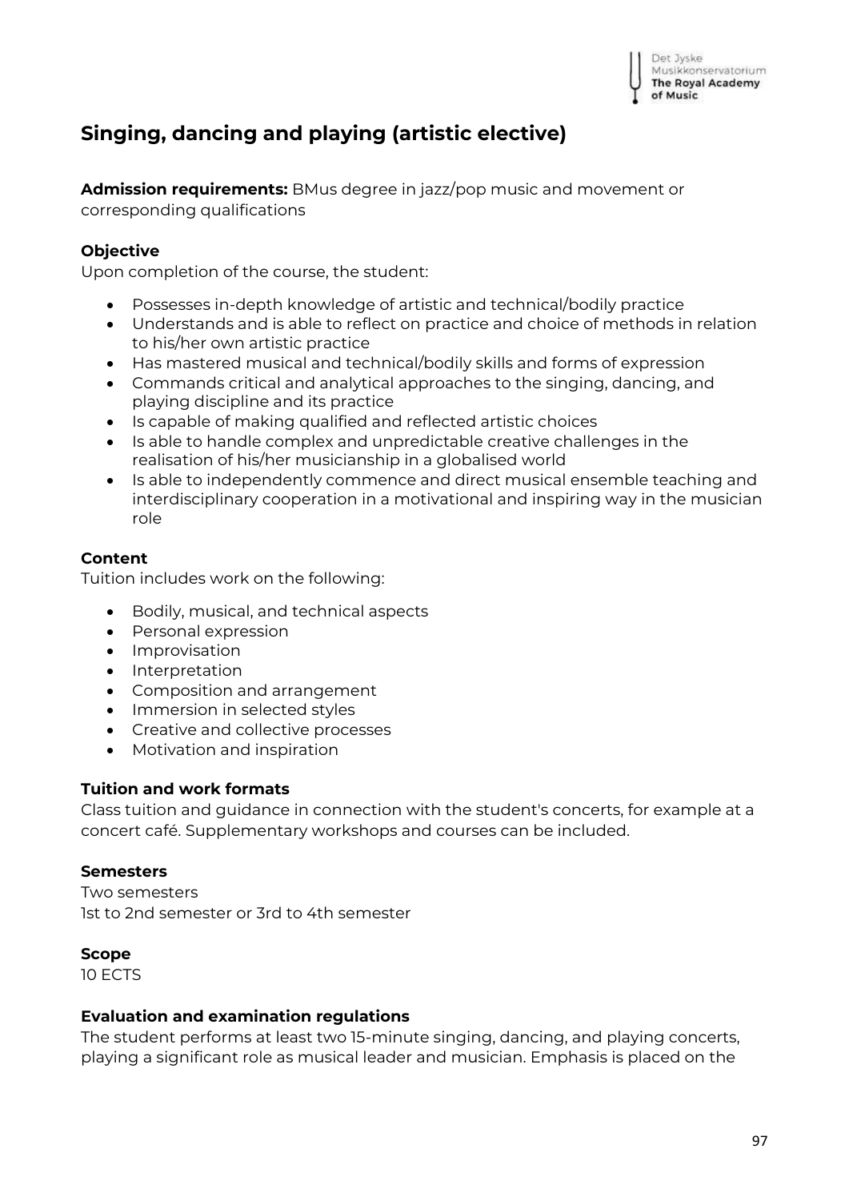## Singing, dancing and playing (artistic elective)

**Admission requirements:** BMus degree in jazz/pop music and movement or corresponding qualifications

**Objective**

Upon completion of the course, the student:

- Possesses in-depth knowledge of artistic and technical/bodily practice
- Understands and is able to reflect on practice and choice of methods in relation to his/her own artistic practice
- Has mastered musical and technical/bodily skills and forms of expression
- Commands critical and analytical approaches to the singing, dancing, and playing discipline and its practice
- Is capable of making qualified and reflected artistic choices
- Is able to handle complex and unpredictable creative challenges in the realisation of his/her musicianship in a globalised world
- Is able to independently commence and direct musical ensemble teaching and interdisciplinary cooperation in a motivational and inspiring way in the musician role

**Content**

Tuition includes work on the following:

- Bodily, musical, and technical aspects
- Personal expression
- Improvisation
- Interpretation
- Composition and arrangement
- Immersion in selected styles
- Creative and collective processes
- Motivation and inspiration

**Tuition and work formats**

Class tuition and guidance in connection with the student's concerts, for example at a concert café. Supplementary workshops and courses can be included.

**Semesters**

Two semesters
1st to 2nd semester or 3rd to 4th semester

**Scope**

10 ECTS

**Evaluation and examination regulations**

The student performs at least two 15-minute singing, dancing, and playing concerts, playing a significant role as musical leader and musician. Emphasis is placed on the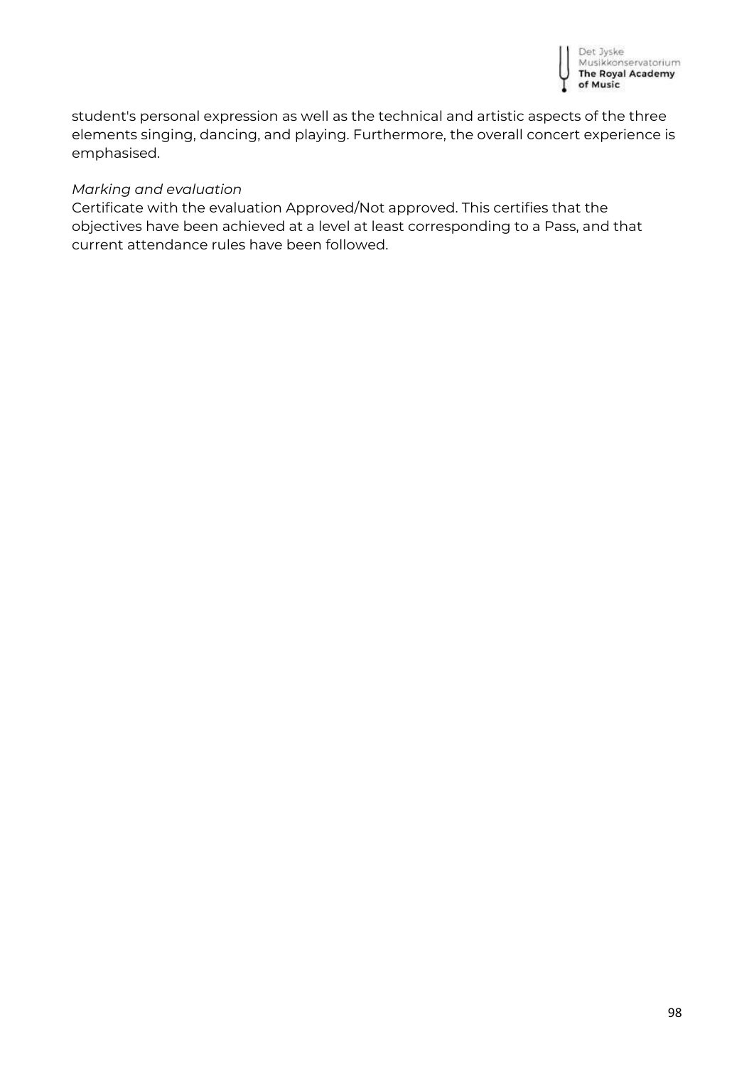student's personal expression as well as the technical and artistic aspects of the three elements singing, dancing, and playing. Furthermore, the overall concert experience is emphasised.

*Marking and evaluation*

Certificate with the evaluation Approved/Not approved. This certifies that the objectives have been achieved at a level at least corresponding to a Pass, and that current attendance rules have been followed.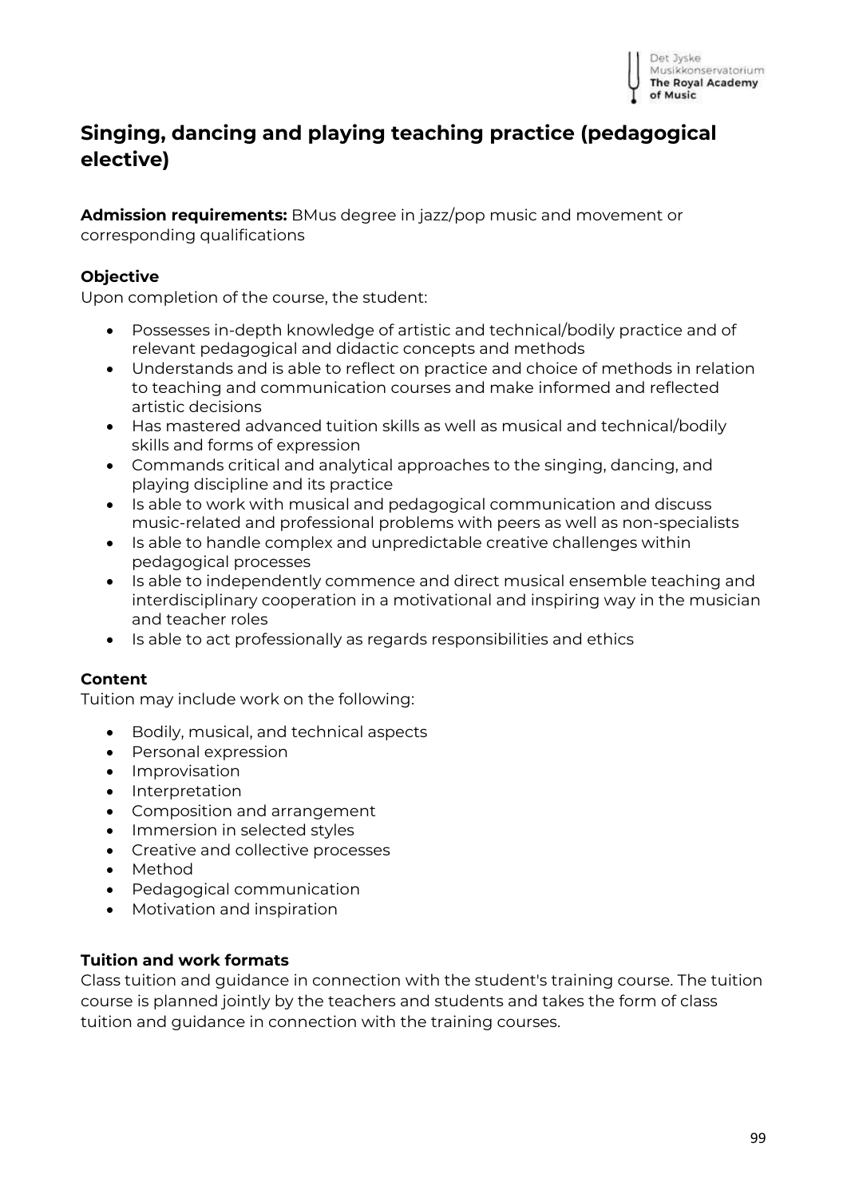## Singing, dancing and playing teaching practice (pedagogical elective)

**Admission requirements:** BMus degree in jazz/pop music and movement or corresponding qualifications

### Objective

Upon completion of the course, the student:

- Possesses in-depth knowledge of artistic and technical/bodily practice and of relevant pedagogical and didactic concepts and methods
- Understands and is able to reflect on practice and choice of methods in relation to teaching and communication courses and make informed and reflected artistic decisions
- Has mastered advanced tuition skills as well as musical and technical/bodily skills and forms of expression
- Commands critical and analytical approaches to the singing, dancing, and playing discipline and its practice
- Is able to work with musical and pedagogical communication and discuss music-related and professional problems with peers as well as non-specialists
- Is able to handle complex and unpredictable creative challenges within pedagogical processes
- Is able to independently commence and direct musical ensemble teaching and interdisciplinary cooperation in a motivational and inspiring way in the musician and teacher roles
- Is able to act professionally as regards responsibilities and ethics

### Content

Tuition may include work on the following:

- Bodily, musical, and technical aspects
- Personal expression
- Improvisation
- Interpretation
- Composition and arrangement
- Immersion in selected styles
- Creative and collective processes
- Method
- Pedagogical communication
- Motivation and inspiration

### Tuition and work formats

Class tuition and guidance in connection with the student's training course. The tuition course is planned jointly by the teachers and students and takes the form of class tuition and guidance in connection with the training courses.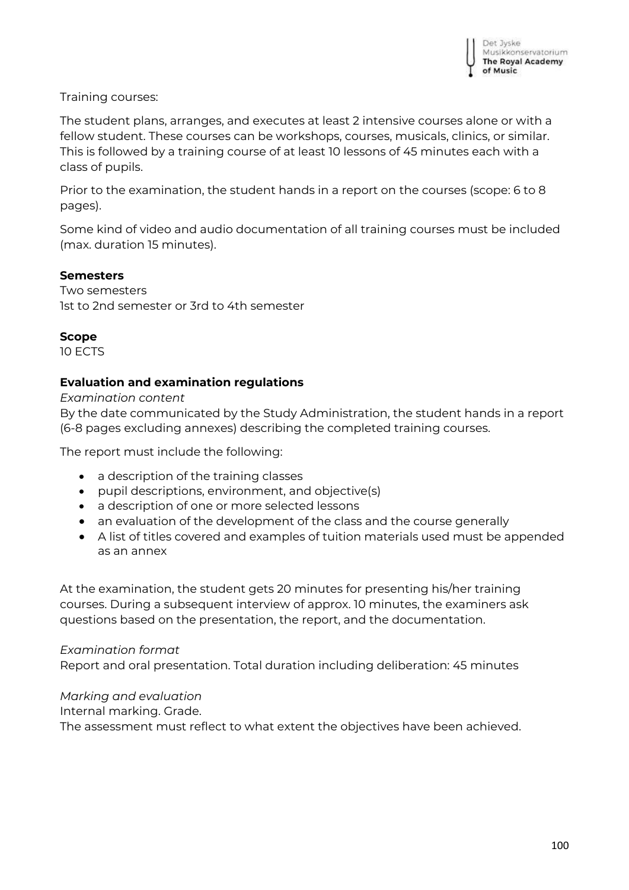Training courses:

The student plans, arranges, and executes at least 2 intensive courses alone or with a fellow student. These courses can be workshops, courses, musicals, clinics, or similar. This is followed by a training course of at least 10 lessons of 45 minutes each with a class of pupils.

Prior to the examination, the student hands in a report on the courses (scope: 6 to 8 pages).

Some kind of video and audio documentation of all training courses must be included (max. duration 15 minutes).

**Semesters**
Two semesters
1st to 2nd semester or 3rd to 4th semester

**Scope**
10 ECTS

**Evaluation and examination regulations**

*Examination content*
By the date communicated by the Study Administration, the student hands in a report (6-8 pages excluding annexes) describing the completed training courses.

The report must include the following:

- a description of the training classes
- pupil descriptions, environment, and objective(s)
- a description of one or more selected lessons
- an evaluation of the development of the class and the course generally
- A list of titles covered and examples of tuition materials used must be appended as an annex

At the examination, the student gets 20 minutes for presenting his/her training courses. During a subsequent interview of approx. 10 minutes, the examiners ask questions based on the presentation, the report, and the documentation.

*Examination format*
Report and oral presentation. Total duration including deliberation: 45 minutes

*Marking and evaluation*
Internal marking. Grade.
The assessment must reflect to what extent the objectives have been achieved.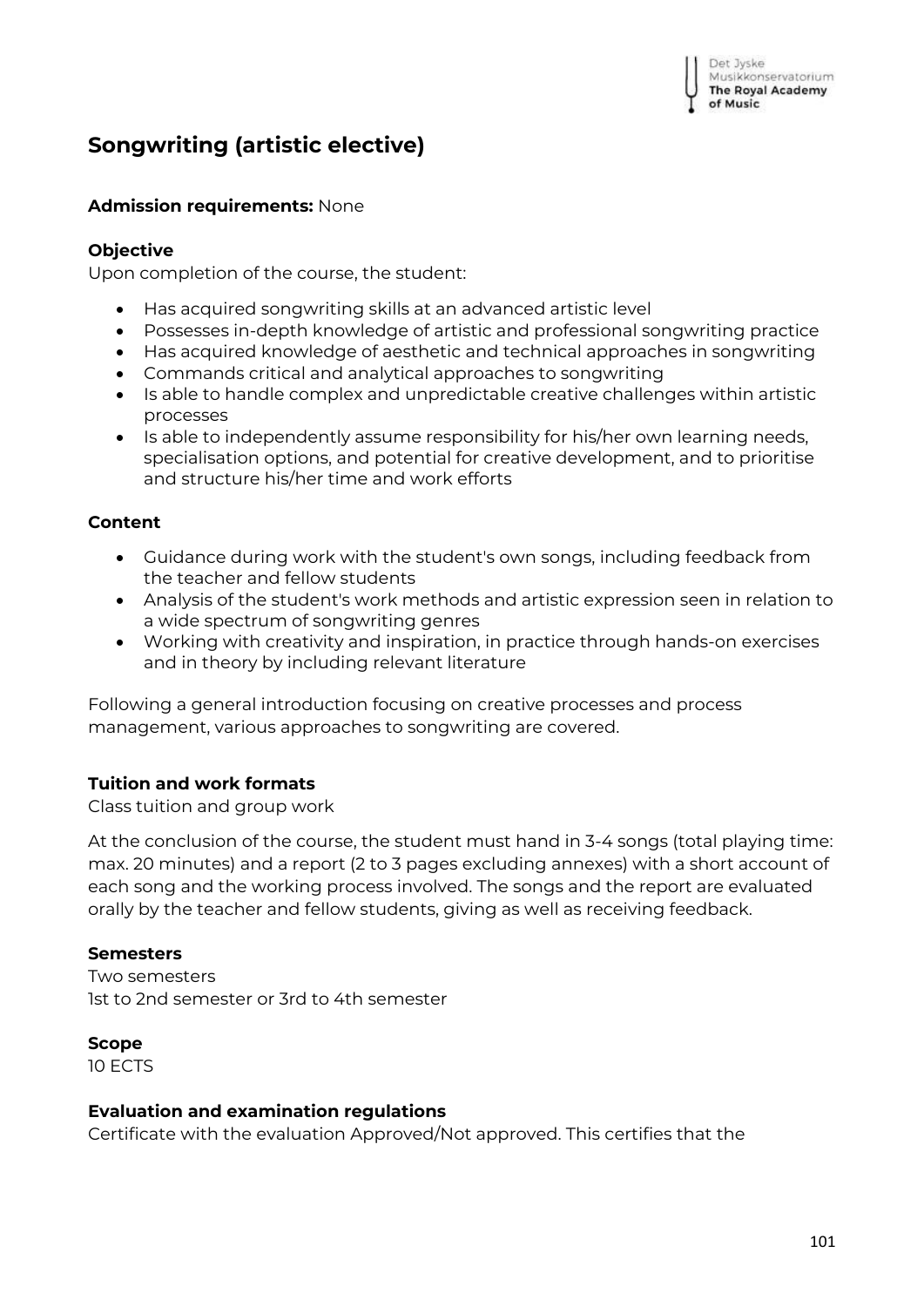# Songwriting (artistic elective)

**Admission requirements:** None

**Objective**

Upon completion of the course, the student:

- Has acquired songwriting skills at an advanced artistic level
- Possesses in-depth knowledge of artistic and professional songwriting practice
- Has acquired knowledge of aesthetic and technical approaches in songwriting
- Commands critical and analytical approaches to songwriting
- Is able to handle complex and unpredictable creative challenges within artistic processes
- Is able to independently assume responsibility for his/her own learning needs, specialisation options, and potential for creative development, and to prioritise and structure his/her time and work efforts

**Content**

- Guidance during work with the student's own songs, including feedback from the teacher and fellow students
- Analysis of the student's work methods and artistic expression seen in relation to a wide spectrum of songwriting genres
- Working with creativity and inspiration, in practice through hands-on exercises and in theory by including relevant literature

Following a general introduction focusing on creative processes and process management, various approaches to songwriting are covered.

**Tuition and work formats**

Class tuition and group work

At the conclusion of the course, the student must hand in 3-4 songs (total playing time: max. 20 minutes) and a report (2 to 3 pages excluding annexes) with a short account of each song and the working process involved. The songs and the report are evaluated orally by the teacher and fellow students, giving as well as receiving feedback.

**Semesters**

Two semesters
1st to 2nd semester or 3rd to 4th semester

**Scope**

10 ECTS

**Evaluation and examination regulations**

Certificate with the evaluation Approved/Not approved. This certifies that the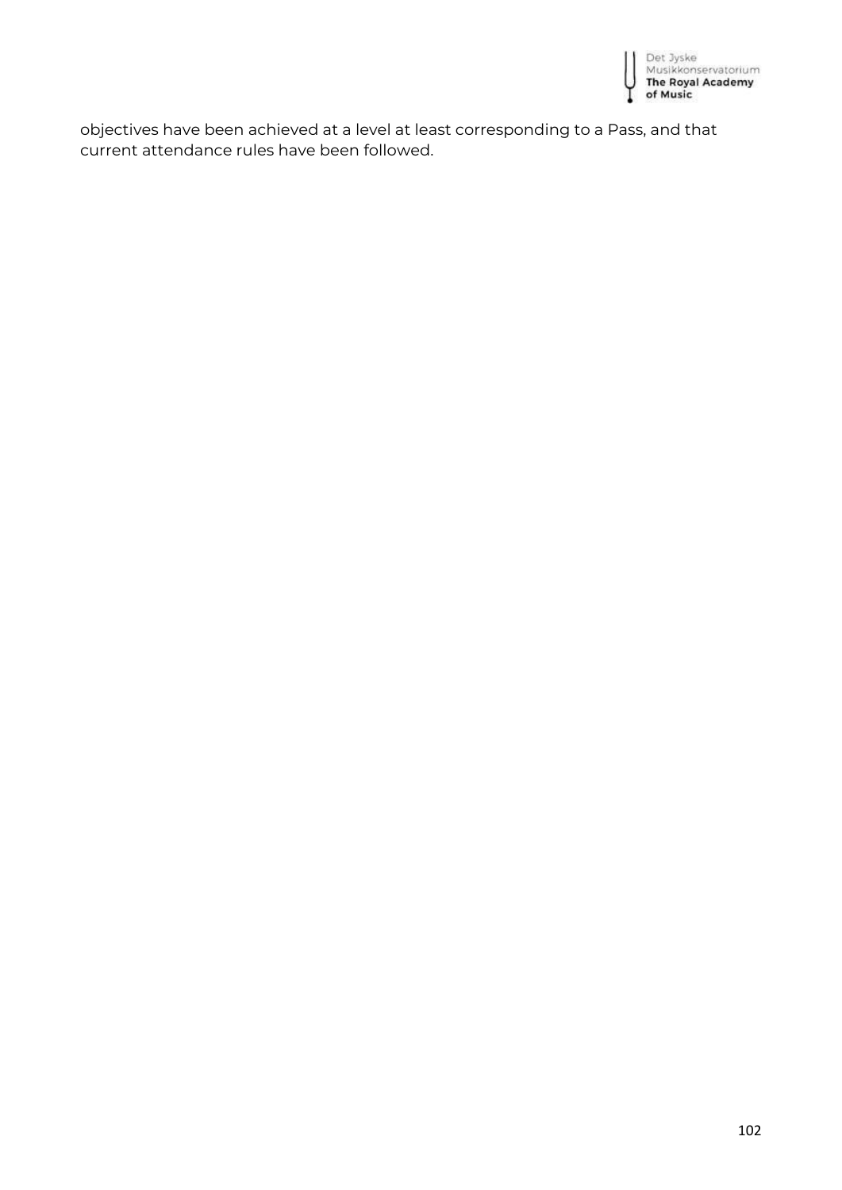objectives have been achieved at a level at least corresponding to a Pass, and that current attendance rules have been followed.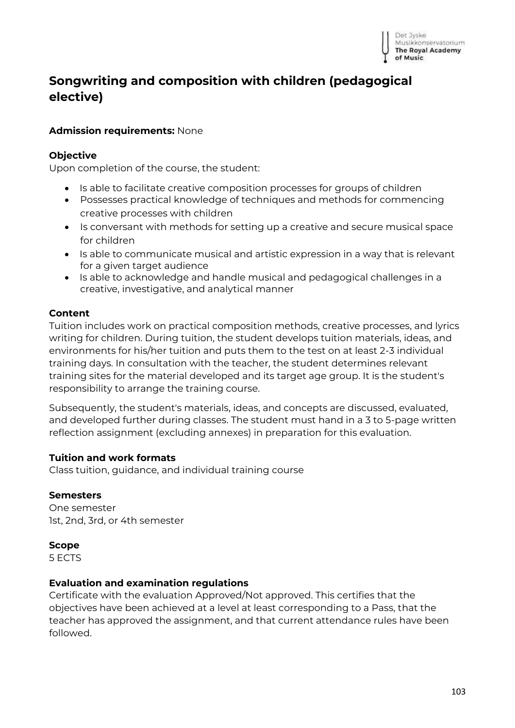# Songwriting and composition with children (pedagogical elective)

**Admission requirements:** None

**Objective**

Upon completion of the course, the student:

- Is able to facilitate creative composition processes for groups of children
- Possesses practical knowledge of techniques and methods for commencing creative processes with children
- Is conversant with methods for setting up a creative and secure musical space for children
- Is able to communicate musical and artistic expression in a way that is relevant for a given target audience
- Is able to acknowledge and handle musical and pedagogical challenges in a creative, investigative, and analytical manner

**Content**

Tuition includes work on practical composition methods, creative processes, and lyrics writing for children. During tuition, the student develops tuition materials, ideas, and environments for his/her tuition and puts them to the test on at least 2-3 individual training days. In consultation with the teacher, the student determines relevant training sites for the material developed and its target age group. It is the student's responsibility to arrange the training course.

Subsequently, the student's materials, ideas, and concepts are discussed, evaluated, and developed further during classes. The student must hand in a 3 to 5-page written reflection assignment (excluding annexes) in preparation for this evaluation.

**Tuition and work formats**

Class tuition, guidance, and individual training course

**Semesters**

One semester
1st, 2nd, 3rd, or 4th semester

**Scope**

5 ECTS

**Evaluation and examination regulations**

Certificate with the evaluation Approved/Not approved. This certifies that the objectives have been achieved at a level at least corresponding to a Pass, that the teacher has approved the assignment, and that current attendance rules have been followed.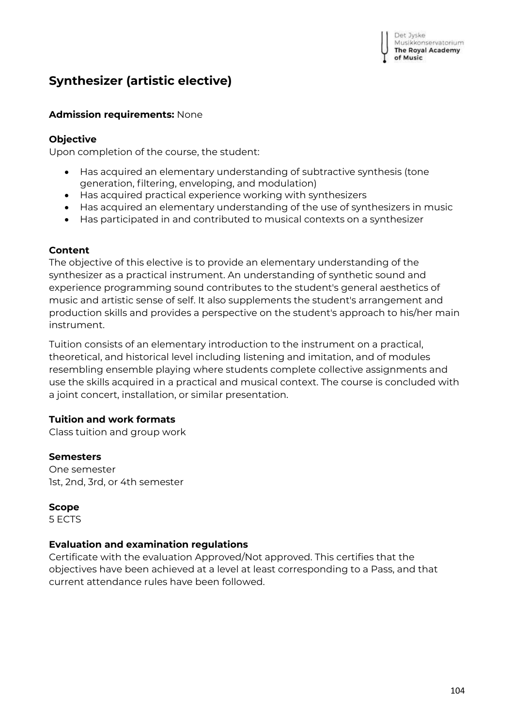# Synthesizer (artistic elective)

**Admission requirements:** None

**Objective**

Upon completion of the course, the student:

- Has acquired an elementary understanding of subtractive synthesis (tone generation, filtering, enveloping, and modulation)
- Has acquired practical experience working with synthesizers
- Has acquired an elementary understanding of the use of synthesizers in music
- Has participated in and contributed to musical contexts on a synthesizer

**Content**

The objective of this elective is to provide an elementary understanding of the synthesizer as a practical instrument. An understanding of synthetic sound and experience programming sound contributes to the student's general aesthetics of music and artistic sense of self. It also supplements the student's arrangement and production skills and provides a perspective on the student's approach to his/her main instrument.

Tuition consists of an elementary introduction to the instrument on a practical, theoretical, and historical level including listening and imitation, and of modules resembling ensemble playing where students complete collective assignments and use the skills acquired in a practical and musical context. The course is concluded with a joint concert, installation, or similar presentation.

**Tuition and work formats**

Class tuition and group work

**Semesters**

One semester
1st, 2nd, 3rd, or 4th semester

**Scope**

5 ECTS

**Evaluation and examination regulations**

Certificate with the evaluation Approved/Not approved. This certifies that the objectives have been achieved at a level at least corresponding to a Pass, and that current attendance rules have been followed.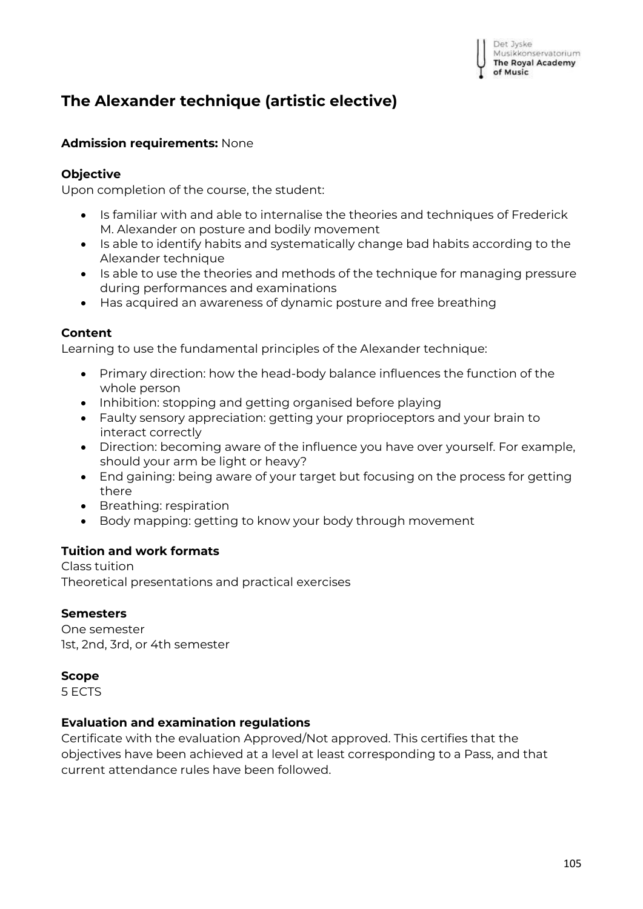# The Alexander technique (artistic elective)

**Admission requirements:** None

**Objective**

Upon completion of the course, the student:

- Is familiar with and able to internalise the theories and techniques of Frederick M. Alexander on posture and bodily movement
- Is able to identify habits and systematically change bad habits according to the Alexander technique
- Is able to use the theories and methods of the technique for managing pressure during performances and examinations
- Has acquired an awareness of dynamic posture and free breathing

**Content**

Learning to use the fundamental principles of the Alexander technique:

- Primary direction: how the head-body balance influences the function of the whole person
- Inhibition: stopping and getting organised before playing
- Faulty sensory appreciation: getting your proprioceptors and your brain to interact correctly
- Direction: becoming aware of the influence you have over yourself. For example, should your arm be light or heavy?
- End gaining: being aware of your target but focusing on the process for getting there
- Breathing: respiration
- Body mapping: getting to know your body through movement

**Tuition and work formats**

Class tuition
Theoretical presentations and practical exercises

**Semesters**

One semester
1st, 2nd, 3rd, or 4th semester

**Scope**

5 ECTS

**Evaluation and examination regulations**

Certificate with the evaluation Approved/Not approved. This certifies that the objectives have been achieved at a level at least corresponding to a Pass, and that current attendance rules have been followed.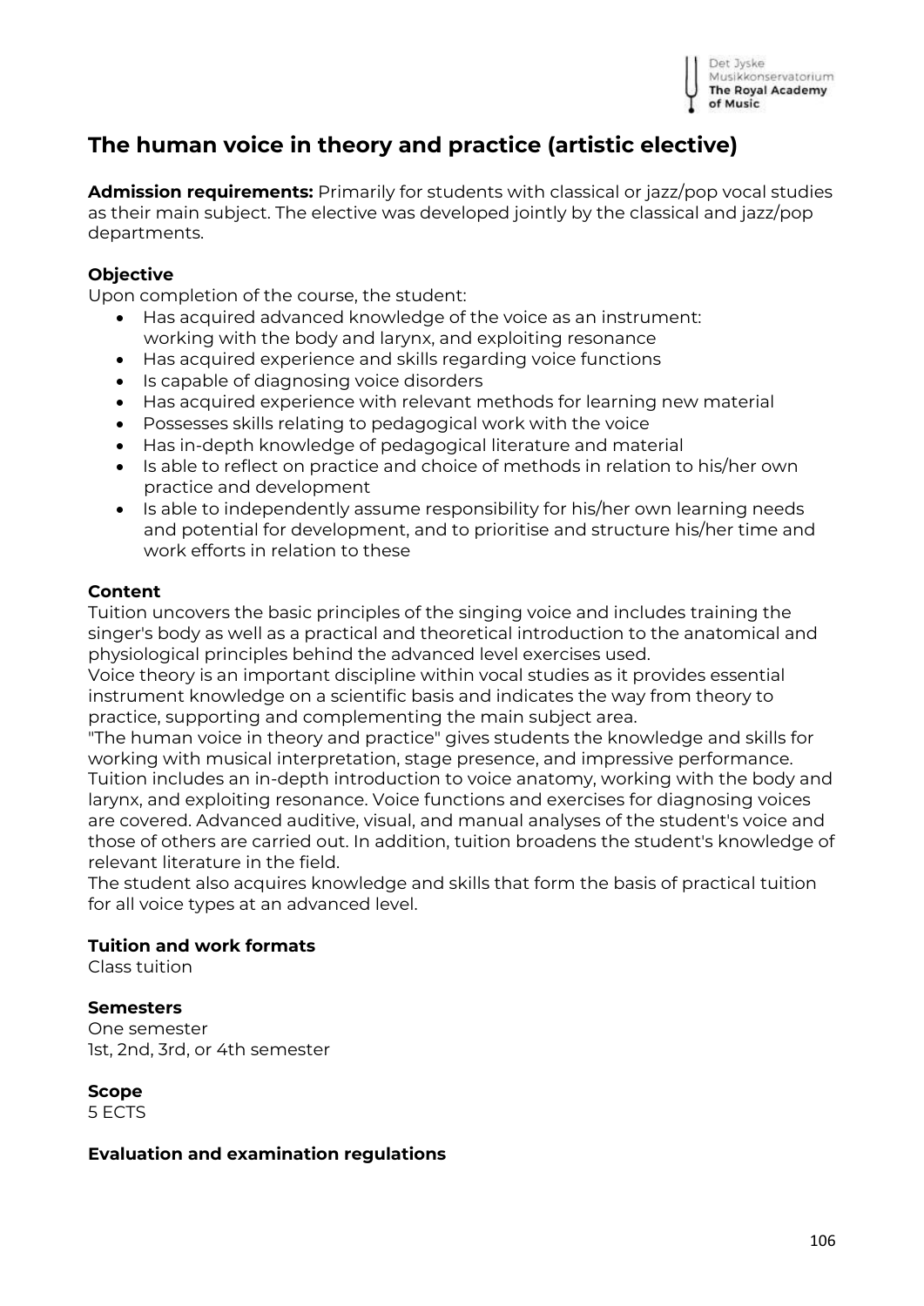## The human voice in theory and practice (artistic elective)

**Admission requirements:** Primarily for students with classical or jazz/pop vocal studies as their main subject. The elective was developed jointly by the classical and jazz/pop departments.

**Objective**

Upon completion of the course, the student:

- Has acquired advanced knowledge of the voice as an instrument: working with the body and larynx, and exploiting resonance
- Has acquired experience and skills regarding voice functions
- Is capable of diagnosing voice disorders
- Has acquired experience with relevant methods for learning new material
- Possesses skills relating to pedagogical work with the voice
- Has in-depth knowledge of pedagogical literature and material
- Is able to reflect on practice and choice of methods in relation to his/her own practice and development
- Is able to independently assume responsibility for his/her own learning needs and potential for development, and to prioritise and structure his/her time and work efforts in relation to these

**Content**

Tuition uncovers the basic principles of the singing voice and includes training the singer's body as well as a practical and theoretical introduction to the anatomical and physiological principles behind the advanced level exercises used.
Voice theory is an important discipline within vocal studies as it provides essential instrument knowledge on a scientific basis and indicates the way from theory to practice, supporting and complementing the main subject area.
"The human voice in theory and practice" gives students the knowledge and skills for working with musical interpretation, stage presence, and impressive performance.
Tuition includes an in-depth introduction to voice anatomy, working with the body and larynx, and exploiting resonance. Voice functions and exercises for diagnosing voices are covered. Advanced auditive, visual, and manual analyses of the student's voice and those of others are carried out. In addition, tuition broadens the student's knowledge of relevant literature in the field.
The student also acquires knowledge and skills that form the basis of practical tuition for all voice types at an advanced level.

**Tuition and work formats**

Class tuition

**Semesters**

One semester
1st, 2nd, 3rd, or 4th semester

**Scope**

5 ECTS

**Evaluation and examination regulations**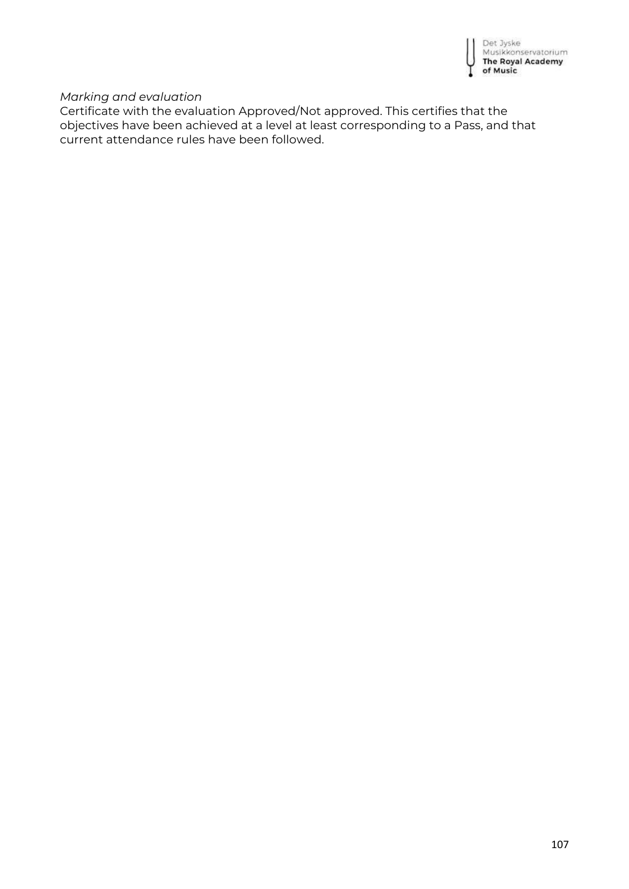*Marking and evaluation*

Certificate with the evaluation Approved/Not approved. This certifies that the objectives have been achieved at a level at least corresponding to a Pass, and that current attendance rules have been followed.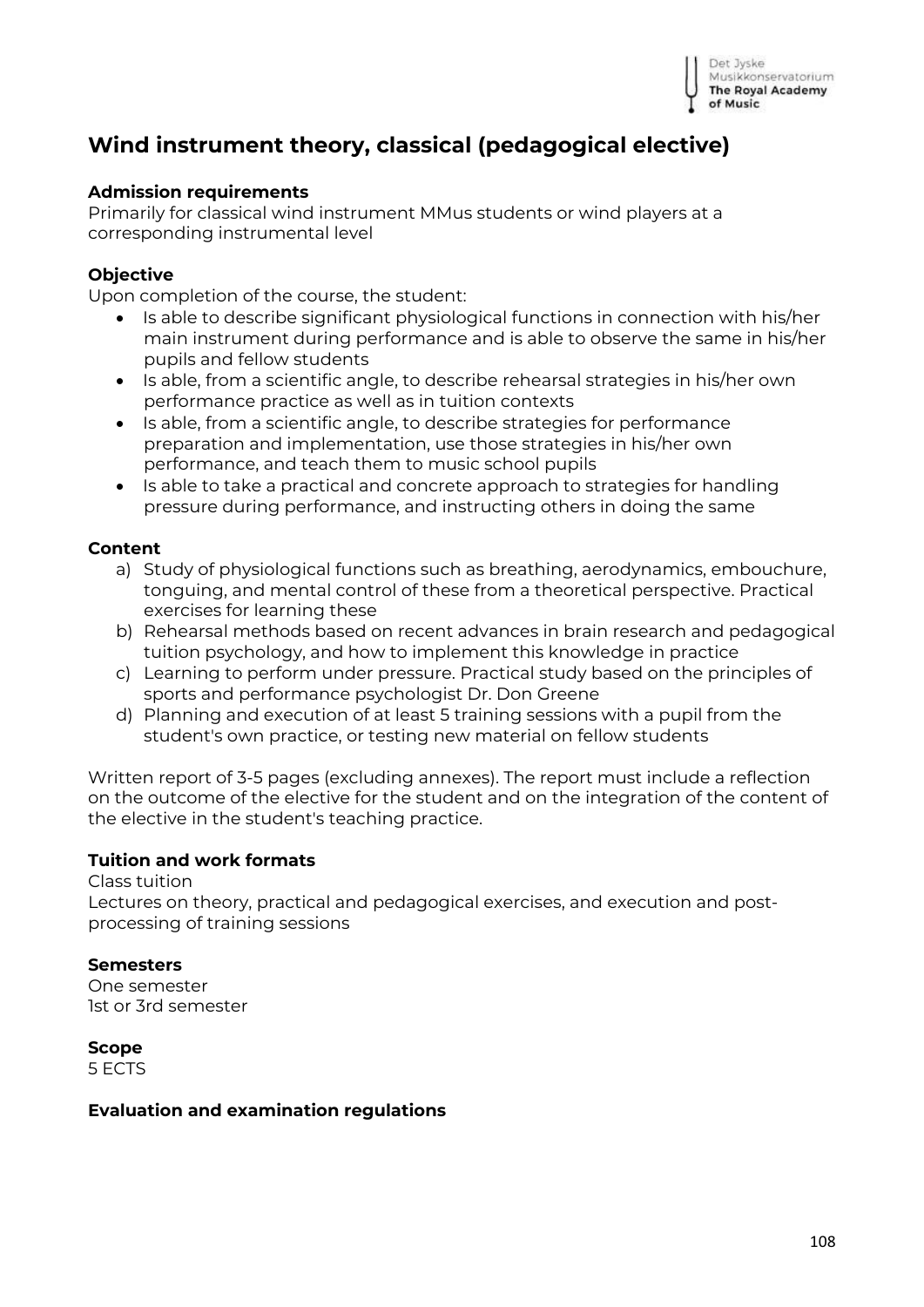# Wind instrument theory, classical (pedagogical elective)

**Admission requirements**
Primarily for classical wind instrument MMus students or wind players at a corresponding instrumental level

**Objective**
Upon completion of the course, the student:

- Is able to describe significant physiological functions in connection with his/her main instrument during performance and is able to observe the same in his/her pupils and fellow students
- Is able, from a scientific angle, to describe rehearsal strategies in his/her own performance practice as well as in tuition contexts
- Is able, from a scientific angle, to describe strategies for performance preparation and implementation, use those strategies in his/her own performance, and teach them to music school pupils
- Is able to take a practical and concrete approach to strategies for handling pressure during performance, and instructing others in doing the same

**Content**

a) Study of physiological functions such as breathing, aerodynamics, embouchure, tonguing, and mental control of these from a theoretical perspective. Practical exercises for learning these
b) Rehearsal methods based on recent advances in brain research and pedagogical tuition psychology, and how to implement this knowledge in practice
c) Learning to perform under pressure. Practical study based on the principles of sports and performance psychologist Dr. Don Greene
d) Planning and execution of at least 5 training sessions with a pupil from the student's own practice, or testing new material on fellow students

Written report of 3-5 pages (excluding annexes). The report must include a reflection on the outcome of the elective for the student and on the integration of the content of the elective in the student's teaching practice.

**Tuition and work formats**
Class tuition
Lectures on theory, practical and pedagogical exercises, and execution and post-processing of training sessions

**Semesters**
One semester
1st or 3rd semester

**Scope**
5 ECTS

**Evaluation and examination regulations**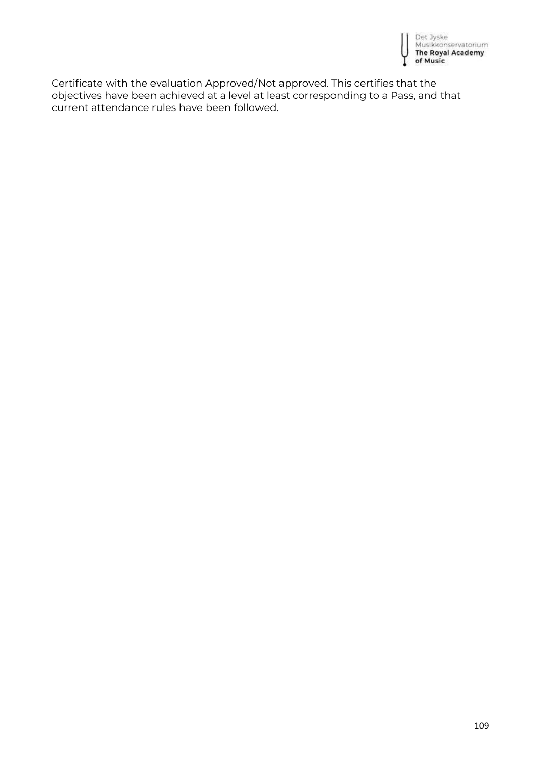Certificate with the evaluation Approved/Not approved. This certifies that the objectives have been achieved at a level at least corresponding to a Pass, and that current attendance rules have been followed.